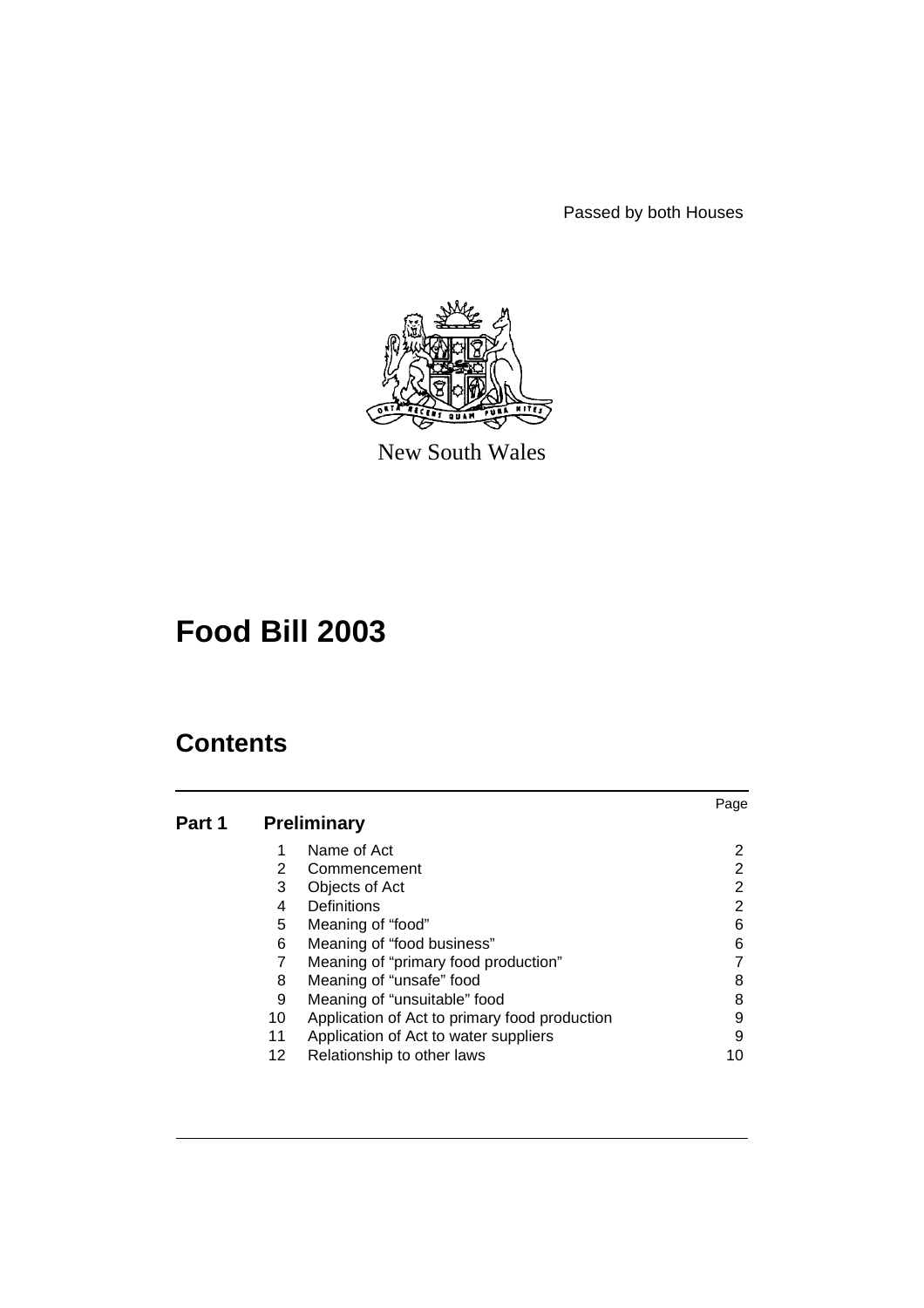Passed by both Houses

New South Wales

# Food Bill 2003

## Contents

| | | | Page |
|---|---|---|---|
| **Part 1** | **Preliminary** | | |
| | 1 | Name of Act | 2 |
| | 2 | Commencement | 2 |
| | 3 | Objects of Act | 2 |
| | 4 | Definitions | 2 |
| | 5 | Meaning of “food” | 6 |
| | 6 | Meaning of “food business” | 6 |
| | 7 | Meaning of “primary food production” | 7 |
| | 8 | Meaning of “unsafe” food | 8 |
| | 9 | Meaning of “unsuitable” food | 8 |
| | 10 | Application of Act to primary food production | 9 |
| | 11 | Application of Act to water suppliers | 9 |
| | 12 | Relationship to other laws | 10 |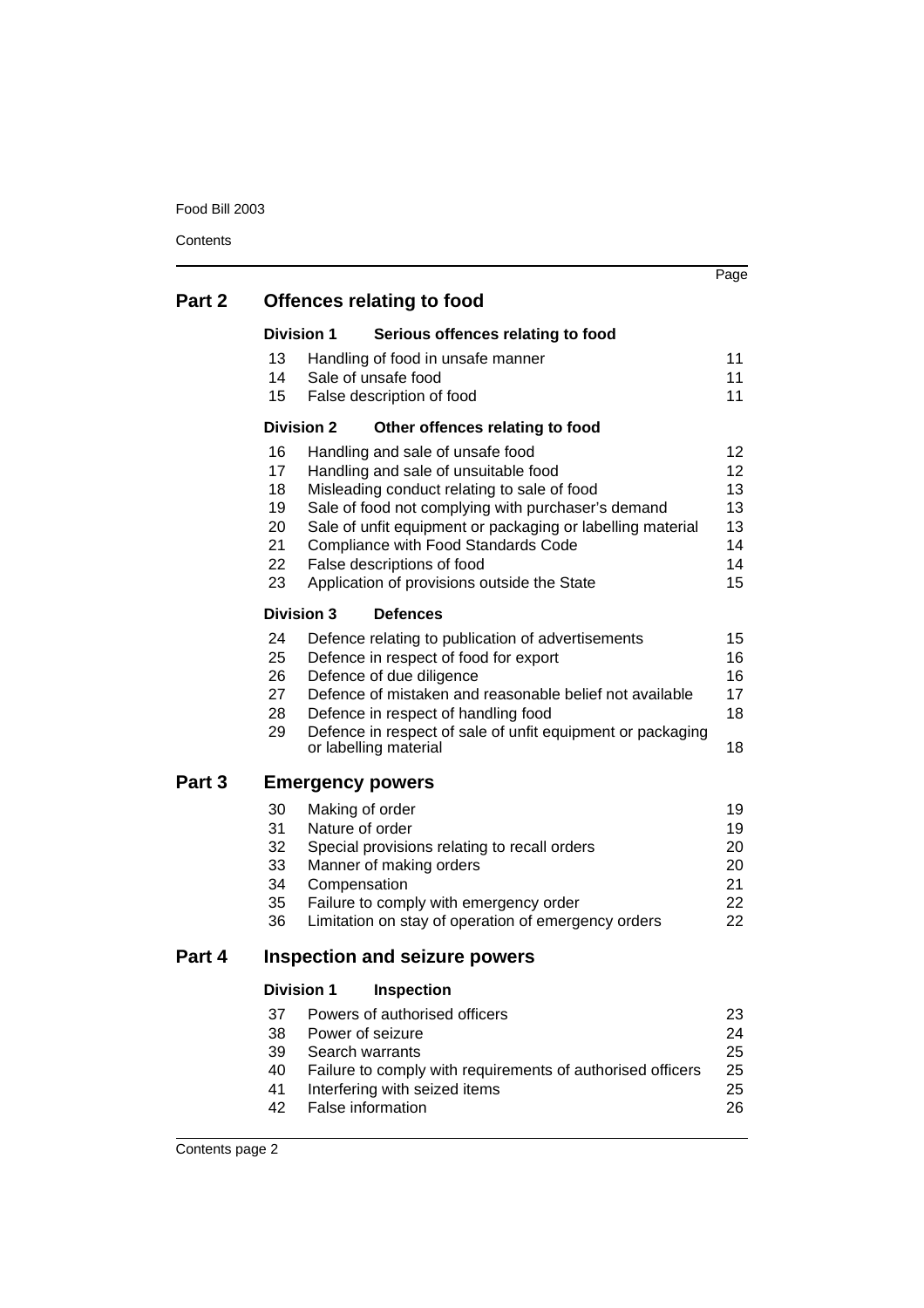| | | Page |
|---|---|---|
| **Part 2** | **Offences relating to food** | |
| | **Division 1 Serious offences relating to food** | |
| 13 | Handling of food in unsafe manner | 11 |
| 14 | Sale of unsafe food | 11 |
| 15 | False description of food | 11 |
| | **Division 2 Other offences relating to food** | |
| 16 | Handling and sale of unsafe food | 12 |
| 17 | Handling and sale of unsuitable food | 12 |
| 18 | Misleading conduct relating to sale of food | 13 |
| 19 | Sale of food not complying with purchaser's demand | 13 |
| 20 | Sale of unfit equipment or packaging or labelling material | 13 |
| 21 | Compliance with Food Standards Code | 14 |
| 22 | False descriptions of food | 14 |
| 23 | Application of provisions outside the State | 15 |
| | **Division 3 Defences** | |
| 24 | Defence relating to publication of advertisements | 15 |
| 25 | Defence in respect of food for export | 16 |
| 26 | Defence of due diligence | 16 |
| 27 | Defence of mistaken and reasonable belief not available | 17 |
| 28 | Defence in respect of handling food | 18 |
| 29 | Defence in respect of sale of unfit equipment or packaging or labelling material | 18 |
| **Part 3** | **Emergency powers** | |
| 30 | Making of order | 19 |
| 31 | Nature of order | 19 |
| 32 | Special provisions relating to recall orders | 20 |
| 33 | Manner of making orders | 20 |
| 34 | Compensation | 21 |
| 35 | Failure to comply with emergency order | 22 |
| 36 | Limitation on stay of operation of emergency orders | 22 |
| **Part 4** | **Inspection and seizure powers** | |
| | **Division 1 Inspection** | |
| 37 | Powers of authorised officers | 23 |
| 38 | Power of seizure | 24 |
| 39 | Search warrants | 25 |
| 40 | Failure to comply with requirements of authorised officers | 25 |
| 41 | Interfering with seized items | 25 |
| 42 | False information | 26 |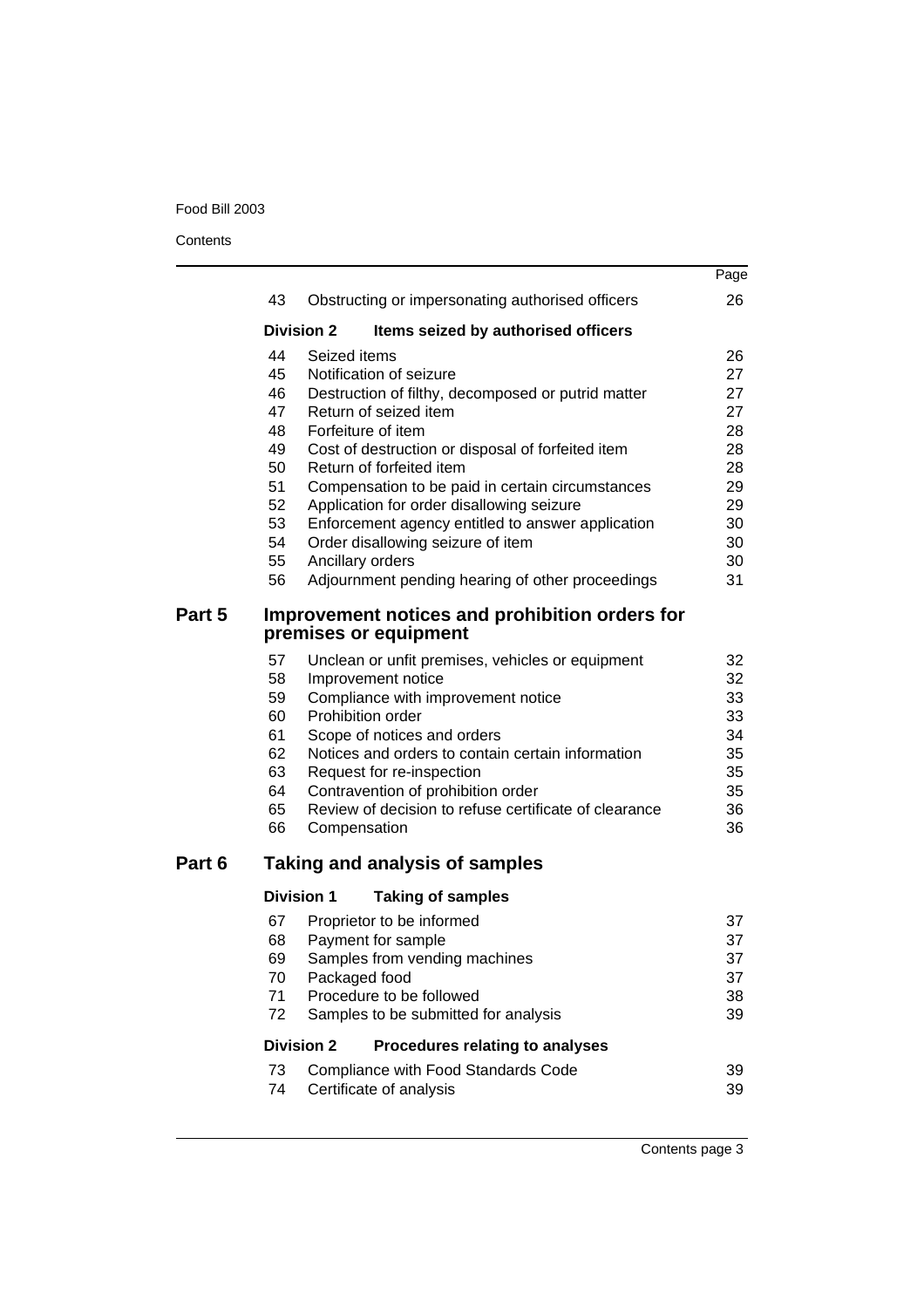| | | Page |
|---|---|---|
| 43 | Obstructing or impersonating authorised officers | 26 |
| **Division 2** | **Items seized by authorised officers** | |
| 44 | Seized items | 26 |
| 45 | Notification of seizure | 27 |
| 46 | Destruction of filthy, decomposed or putrid matter | 27 |
| 47 | Return of seized item | 27 |
| 48 | Forfeiture of item | 28 |
| 49 | Cost of destruction or disposal of forfeited item | 28 |
| 50 | Return of forfeited item | 28 |
| 51 | Compensation to be paid in certain circumstances | 29 |
| 52 | Application for order disallowing seizure | 29 |
| 53 | Enforcement agency entitled to answer application | 30 |
| 54 | Order disallowing seizure of item | 30 |
| 55 | Ancillary orders | 30 |
| 56 | Adjournment pending hearing of other proceedings | 31 |

## Part 5 Improvement notices and prohibition orders for premises or equipment

| | | |
|---|---|---|
| 57 | Unclean or unfit premises, vehicles or equipment | 32 |
| 58 | Improvement notice | 32 |
| 59 | Compliance with improvement notice | 33 |
| 60 | Prohibition order | 33 |
| 61 | Scope of notices and orders | 34 |
| 62 | Notices and orders to contain certain information | 35 |
| 63 | Request for re-inspection | 35 |
| 64 | Contravention of prohibition order | 35 |
| 65 | Review of decision to refuse certificate of clearance | 36 |
| 66 | Compensation | 36 |

## Part 6 Taking and analysis of samples

| | | |
|---|---|---|
| **Division 1** | **Taking of samples** | |
| 67 | Proprietor to be informed | 37 |
| 68 | Payment for sample | 37 |
| 69 | Samples from vending machines | 37 |
| 70 | Packaged food | 37 |
| 71 | Procedure to be followed | 38 |
| 72 | Samples to be submitted for analysis | 39 |
| **Division 2** | **Procedures relating to analyses** | |
| 73 | Compliance with Food Standards Code | 39 |
| 74 | Certificate of analysis | 39 |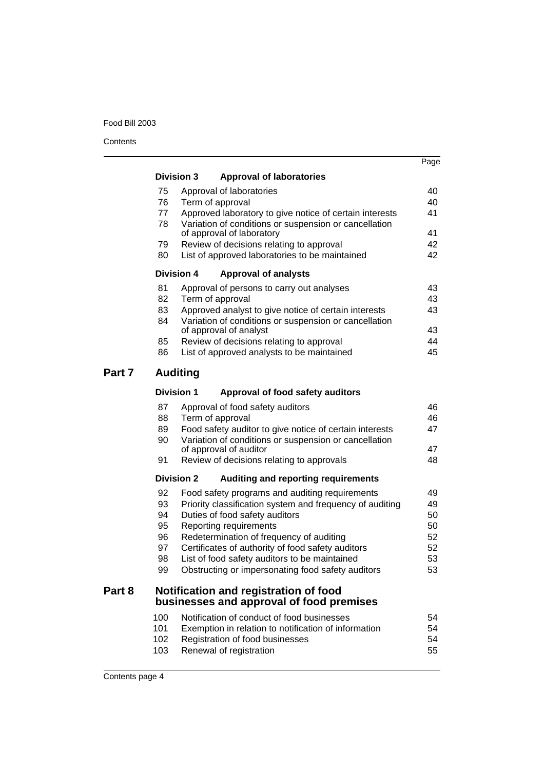| | | Page |
|---|---|---|
| **Division 3** | **Approval of laboratories** | |
| 75 | Approval of laboratories | 40 |
| 76 | Term of approval | 40 |
| 77 | Approved laboratory to give notice of certain interests | 41 |
| 78 | Variation of conditions or suspension or cancellation of approval of laboratory | 41 |
| 79 | Review of decisions relating to approval | 42 |
| 80 | List of approved laboratories to be maintained | 42 |
| **Division 4** | **Approval of analysts** | |
| 81 | Approval of persons to carry out analyses | 43 |
| 82 | Term of approval | 43 |
| 83 | Approved analyst to give notice of certain interests | 43 |
| 84 | Variation of conditions or suspension or cancellation of approval of analyst | 43 |
| 85 | Review of decisions relating to approval | 44 |
| 86 | List of approved analysts to be maintained | 45 |

## Part 7 Auditing

| | | |
|---|---|---|
| **Division 1** | **Approval of food safety auditors** | |
| 87 | Approval of food safety auditors | 46 |
| 88 | Term of approval | 46 |
| 89 | Food safety auditor to give notice of certain interests | 47 |
| 90 | Variation of conditions or suspension or cancellation of approval of auditor | 47 |
| 91 | Review of decisions relating to approvals | 48 |
| **Division 2** | **Auditing and reporting requirements** | |
| 92 | Food safety programs and auditing requirements | 49 |
| 93 | Priority classification system and frequency of auditing | 49 |
| 94 | Duties of food safety auditors | 50 |
| 95 | Reporting requirements | 50 |
| 96 | Redetermination of frequency of auditing | 52 |
| 97 | Certificates of authority of food safety auditors | 52 |
| 98 | List of food safety auditors to be maintained | 53 |
| 99 | Obstructing or impersonating food safety auditors | 53 |

## Part 8 Notification and registration of food businesses and approval of food premises

| | | |
|---|---|---|
| 100 | Notification of conduct of food businesses | 54 |
| 101 | Exemption in relation to notification of information | 54 |
| 102 | Registration of food businesses | 54 |
| 103 | Renewal of registration | 55 |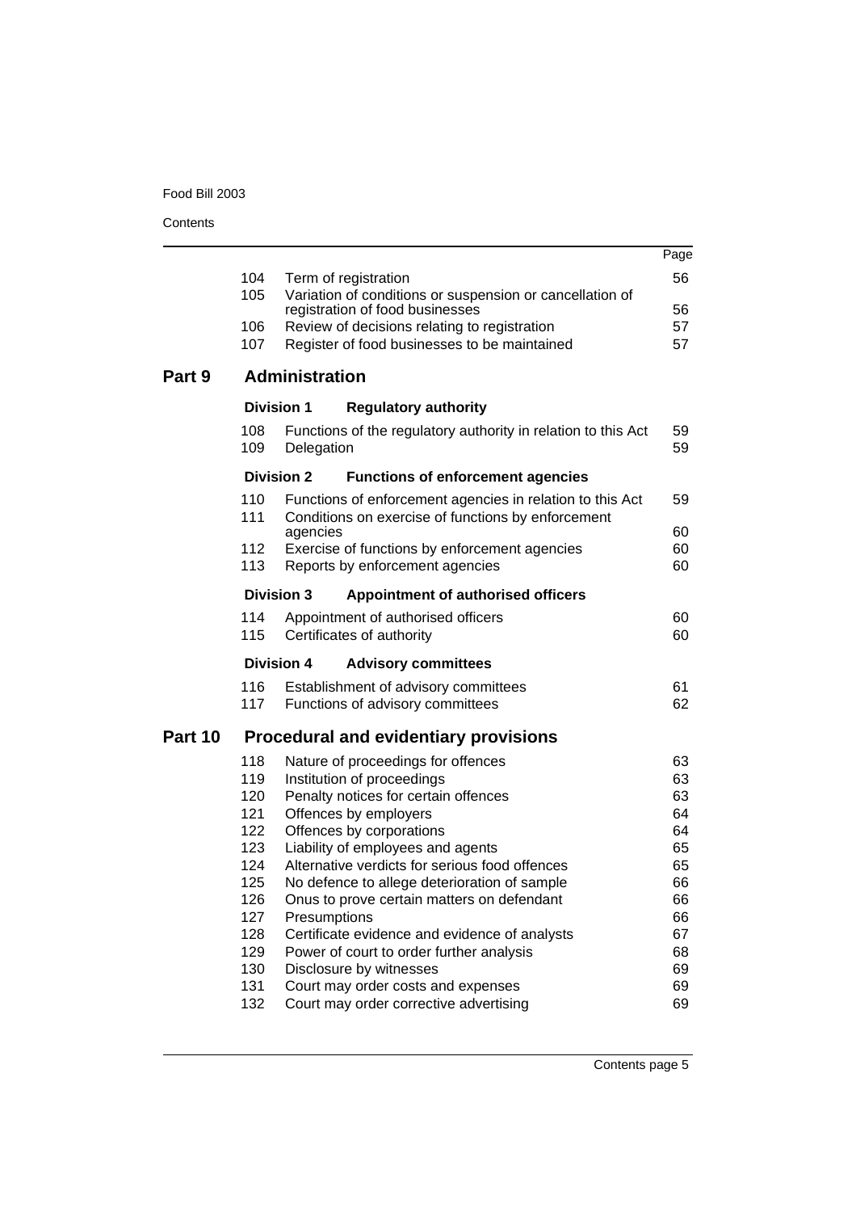| | | Page |
|---|---|---|
| 104 | Term of registration | 56 |
| 105 | Variation of conditions or suspension or cancellation of registration of food businesses | 56 |
| 106 | Review of decisions relating to registration | 57 |
| 107 | Register of food businesses to be maintained | 57 |

## Part 9 Administration

### Division 1 Regulatory authority

| | | |
|---|---|---|
| 108 | Functions of the regulatory authority in relation to this Act | 59 |
| 109 | Delegation | 59 |

### Division 2 Functions of enforcement agencies

| | | |
|---|---|---|
| 110 | Functions of enforcement agencies in relation to this Act | 59 |
| 111 | Conditions on exercise of functions by enforcement agencies | 60 |
| 112 | Exercise of functions by enforcement agencies | 60 |
| 113 | Reports by enforcement agencies | 60 |

### Division 3 Appointment of authorised officers

| | | |
|---|---|---|
| 114 | Appointment of authorised officers | 60 |
| 115 | Certificates of authority | 60 |

### Division 4 Advisory committees

| | | |
|---|---|---|
| 116 | Establishment of advisory committees | 61 |
| 117 | Functions of advisory committees | 62 |

## Part 10 Procedural and evidentiary provisions

| | | |
|---|---|---|
| 118 | Nature of proceedings for offences | 63 |
| 119 | Institution of proceedings | 63 |
| 120 | Penalty notices for certain offences | 63 |
| 121 | Offences by employers | 64 |
| 122 | Offences by corporations | 64 |
| 123 | Liability of employees and agents | 65 |
| 124 | Alternative verdicts for serious food offences | 65 |
| 125 | No defence to allege deterioration of sample | 66 |
| 126 | Onus to prove certain matters on defendant | 66 |
| 127 | Presumptions | 66 |
| 128 | Certificate evidence and evidence of analysts | 67 |
| 129 | Power of court to order further analysis | 68 |
| 130 | Disclosure by witnesses | 69 |
| 131 | Court may order costs and expenses | 69 |
| 132 | Court may order corrective advertising | 69 |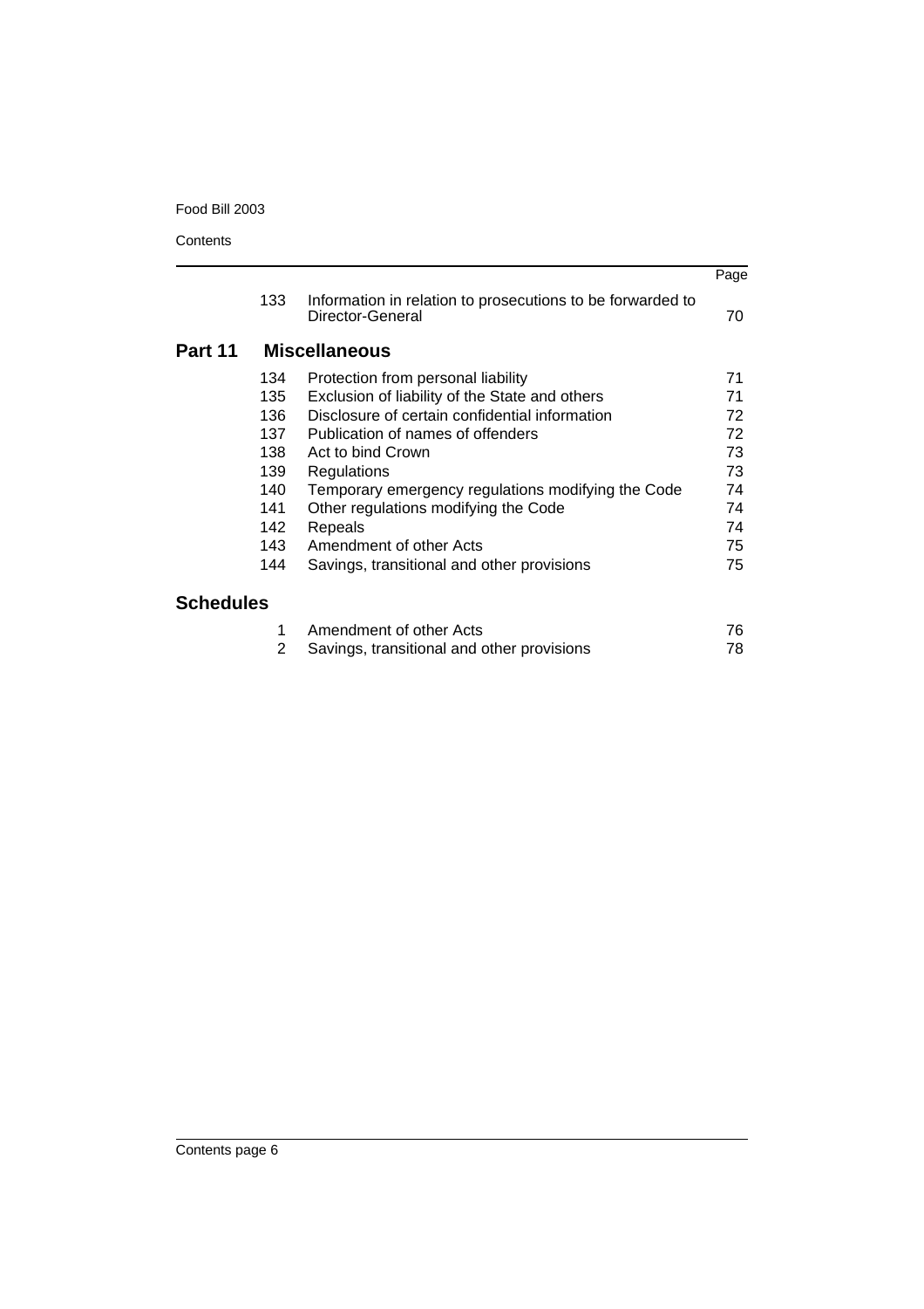| | | Page |
|---|---|---|
| 133 | Information in relation to prosecutions to be forwarded to Director-General | 70 |

## Part 11 Miscellaneous

| | | |
|---|---|---|
| 134 | Protection from personal liability | 71 |
| 135 | Exclusion of liability of the State and others | 71 |
| 136 | Disclosure of certain confidential information | 72 |
| 137 | Publication of names of offenders | 72 |
| 138 | Act to bind Crown | 73 |
| 139 | Regulations | 73 |
| 140 | Temporary emergency regulations modifying the Code | 74 |
| 141 | Other regulations modifying the Code | 74 |
| 142 | Repeals | 74 |
| 143 | Amendment of other Acts | 75 |
| 144 | Savings, transitional and other provisions | 75 |

## Schedules

| | | |
|---|---|---|
| 1 | Amendment of other Acts | 76 |
| 2 | Savings, transitional and other provisions | 78 |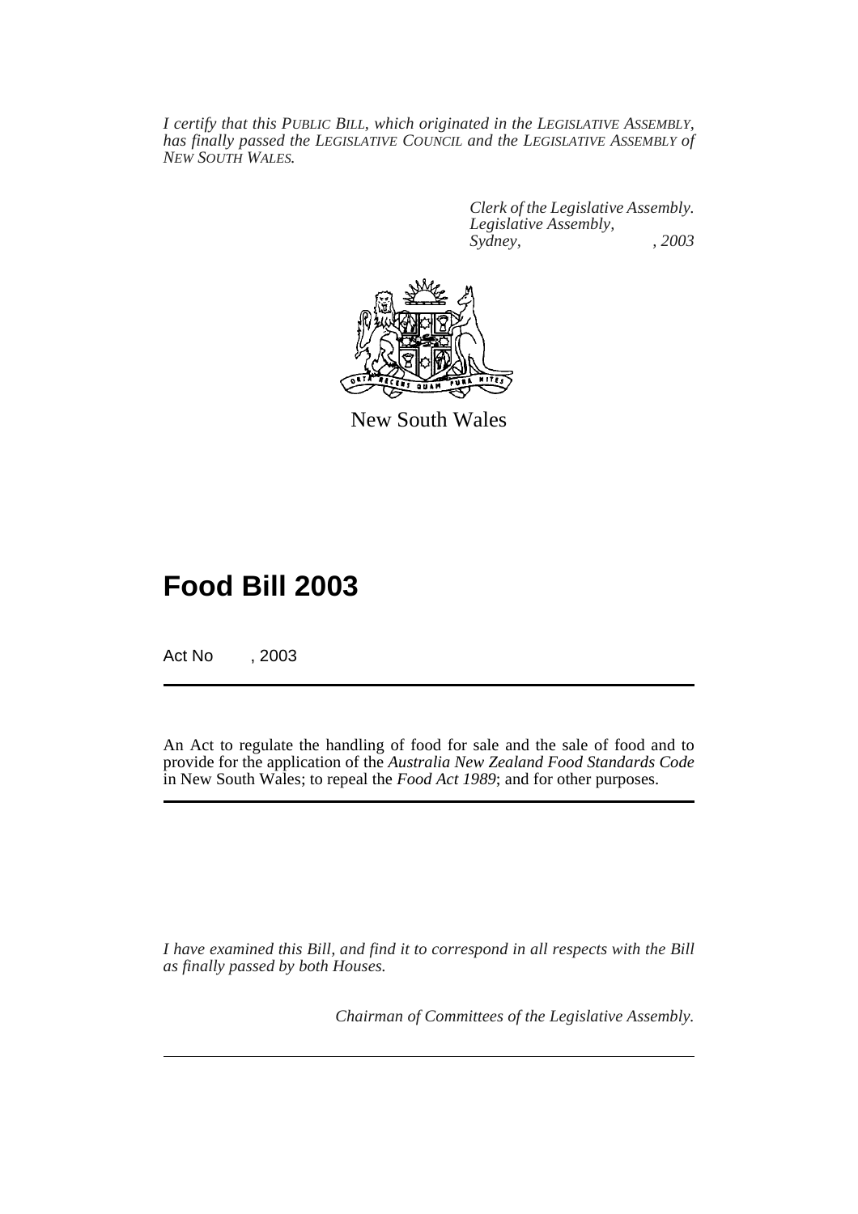*I certify that this PUBLIC BILL, which originated in the LEGISLATIVE ASSEMBLY, has finally passed the LEGISLATIVE COUNCIL and the LEGISLATIVE ASSEMBLY of NEW SOUTH WALES.*

*Clerk of the Legislative Assembly.*
*Legislative Assembly,*
*Sydney, , 2003*

New South Wales

# Food Bill 2003

Act No , 2003

An Act to regulate the handling of food for sale and the sale of food and to provide for the application of the *Australia New Zealand Food Standards Code* in New South Wales; to repeal the *Food Act 1989*; and for other purposes.

*I have examined this Bill, and find it to correspond in all respects with the Bill as finally passed by both Houses.*

*Chairman of Committees of the Legislative Assembly.*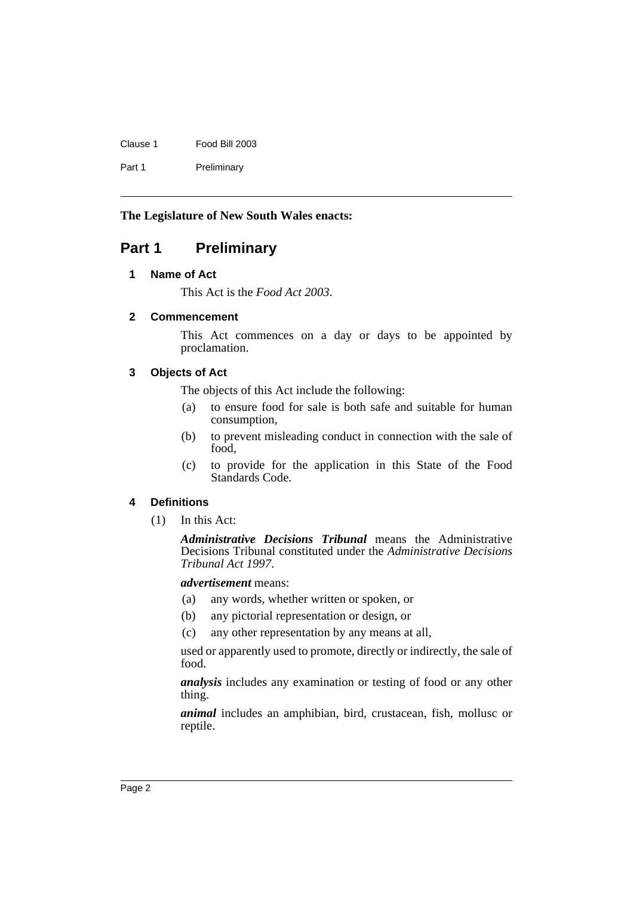**The Legislature of New South Wales enacts:**

# Part 1 Preliminary

## 1 Name of Act

This Act is the *Food Act 2003*.

## 2 Commencement

This Act commences on a day or days to be appointed by proclamation.

## 3 Objects of Act

The objects of this Act include the following:

(a) to ensure food for sale is both safe and suitable for human consumption,

(b) to prevent misleading conduct in connection with the sale of food,

(c) to provide for the application in this State of the Food Standards Code.

## 4 Definitions

(1) In this Act:

***Administrative Decisions Tribunal*** means the Administrative Decisions Tribunal constituted under the *Administrative Decisions Tribunal Act 1997*.

***advertisement*** means:

(a) any words, whether written or spoken, or

(b) any pictorial representation or design, or

(c) any other representation by any means at all,

used or apparently used to promote, directly or indirectly, the sale of food.

***analysis*** includes any examination or testing of food or any other thing.

***animal*** includes an amphibian, bird, crustacean, fish, mollusc or reptile.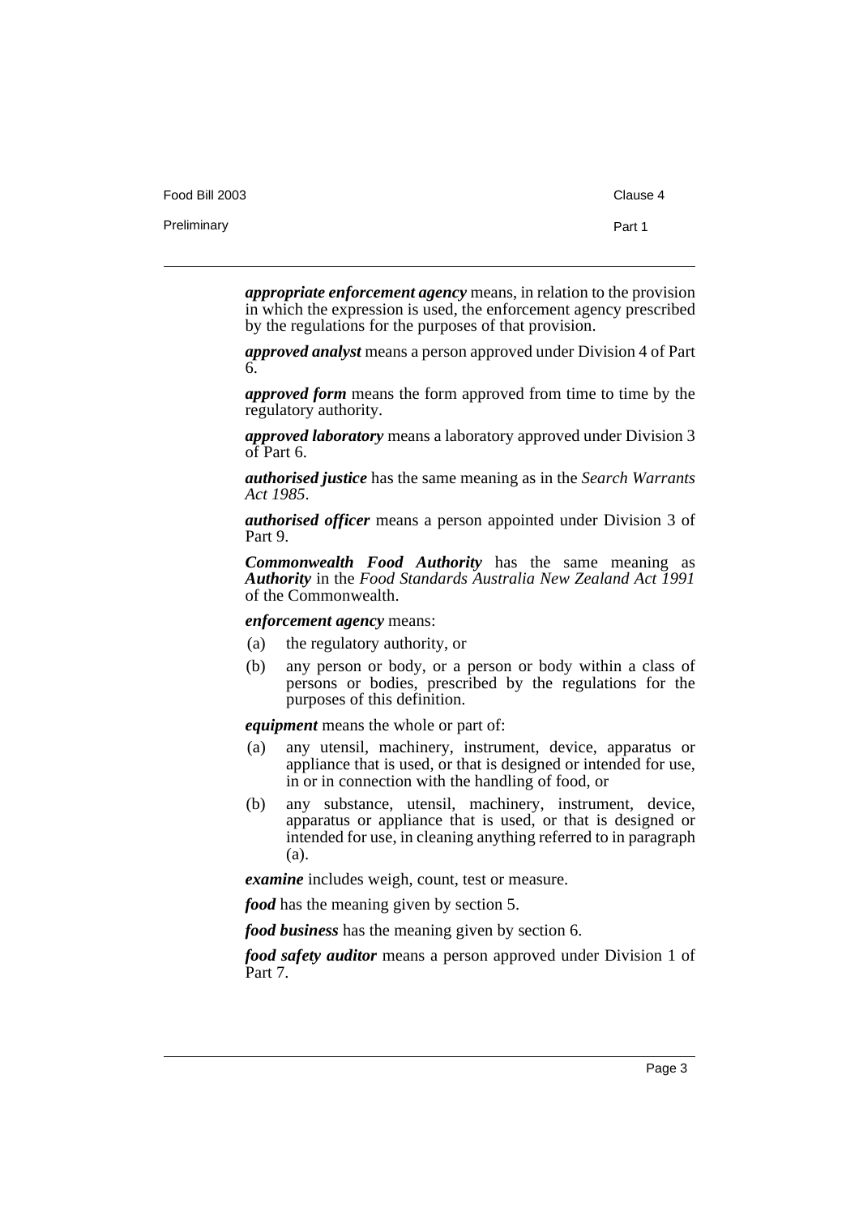***appropriate enforcement agency*** means, in relation to the provision in which the expression is used, the enforcement agency prescribed by the regulations for the purposes of that provision.

***approved analyst*** means a person approved under Division 4 of Part 6.

***approved form*** means the form approved from time to time by the regulatory authority.

***approved laboratory*** means a laboratory approved under Division 3 of Part 6.

***authorised justice*** has the same meaning as in the *Search Warrants Act 1985*.

***authorised officer*** means a person appointed under Division 3 of Part 9.

***Commonwealth Food Authority*** has the same meaning as ***Authority*** in the *Food Standards Australia New Zealand Act 1991* of the Commonwealth.

***enforcement agency*** means:

(a) the regulatory authority, or

(b) any person or body, or a person or body within a class of persons or bodies, prescribed by the regulations for the purposes of this definition.

***equipment*** means the whole or part of:

(a) any utensil, machinery, instrument, device, apparatus or appliance that is used, or that is designed or intended for use, in or in connection with the handling of food, or

(b) any substance, utensil, machinery, instrument, device, apparatus or appliance that is used, or that is designed or intended for use, in cleaning anything referred to in paragraph (a).

***examine*** includes weigh, count, test or measure.

***food*** has the meaning given by section 5.

***food business*** has the meaning given by section 6.

***food safety auditor*** means a person approved under Division 1 of Part 7.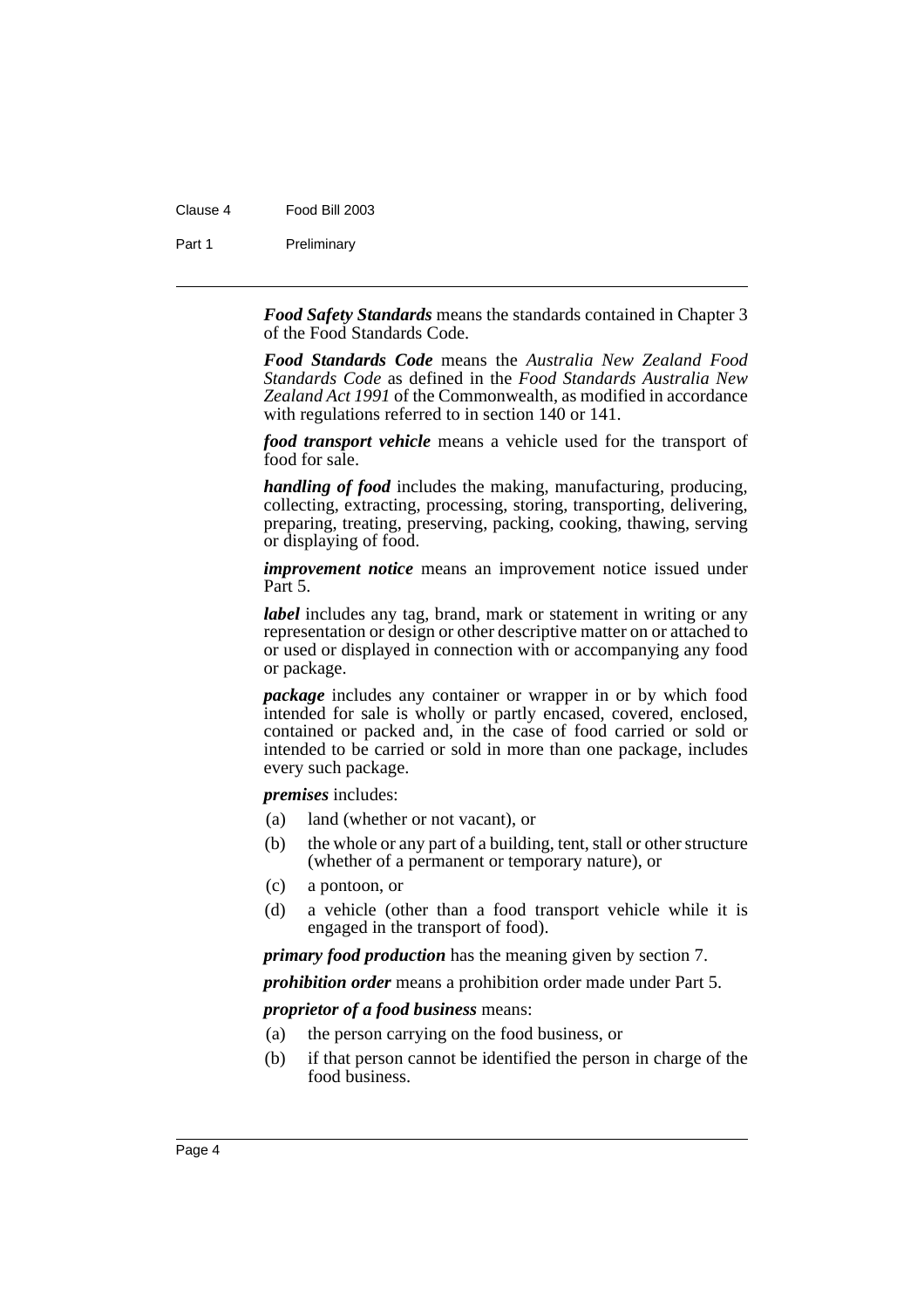***Food Safety Standards*** means the standards contained in Chapter 3 of the Food Standards Code.

***Food Standards Code*** means the *Australia New Zealand Food Standards Code* as defined in the *Food Standards Australia New Zealand Act 1991* of the Commonwealth, as modified in accordance with regulations referred to in section 140 or 141.

***food transport vehicle*** means a vehicle used for the transport of food for sale.

***handling of food*** includes the making, manufacturing, producing, collecting, extracting, processing, storing, transporting, delivering, preparing, treating, preserving, packing, cooking, thawing, serving or displaying of food.

***improvement notice*** means an improvement notice issued under Part 5.

***label*** includes any tag, brand, mark or statement in writing or any representation or design or other descriptive matter on or attached to or used or displayed in connection with or accompanying any food or package.

***package*** includes any container or wrapper in or by which food intended for sale is wholly or partly encased, covered, enclosed, contained or packed and, in the case of food carried or sold or intended to be carried or sold in more than one package, includes every such package.

***premises*** includes:

(a) land (whether or not vacant), or

(b) the whole or any part of a building, tent, stall or other structure (whether of a permanent or temporary nature), or

(c) a pontoon, or

(d) a vehicle (other than a food transport vehicle while it is engaged in the transport of food).

***primary food production*** has the meaning given by section 7.

***prohibition order*** means a prohibition order made under Part 5.

***proprietor of a food business*** means:

(a) the person carrying on the food business, or

(b) if that person cannot be identified the person in charge of the food business.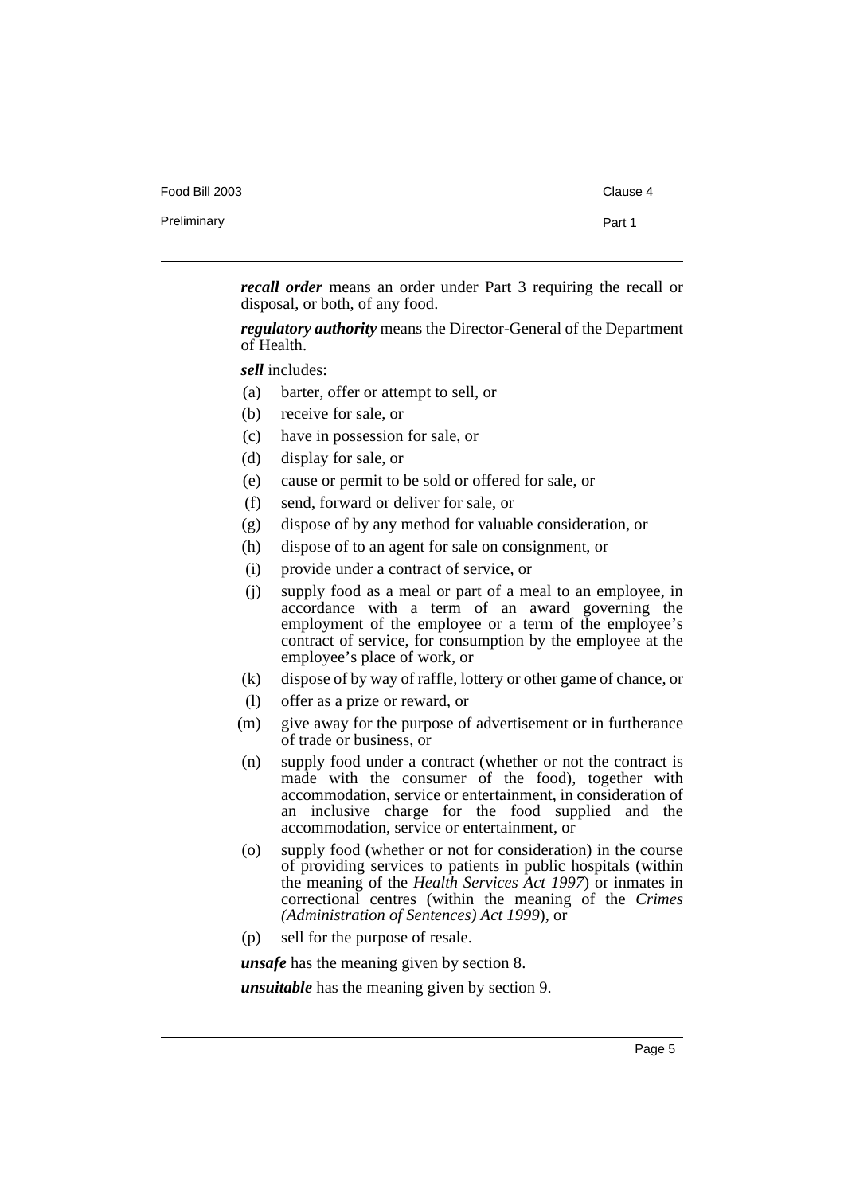***recall order*** means an order under Part 3 requiring the recall or disposal, or both, of any food.

***regulatory authority*** means the Director-General of the Department of Health.

***sell*** includes:

(a) barter, offer or attempt to sell, or

(b) receive for sale, or

(c) have in possession for sale, or

(d) display for sale, or

(e) cause or permit to be sold or offered for sale, or

(f) send, forward or deliver for sale, or

(g) dispose of by any method for valuable consideration, or

(h) dispose of to an agent for sale on consignment, or

(i) provide under a contract of service, or

(j) supply food as a meal or part of a meal to an employee, in accordance with a term of an award governing the employment of the employee or a term of the employee's contract of service, for consumption by the employee at the employee's place of work, or

(k) dispose of by way of raffle, lottery or other game of chance, or

(l) offer as a prize or reward, or

(m) give away for the purpose of advertisement or in furtherance of trade or business, or

(n) supply food under a contract (whether or not the contract is made with the consumer of the food), together with accommodation, service or entertainment, in consideration of an inclusive charge for the food supplied and the accommodation, service or entertainment, or

(o) supply food (whether or not for consideration) in the course of providing services to patients in public hospitals (within the meaning of the *Health Services Act 1997*) or inmates in correctional centres (within the meaning of the *Crimes (Administration of Sentences) Act 1999*), or

(p) sell for the purpose of resale.

***unsafe*** has the meaning given by section 8.

***unsuitable*** has the meaning given by section 9.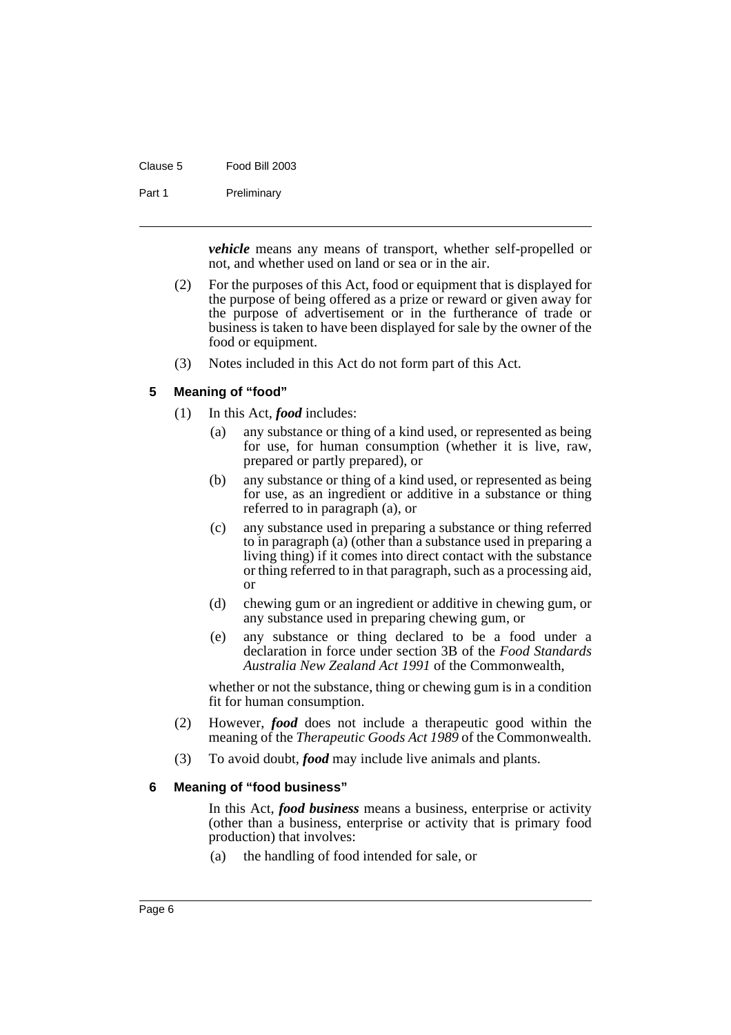***vehicle*** means any means of transport, whether self-propelled or not, and whether used on land or sea or in the air.

(2) For the purposes of this Act, food or equipment that is displayed for the purpose of being offered as a prize or reward or given away for the purpose of advertisement or in the furtherance of trade or business is taken to have been displayed for sale by the owner of the food or equipment.

(3) Notes included in this Act do not form part of this Act.

### 5 Meaning of "food"

(1) In this Act, ***food*** includes:

- (a) any substance or thing of a kind used, or represented as being for use, for human consumption (whether it is live, raw, prepared or partly prepared), or
- (b) any substance or thing of a kind used, or represented as being for use, as an ingredient or additive in a substance or thing referred to in paragraph (a), or
- (c) any substance used in preparing a substance or thing referred to in paragraph (a) (other than a substance used in preparing a living thing) if it comes into direct contact with the substance or thing referred to in that paragraph, such as a processing aid, or
- (d) chewing gum or an ingredient or additive in chewing gum, or any substance used in preparing chewing gum, or
- (e) any substance or thing declared to be a food under a declaration in force under section 3B of the *Food Standards Australia New Zealand Act 1991* of the Commonwealth,

whether or not the substance, thing or chewing gum is in a condition fit for human consumption.

(2) However, ***food*** does not include a therapeutic good within the meaning of the *Therapeutic Goods Act 1989* of the Commonwealth.

(3) To avoid doubt, ***food*** may include live animals and plants.

### 6 Meaning of "food business"

In this Act, ***food business*** means a business, enterprise or activity (other than a business, enterprise or activity that is primary food production) that involves:

- (a) the handling of food intended for sale, or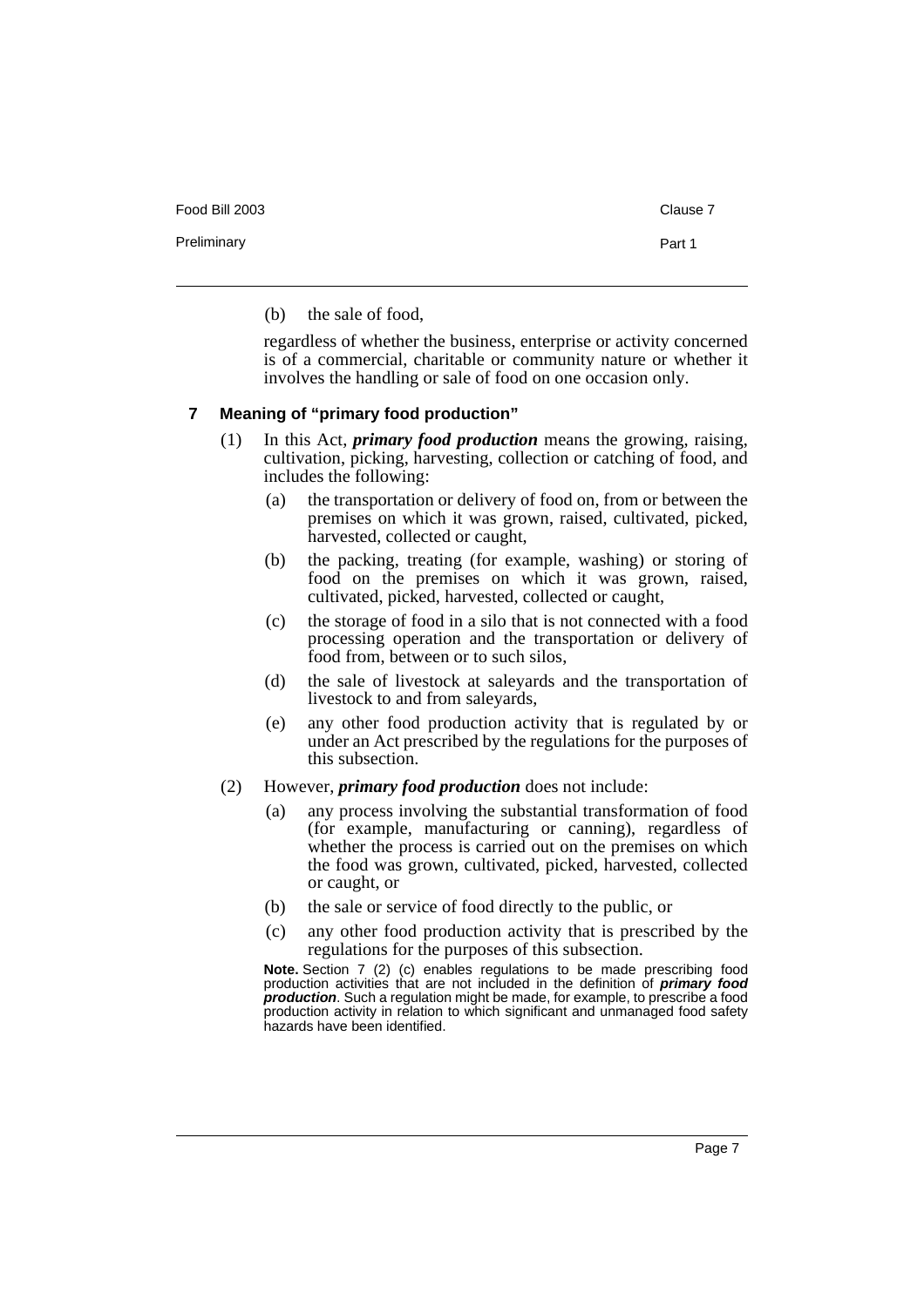(b) the sale of food,

regardless of whether the business, enterprise or activity concerned is of a commercial, charitable or community nature or whether it involves the handling or sale of food on one occasion only.

### 7 Meaning of "primary food production"

(1) In this Act, ***primary food production*** means the growing, raising, cultivation, picking, harvesting, collection or catching of food, and includes the following:

(a) the transportation or delivery of food on, from or between the premises on which it was grown, raised, cultivated, picked, harvested, collected or caught,

(b) the packing, treating (for example, washing) or storing of food on the premises on which it was grown, raised, cultivated, picked, harvested, collected or caught,

(c) the storage of food in a silo that is not connected with a food processing operation and the transportation or delivery of food from, between or to such silos,

(d) the sale of livestock at saleyards and the transportation of livestock to and from saleyards,

(e) any other food production activity that is regulated by or under an Act prescribed by the regulations for the purposes of this subsection.

(2) However, ***primary food production*** does not include:

(a) any process involving the substantial transformation of food (for example, manufacturing or canning), regardless of whether the process is carried out on the premises on which the food was grown, cultivated, picked, harvested, collected or caught, or

(b) the sale or service of food directly to the public, or

(c) any other food production activity that is prescribed by the regulations for the purposes of this subsection.

**Note.** Section 7 (2) (c) enables regulations to be made prescribing food production activities that are not included in the definition of ***primary food production***. Such a regulation might be made, for example, to prescribe a food production activity in relation to which significant and unmanaged food safety hazards have been identified.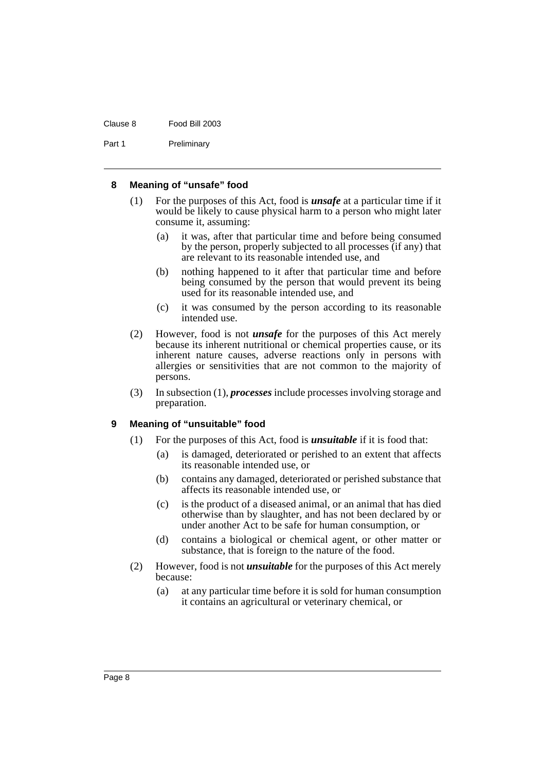### 8 Meaning of "unsafe" food

(1) For the purposes of this Act, food is ***unsafe*** at a particular time if it would be likely to cause physical harm to a person who might later consume it, assuming:

(a) it was, after that particular time and before being consumed by the person, properly subjected to all processes (if any) that are relevant to its reasonable intended use, and

(b) nothing happened to it after that particular time and before being consumed by the person that would prevent its being used for its reasonable intended use, and

(c) it was consumed by the person according to its reasonable intended use.

(2) However, food is not ***unsafe*** for the purposes of this Act merely because its inherent nutritional or chemical properties cause, or its inherent nature causes, adverse reactions only in persons with allergies or sensitivities that are not common to the majority of persons.

(3) In subsection (1), ***processes*** include processes involving storage and preparation.

### 9 Meaning of "unsuitable" food

(1) For the purposes of this Act, food is ***unsuitable*** if it is food that:

(a) is damaged, deteriorated or perished to an extent that affects its reasonable intended use, or

(b) contains any damaged, deteriorated or perished substance that affects its reasonable intended use, or

(c) is the product of a diseased animal, or an animal that has died otherwise than by slaughter, and has not been declared by or under another Act to be safe for human consumption, or

(d) contains a biological or chemical agent, or other matter or substance, that is foreign to the nature of the food.

(2) However, food is not ***unsuitable*** for the purposes of this Act merely because:

(a) at any particular time before it is sold for human consumption it contains an agricultural or veterinary chemical, or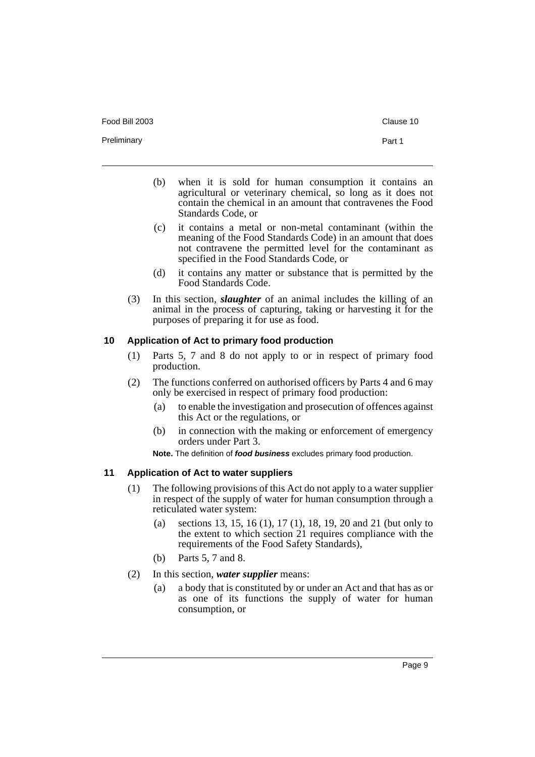(b) when it is sold for human consumption it contains an agricultural or veterinary chemical, so long as it does not contain the chemical in an amount that contravenes the Food Standards Code, or

(c) it contains a metal or non-metal contaminant (within the meaning of the Food Standards Code) in an amount that does not contravene the permitted level for the contaminant as specified in the Food Standards Code, or

(d) it contains any matter or substance that is permitted by the Food Standards Code.

(3) In this section, ***slaughter*** of an animal includes the killing of an animal in the process of capturing, taking or harvesting it for the purposes of preparing it for use as food.

### 10 Application of Act to primary food production

(1) Parts 5, 7 and 8 do not apply to or in respect of primary food production.

(2) The functions conferred on authorised officers by Parts 4 and 6 may only be exercised in respect of primary food production:

(a) to enable the investigation and prosecution of offences against this Act or the regulations, or

(b) in connection with the making or enforcement of emergency orders under Part 3.

**Note.** The definition of ***food business*** excludes primary food production.

### 11 Application of Act to water suppliers

(1) The following provisions of this Act do not apply to a water supplier in respect of the supply of water for human consumption through a reticulated water system:

(a) sections 13, 15, 16 (1), 17 (1), 18, 19, 20 and 21 (but only to the extent to which section 21 requires compliance with the requirements of the Food Safety Standards),

(b) Parts 5, 7 and 8.

(2) In this section, ***water supplier*** means:

(a) a body that is constituted by or under an Act and that has as or as one of its functions the supply of water for human consumption, or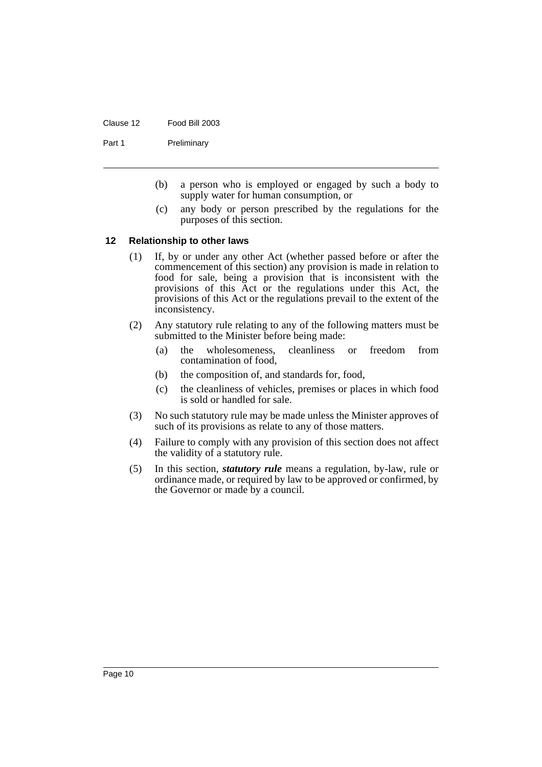(b) a person who is employed or engaged by such a body to supply water for human consumption, or

(c) any body or person prescribed by the regulations for the purposes of this section.

### 12 Relationship to other laws

(1) If, by or under any other Act (whether passed before or after the commencement of this section) any provision is made in relation to food for sale, being a provision that is inconsistent with the provisions of this Act or the regulations under this Act, the provisions of this Act or the regulations prevail to the extent of the inconsistency.

(2) Any statutory rule relating to any of the following matters must be submitted to the Minister before being made:

(a) the wholesomeness, cleanliness or freedom from contamination of food,

(b) the composition of, and standards for, food,

(c) the cleanliness of vehicles, premises or places in which food is sold or handled for sale.

(3) No such statutory rule may be made unless the Minister approves of such of its provisions as relate to any of those matters.

(4) Failure to comply with any provision of this section does not affect the validity of a statutory rule.

(5) In this section, ***statutory rule*** means a regulation, by-law, rule or ordinance made, or required by law to be approved or confirmed, by the Governor or made by a council.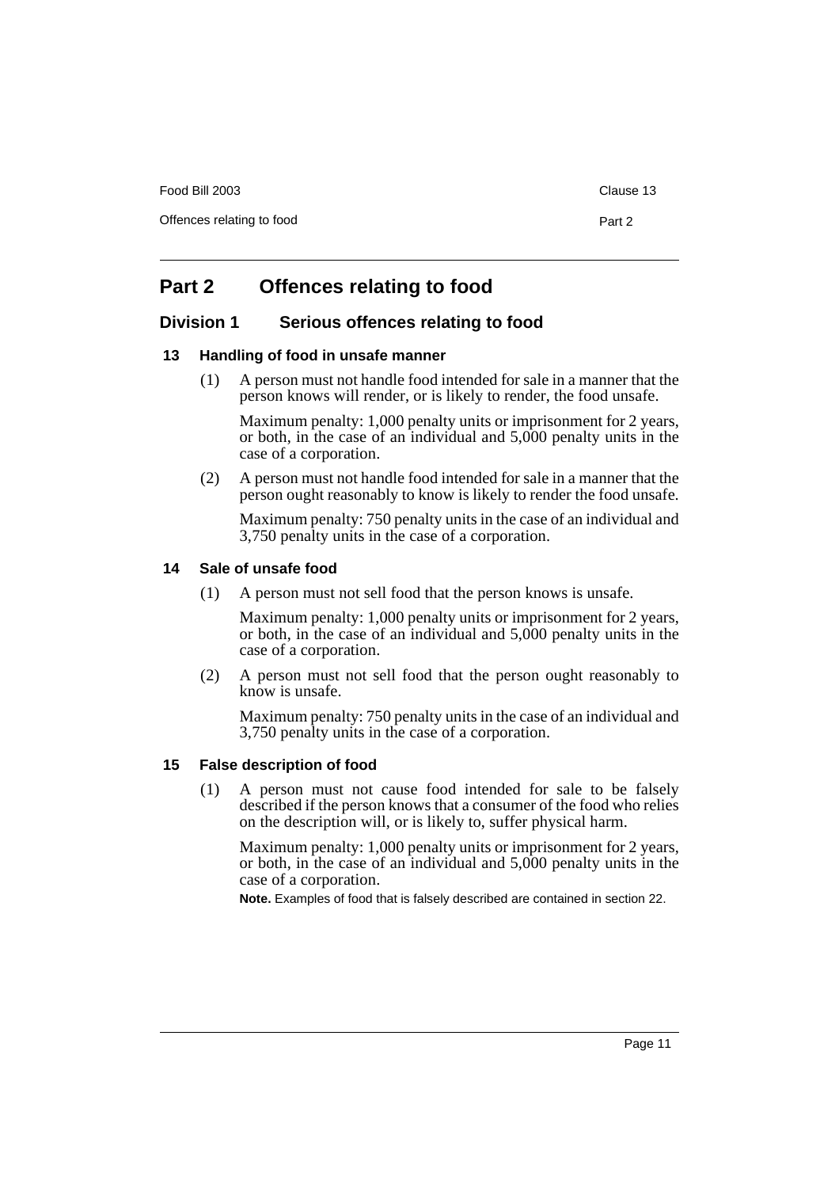# Part 2 Offences relating to food

## Division 1 Serious offences relating to food

### 13 Handling of food in unsafe manner

(1) A person must not handle food intended for sale in a manner that the person knows will render, or is likely to render, the food unsafe.

Maximum penalty: 1,000 penalty units or imprisonment for 2 years, or both, in the case of an individual and 5,000 penalty units in the case of a corporation.

(2) A person must not handle food intended for sale in a manner that the person ought reasonably to know is likely to render the food unsafe.

Maximum penalty: 750 penalty units in the case of an individual and 3,750 penalty units in the case of a corporation.

### 14 Sale of unsafe food

(1) A person must not sell food that the person knows is unsafe.

Maximum penalty: 1,000 penalty units or imprisonment for 2 years, or both, in the case of an individual and 5,000 penalty units in the case of a corporation.

(2) A person must not sell food that the person ought reasonably to know is unsafe.

Maximum penalty: 750 penalty units in the case of an individual and 3,750 penalty units in the case of a corporation.

### 15 False description of food

(1) A person must not cause food intended for sale to be falsely described if the person knows that a consumer of the food who relies on the description will, or is likely to, suffer physical harm.

Maximum penalty: 1,000 penalty units or imprisonment for 2 years, or both, in the case of an individual and 5,000 penalty units in the case of a corporation.

**Note.** Examples of food that is falsely described are contained in section 22.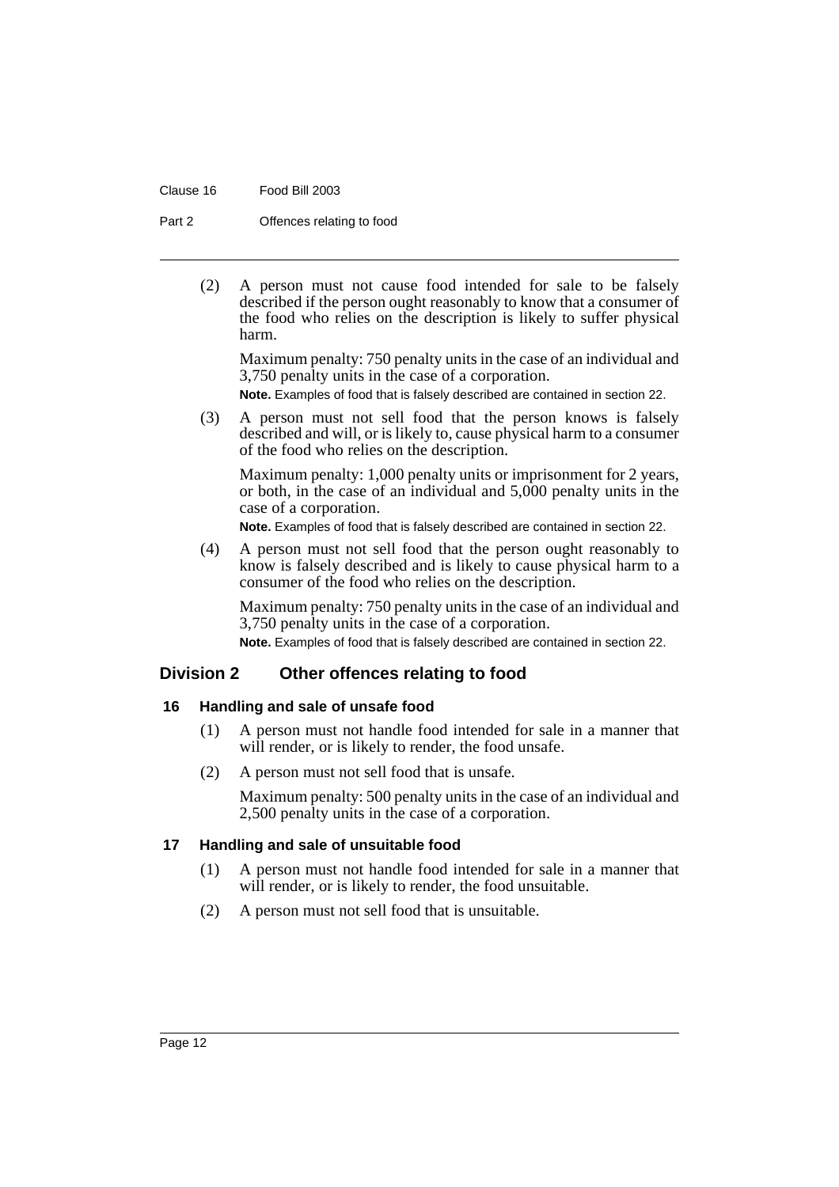(2) A person must not cause food intended for sale to be falsely described if the person ought reasonably to know that a consumer of the food who relies on the description is likely to suffer physical harm.

Maximum penalty: 750 penalty units in the case of an individual and 3,750 penalty units in the case of a corporation.

**Note.** Examples of food that is falsely described are contained in section 22.

(3) A person must not sell food that the person knows is falsely described and will, or is likely to, cause physical harm to a consumer of the food who relies on the description.

Maximum penalty: 1,000 penalty units or imprisonment for 2 years, or both, in the case of an individual and 5,000 penalty units in the case of a corporation.

**Note.** Examples of food that is falsely described are contained in section 22.

(4) A person must not sell food that the person ought reasonably to know is falsely described and is likely to cause physical harm to a consumer of the food who relies on the description.

Maximum penalty: 750 penalty units in the case of an individual and 3,750 penalty units in the case of a corporation.

**Note.** Examples of food that is falsely described are contained in section 22.

## Division 2 Other offences relating to food

### 16 Handling and sale of unsafe food

(1) A person must not handle food intended for sale in a manner that will render, or is likely to render, the food unsafe.

(2) A person must not sell food that is unsafe.

Maximum penalty: 500 penalty units in the case of an individual and 2,500 penalty units in the case of a corporation.

### 17 Handling and sale of unsuitable food

(1) A person must not handle food intended for sale in a manner that will render, or is likely to render, the food unsuitable.

(2) A person must not sell food that is unsuitable.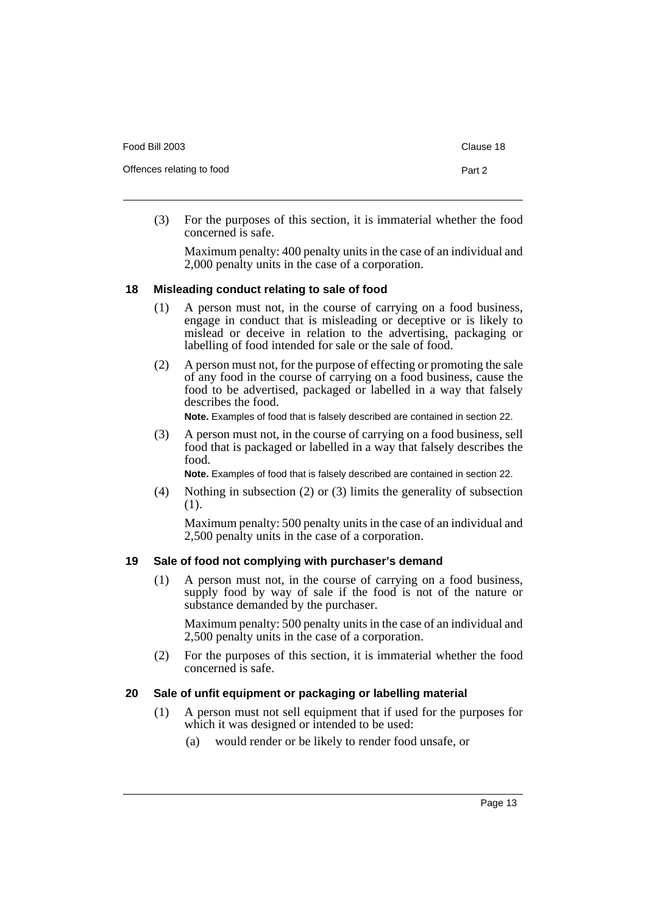(3) For the purposes of this section, it is immaterial whether the food concerned is safe.

Maximum penalty: 400 penalty units in the case of an individual and 2,000 penalty units in the case of a corporation.

### 18 Misleading conduct relating to sale of food

(1) A person must not, in the course of carrying on a food business, engage in conduct that is misleading or deceptive or is likely to mislead or deceive in relation to the advertising, packaging or labelling of food intended for sale or the sale of food.

(2) A person must not, for the purpose of effecting or promoting the sale of any food in the course of carrying on a food business, cause the food to be advertised, packaged or labelled in a way that falsely describes the food.

**Note.** Examples of food that is falsely described are contained in section 22.

(3) A person must not, in the course of carrying on a food business, sell food that is packaged or labelled in a way that falsely describes the food.

**Note.** Examples of food that is falsely described are contained in section 22.

(4) Nothing in subsection (2) or (3) limits the generality of subsection (1).

Maximum penalty: 500 penalty units in the case of an individual and 2,500 penalty units in the case of a corporation.

### 19 Sale of food not complying with purchaser's demand

(1) A person must not, in the course of carrying on a food business, supply food by way of sale if the food is not of the nature or substance demanded by the purchaser.

Maximum penalty: 500 penalty units in the case of an individual and 2,500 penalty units in the case of a corporation.

(2) For the purposes of this section, it is immaterial whether the food concerned is safe.

### 20 Sale of unfit equipment or packaging or labelling material

(1) A person must not sell equipment that if used for the purposes for which it was designed or intended to be used:

(a) would render or be likely to render food unsafe, or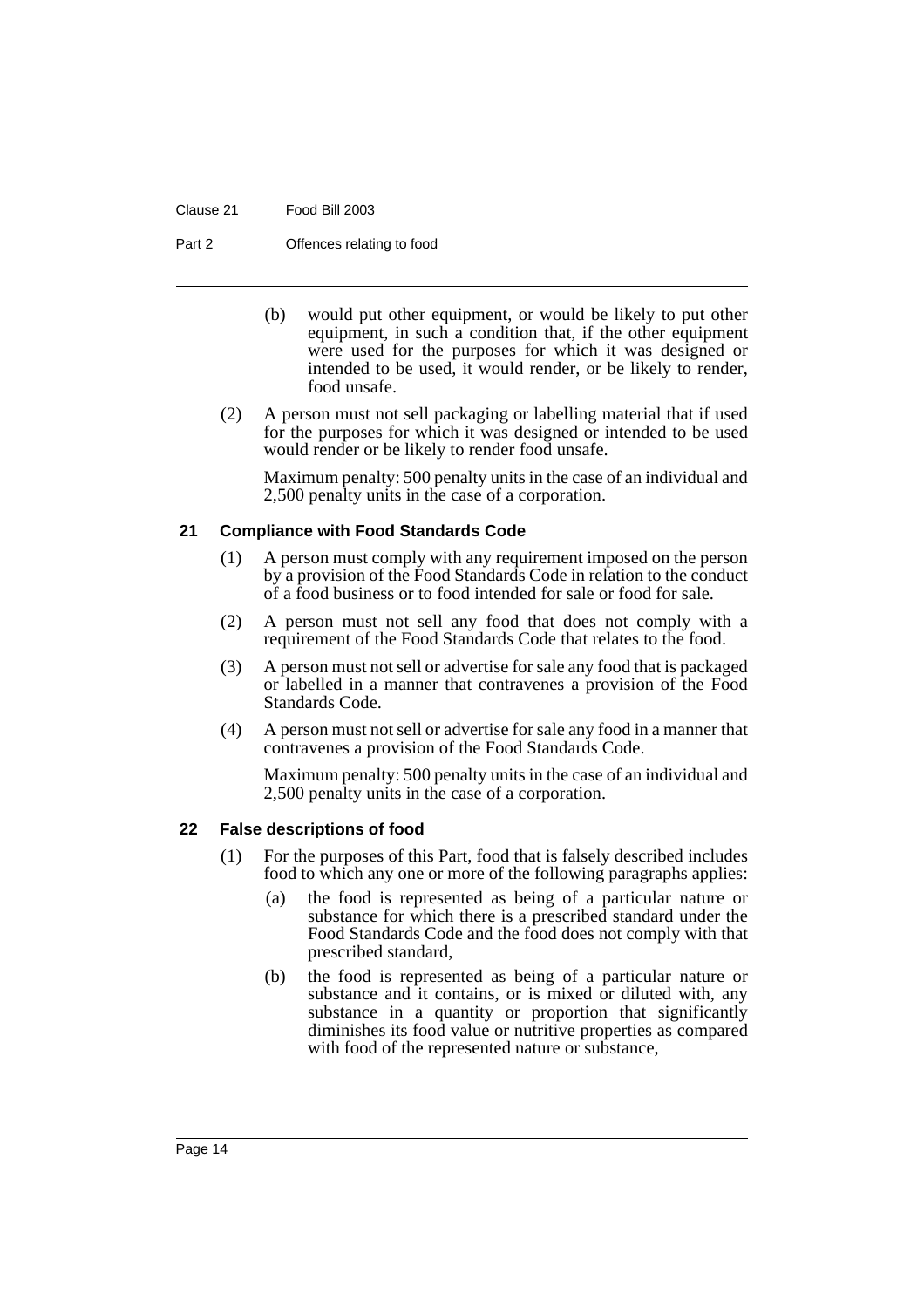(b) would put other equipment, or would be likely to put other equipment, in such a condition that, if the other equipment were used for the purposes for which it was designed or intended to be used, it would render, or be likely to render, food unsafe.

(2) A person must not sell packaging or labelling material that if used for the purposes for which it was designed or intended to be used would render or be likely to render food unsafe.

Maximum penalty: 500 penalty units in the case of an individual and 2,500 penalty units in the case of a corporation.

### 21 Compliance with Food Standards Code

(1) A person must comply with any requirement imposed on the person by a provision of the Food Standards Code in relation to the conduct of a food business or to food intended for sale or food for sale.

(2) A person must not sell any food that does not comply with a requirement of the Food Standards Code that relates to the food.

(3) A person must not sell or advertise for sale any food that is packaged or labelled in a manner that contravenes a provision of the Food Standards Code.

(4) A person must not sell or advertise for sale any food in a manner that contravenes a provision of the Food Standards Code.

Maximum penalty: 500 penalty units in the case of an individual and 2,500 penalty units in the case of a corporation.

### 22 False descriptions of food

(1) For the purposes of this Part, food that is falsely described includes food to which any one or more of the following paragraphs applies:

(a) the food is represented as being of a particular nature or substance for which there is a prescribed standard under the Food Standards Code and the food does not comply with that prescribed standard,

(b) the food is represented as being of a particular nature or substance and it contains, or is mixed or diluted with, any substance in a quantity or proportion that significantly diminishes its food value or nutritive properties as compared with food of the represented nature or substance,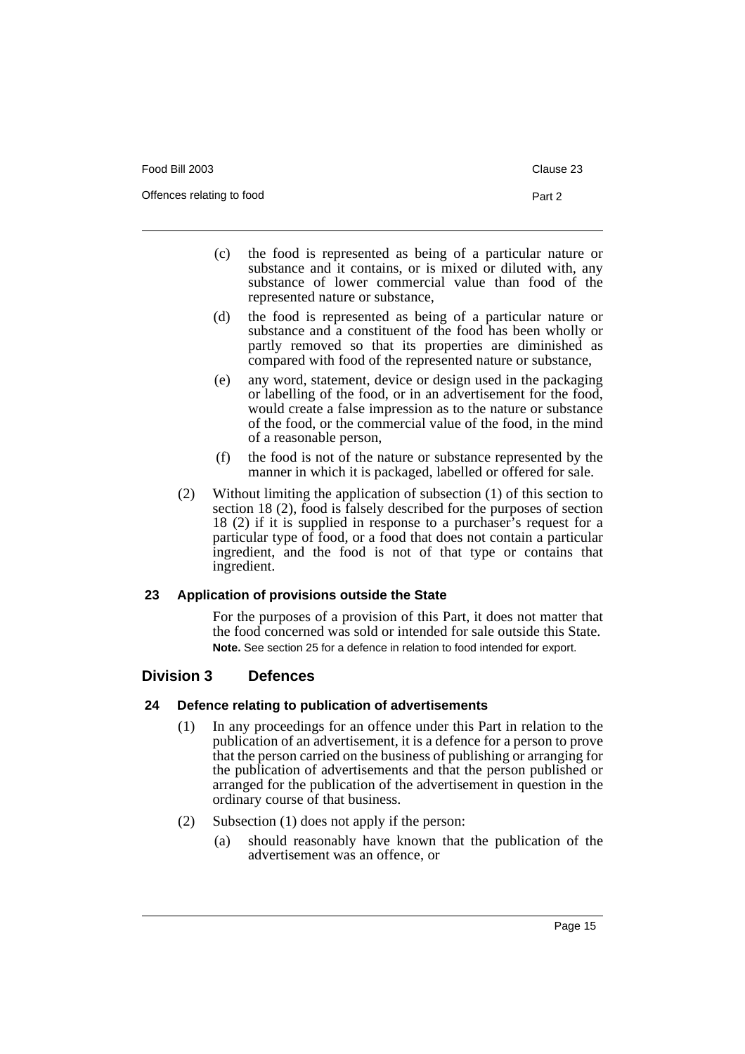(c) the food is represented as being of a particular nature or substance and it contains, or is mixed or diluted with, any substance of lower commercial value than food of the represented nature or substance,

(d) the food is represented as being of a particular nature or substance and a constituent of the food has been wholly or partly removed so that its properties are diminished as compared with food of the represented nature or substance,

(e) any word, statement, device or design used in the packaging or labelling of the food, or in an advertisement for the food, would create a false impression as to the nature or substance of the food, or the commercial value of the food, in the mind of a reasonable person,

(f) the food is not of the nature or substance represented by the manner in which it is packaged, labelled or offered for sale.

(2) Without limiting the application of subsection (1) of this section to section 18 (2), food is falsely described for the purposes of section 18 (2) if it is supplied in response to a purchaser's request for a particular type of food, or a food that does not contain a particular ingredient, and the food is not of that type or contains that ingredient.

### 23 Application of provisions outside the State

For the purposes of a provision of this Part, it does not matter that the food concerned was sold or intended for sale outside this State.

**Note.** See section 25 for a defence in relation to food intended for export.

## Division 3 Defences

### 24 Defence relating to publication of advertisements

(1) In any proceedings for an offence under this Part in relation to the publication of an advertisement, it is a defence for a person to prove that the person carried on the business of publishing or arranging for the publication of advertisements and that the person published or arranged for the publication of the advertisement in question in the ordinary course of that business.

(2) Subsection (1) does not apply if the person:

(a) should reasonably have known that the publication of the advertisement was an offence, or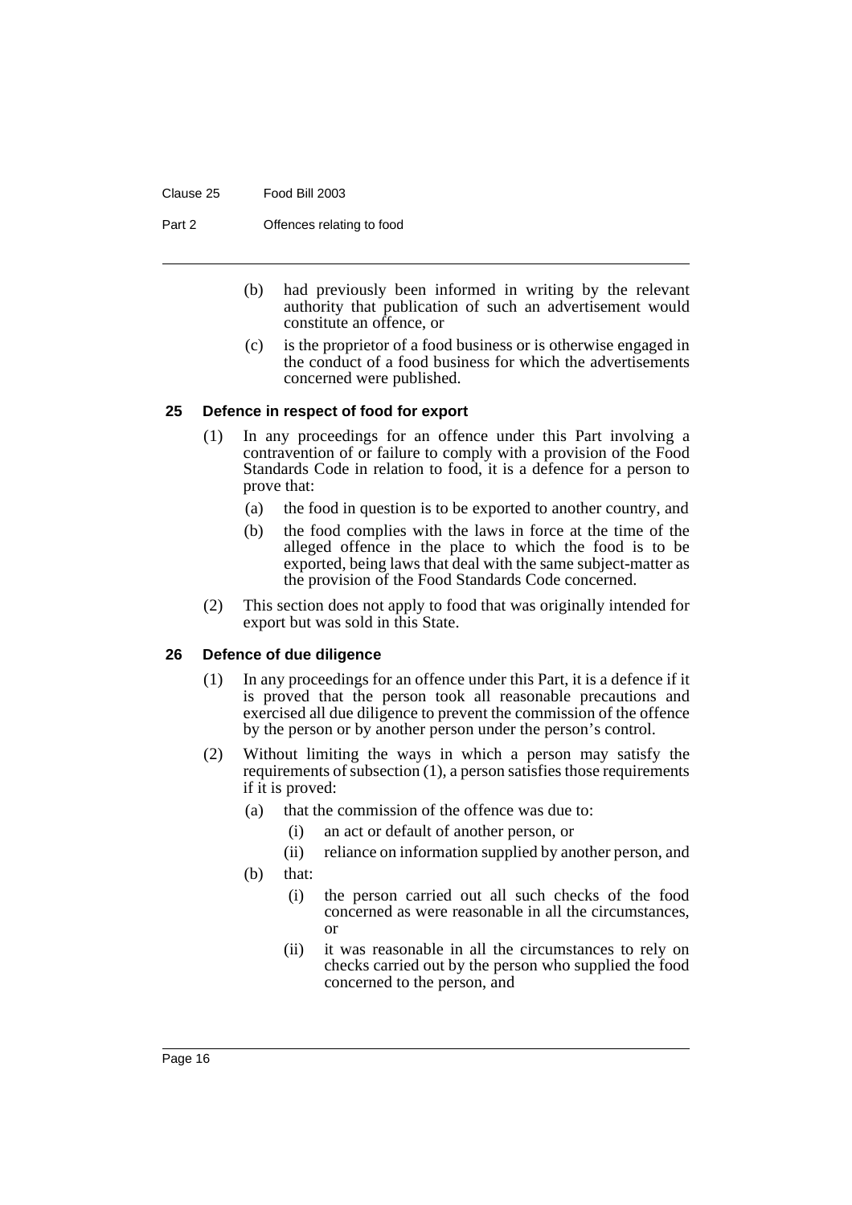(b) had previously been informed in writing by the relevant authority that publication of such an advertisement would constitute an offence, or

(c) is the proprietor of a food business or is otherwise engaged in the conduct of a food business for which the advertisements concerned were published.

### 25 Defence in respect of food for export

(1) In any proceedings for an offence under this Part involving a contravention of or failure to comply with a provision of the Food Standards Code in relation to food, it is a defence for a person to prove that:

(a) the food in question is to be exported to another country, and

(b) the food complies with the laws in force at the time of the alleged offence in the place to which the food is to be exported, being laws that deal with the same subject-matter as the provision of the Food Standards Code concerned.

(2) This section does not apply to food that was originally intended for export but was sold in this State.

### 26 Defence of due diligence

(1) In any proceedings for an offence under this Part, it is a defence if it is proved that the person took all reasonable precautions and exercised all due diligence to prevent the commission of the offence by the person or by another person under the person's control.

(2) Without limiting the ways in which a person may satisfy the requirements of subsection (1), a person satisfies those requirements if it is proved:

(a) that the commission of the offence was due to:

(i) an act or default of another person, or

(ii) reliance on information supplied by another person, and

(b) that:

(i) the person carried out all such checks of the food concerned as were reasonable in all the circumstances, or

(ii) it was reasonable in all the circumstances to rely on checks carried out by the person who supplied the food concerned to the person, and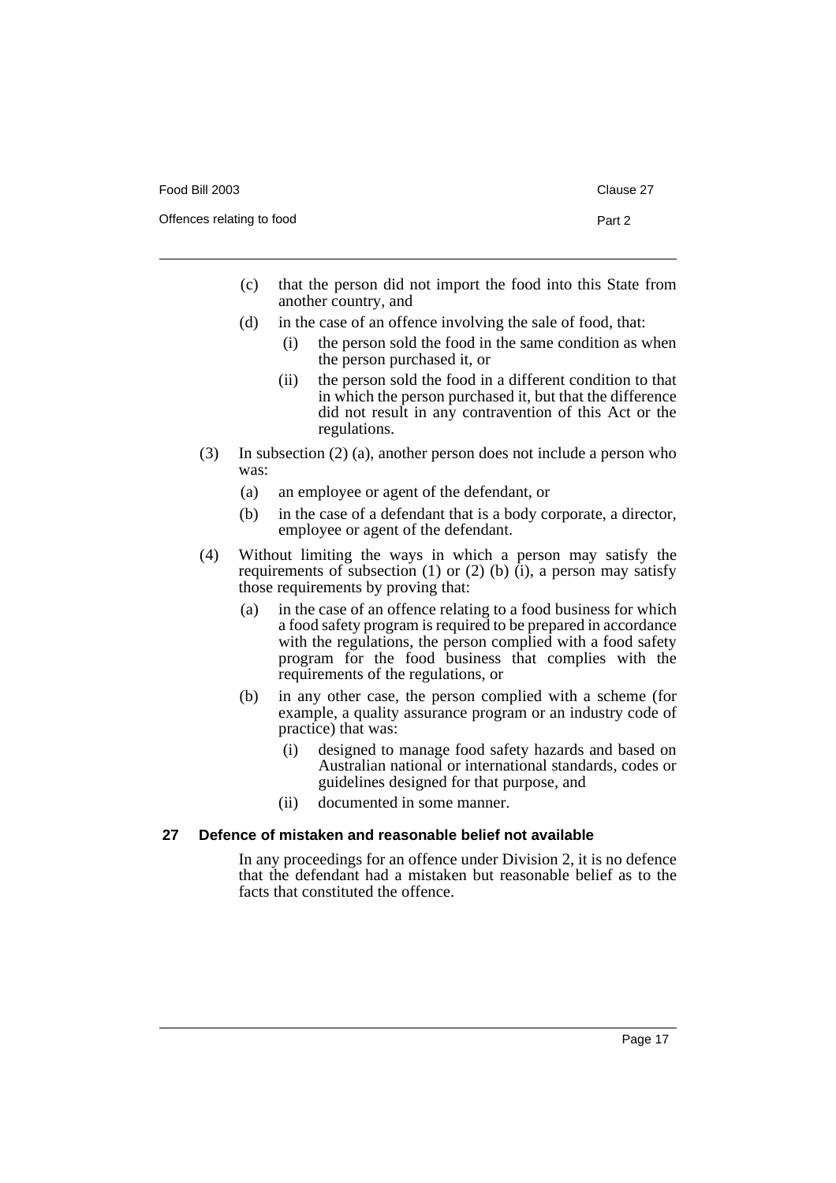(c) that the person did not import the food into this State from another country, and

(d) in the case of an offence involving the sale of food, that:

(i) the person sold the food in the same condition as when the person purchased it, or

(ii) the person sold the food in a different condition to that in which the person purchased it, but that the difference did not result in any contravention of this Act or the regulations.

(3) In subsection (2) (a), another person does not include a person who was:

(a) an employee or agent of the defendant, or

(b) in the case of a defendant that is a body corporate, a director, employee or agent of the defendant.

(4) Without limiting the ways in which a person may satisfy the requirements of subsection (1) or (2) (b) (i), a person may satisfy those requirements by proving that:

(a) in the case of an offence relating to a food business for which a food safety program is required to be prepared in accordance with the regulations, the person complied with a food safety program for the food business that complies with the requirements of the regulations, or

(b) in any other case, the person complied with a scheme (for example, a quality assurance program or an industry code of practice) that was:

(i) designed to manage food safety hazards and based on Australian national or international standards, codes or guidelines designed for that purpose, and

(ii) documented in some manner.

### 27 Defence of mistaken and reasonable belief not available

In any proceedings for an offence under Division 2, it is no defence that the defendant had a mistaken but reasonable belief as to the facts that constituted the offence.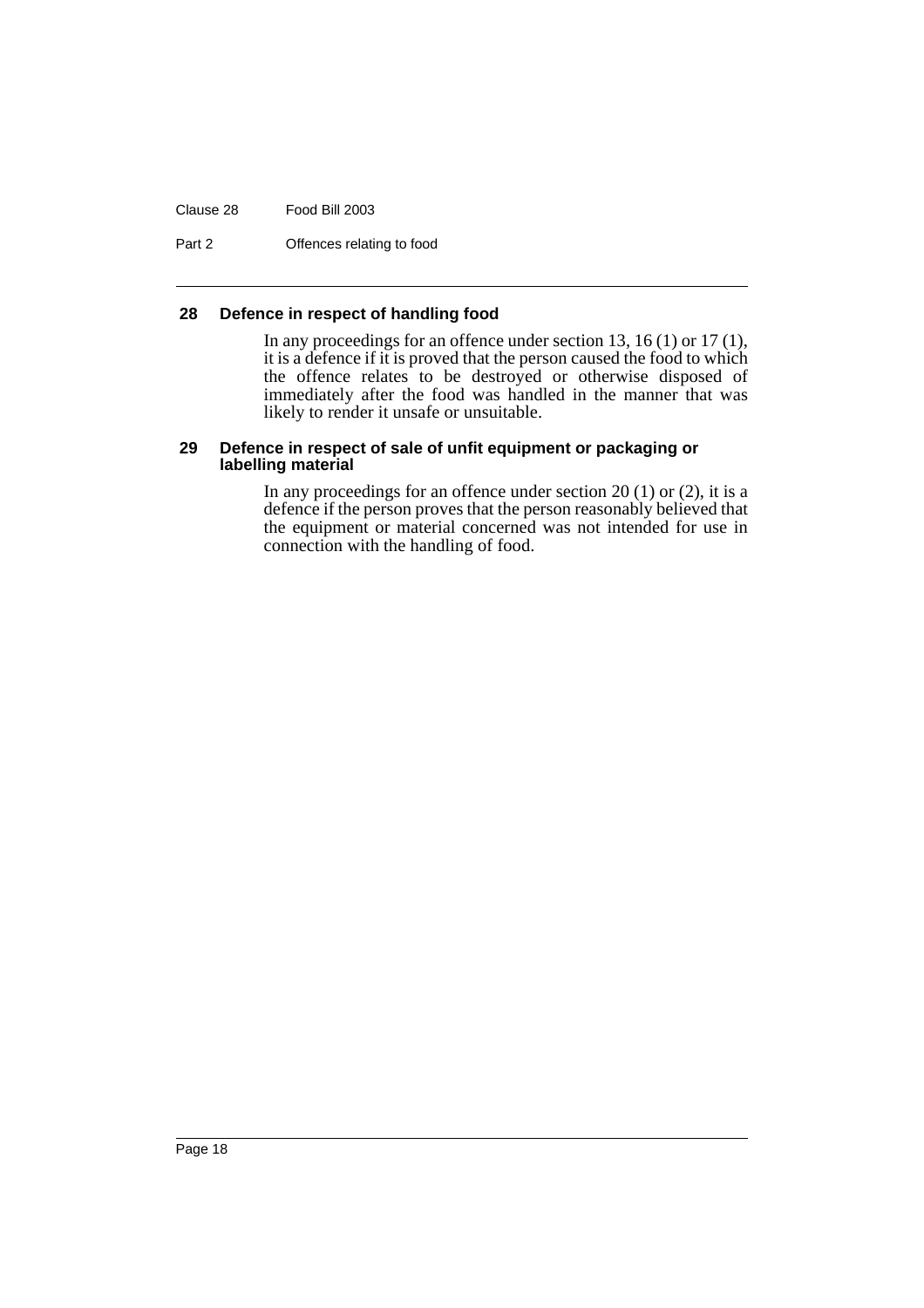### 28 Defence in respect of handling food

In any proceedings for an offence under section 13, 16 (1) or 17 (1), it is a defence if it is proved that the person caused the food to which the offence relates to be destroyed or otherwise disposed of immediately after the food was handled in the manner that was likely to render it unsafe or unsuitable.

### 29 Defence in respect of sale of unfit equipment or packaging or labelling material

In any proceedings for an offence under section 20 (1) or (2), it is a defence if the person proves that the person reasonably believed that the equipment or material concerned was not intended for use in connection with the handling of food.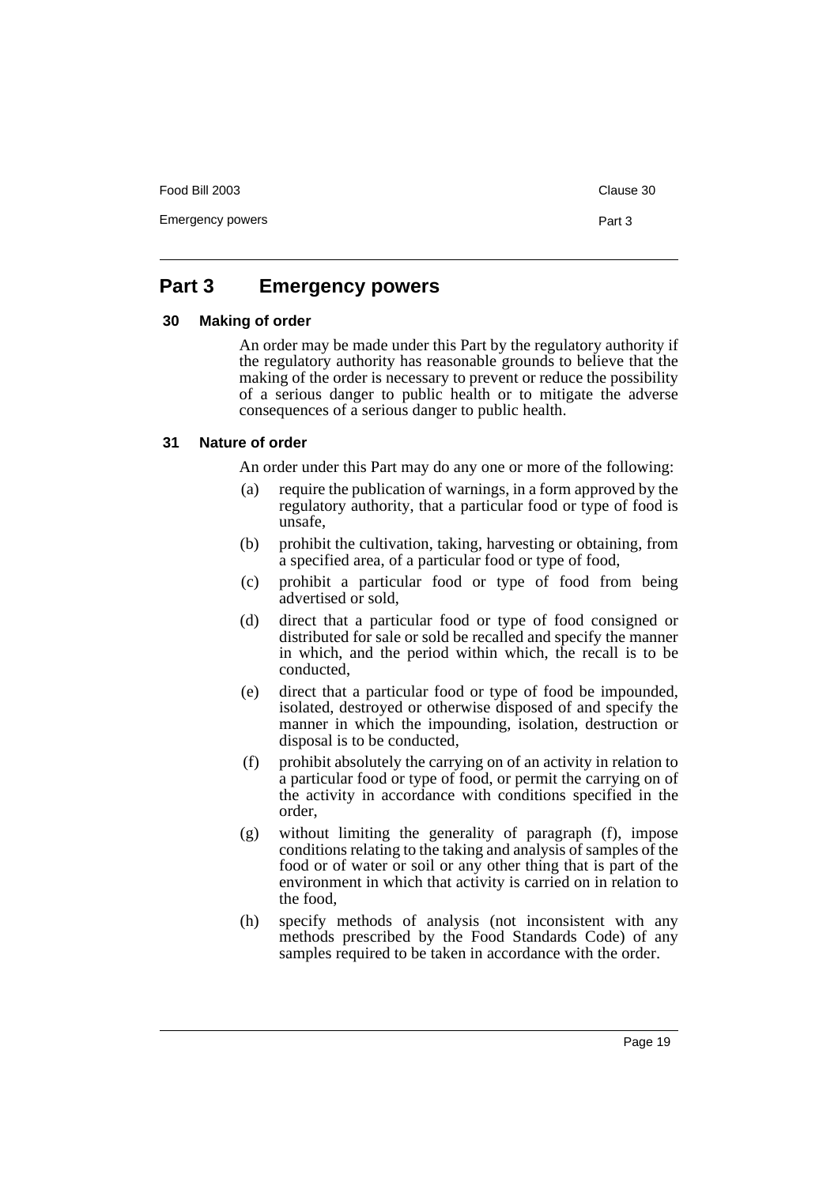# Part 3 Emergency powers

### 30 Making of order

An order may be made under this Part by the regulatory authority if the regulatory authority has reasonable grounds to believe that the making of the order is necessary to prevent or reduce the possibility of a serious danger to public health or to mitigate the adverse consequences of a serious danger to public health.

### 31 Nature of order

An order under this Part may do any one or more of the following:

(a) require the publication of warnings, in a form approved by the regulatory authority, that a particular food or type of food is unsafe,

(b) prohibit the cultivation, taking, harvesting or obtaining, from a specified area, of a particular food or type of food,

(c) prohibit a particular food or type of food from being advertised or sold,

(d) direct that a particular food or type of food consigned or distributed for sale or sold be recalled and specify the manner in which, and the period within which, the recall is to be conducted,

(e) direct that a particular food or type of food be impounded, isolated, destroyed or otherwise disposed of and specify the manner in which the impounding, isolation, destruction or disposal is to be conducted,

(f) prohibit absolutely the carrying on of an activity in relation to a particular food or type of food, or permit the carrying on of the activity in accordance with conditions specified in the order,

(g) without limiting the generality of paragraph (f), impose conditions relating to the taking and analysis of samples of the food or of water or soil or any other thing that is part of the environment in which that activity is carried on in relation to the food,

(h) specify methods of analysis (not inconsistent with any methods prescribed by the Food Standards Code) of any samples required to be taken in accordance with the order.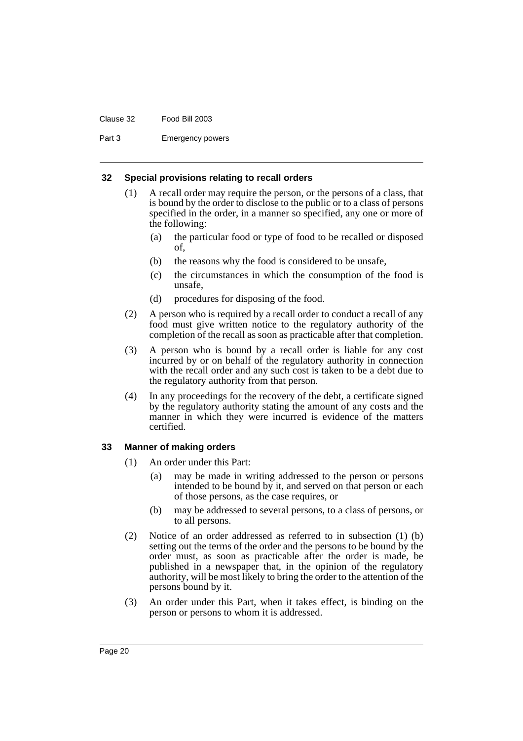### 32 Special provisions relating to recall orders

(1) A recall order may require the person, or the persons of a class, that is bound by the order to disclose to the public or to a class of persons specified in the order, in a manner so specified, any one or more of the following:

- (a) the particular food or type of food to be recalled or disposed of,
- (b) the reasons why the food is considered to be unsafe,
- (c) the circumstances in which the consumption of the food is unsafe,
- (d) procedures for disposing of the food.

(2) A person who is required by a recall order to conduct a recall of any food must give written notice to the regulatory authority of the completion of the recall as soon as practicable after that completion.

(3) A person who is bound by a recall order is liable for any cost incurred by or on behalf of the regulatory authority in connection with the recall order and any such cost is taken to be a debt due to the regulatory authority from that person.

(4) In any proceedings for the recovery of the debt, a certificate signed by the regulatory authority stating the amount of any costs and the manner in which they were incurred is evidence of the matters certified.

### 33 Manner of making orders

(1) An order under this Part:

- (a) may be made in writing addressed to the person or persons intended to be bound by it, and served on that person or each of those persons, as the case requires, or
- (b) may be addressed to several persons, to a class of persons, or to all persons.

(2) Notice of an order addressed as referred to in subsection (1) (b) setting out the terms of the order and the persons to be bound by the order must, as soon as practicable after the order is made, be published in a newspaper that, in the opinion of the regulatory authority, will be most likely to bring the order to the attention of the persons bound by it.

(3) An order under this Part, when it takes effect, is binding on the person or persons to whom it is addressed.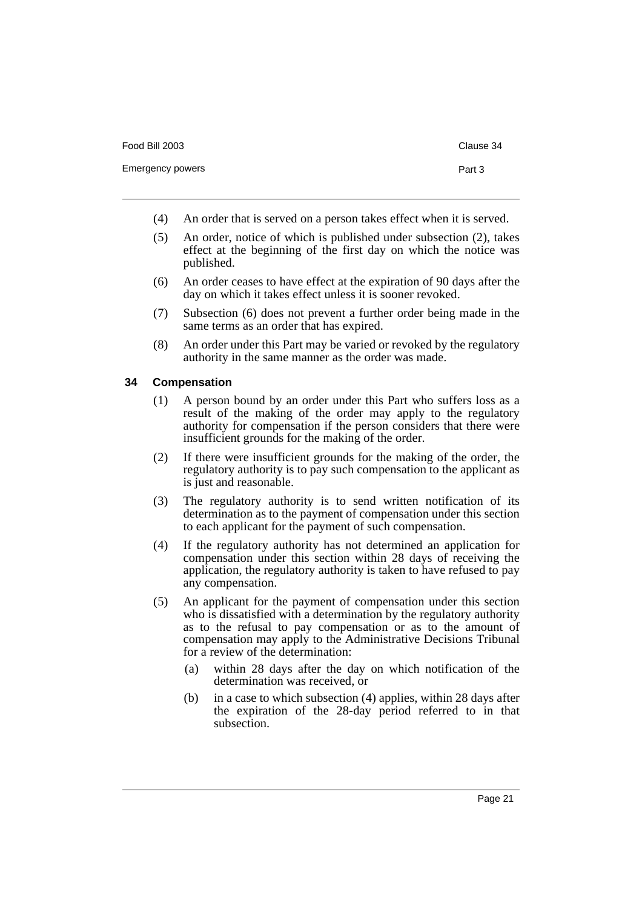(4) An order that is served on a person takes effect when it is served.

(5) An order, notice of which is published under subsection (2), takes effect at the beginning of the first day on which the notice was published.

(6) An order ceases to have effect at the expiration of 90 days after the day on which it takes effect unless it is sooner revoked.

(7) Subsection (6) does not prevent a further order being made in the same terms as an order that has expired.

(8) An order under this Part may be varied or revoked by the regulatory authority in the same manner as the order was made.

### 34 Compensation

(1) A person bound by an order under this Part who suffers loss as a result of the making of the order may apply to the regulatory authority for compensation if the person considers that there were insufficient grounds for the making of the order.

(2) If there were insufficient grounds for the making of the order, the regulatory authority is to pay such compensation to the applicant as is just and reasonable.

(3) The regulatory authority is to send written notification of its determination as to the payment of compensation under this section to each applicant for the payment of such compensation.

(4) If the regulatory authority has not determined an application for compensation under this section within 28 days of receiving the application, the regulatory authority is taken to have refused to pay any compensation.

(5) An applicant for the payment of compensation under this section who is dissatisfied with a determination by the regulatory authority as to the refusal to pay compensation or as to the amount of compensation may apply to the Administrative Decisions Tribunal for a review of the determination:

- (a) within 28 days after the day on which notification of the determination was received, or
- (b) in a case to which subsection (4) applies, within 28 days after the expiration of the 28-day period referred to in that subsection.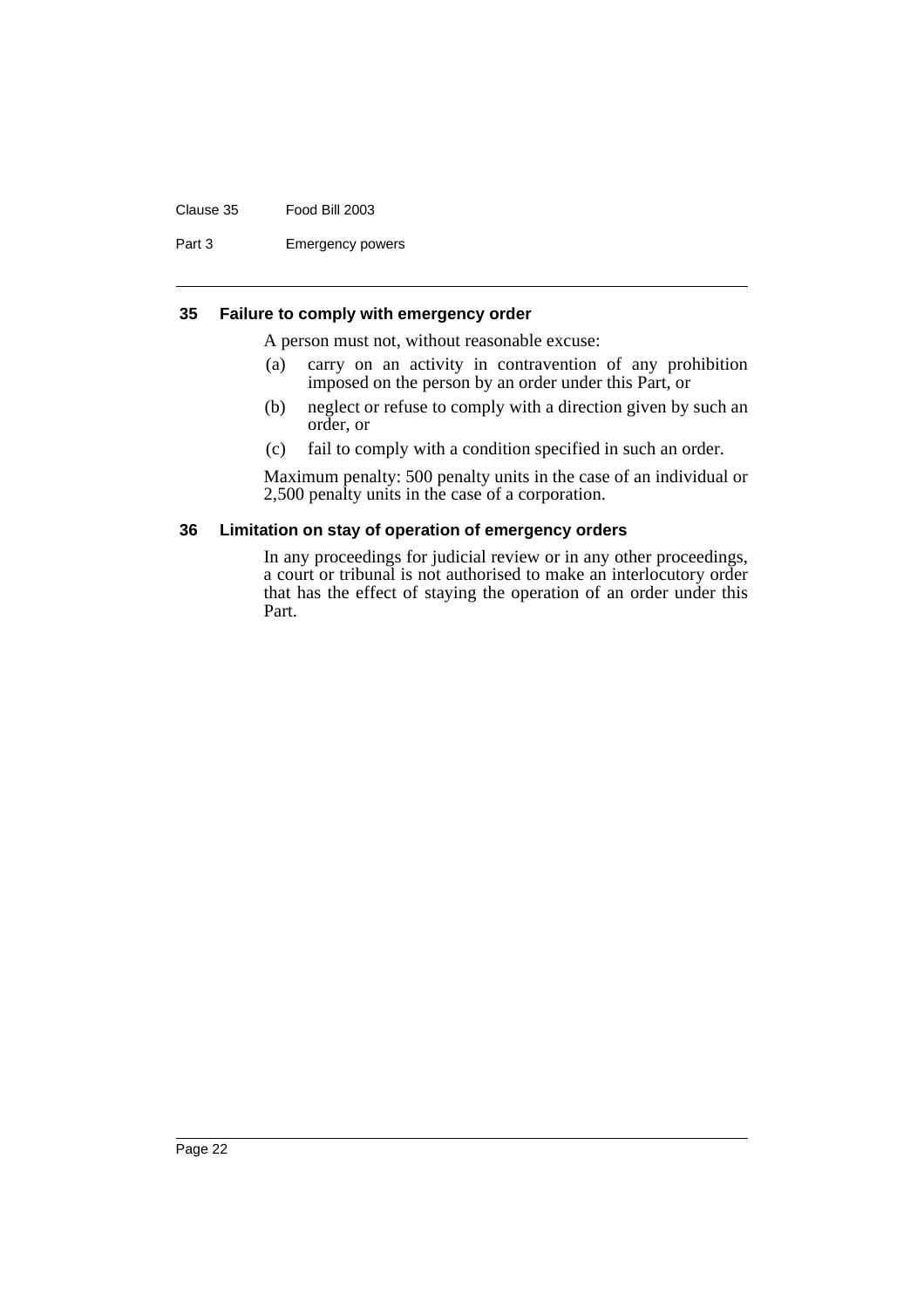### 35 Failure to comply with emergency order

A person must not, without reasonable excuse:

(a) carry on an activity in contravention of any prohibition imposed on the person by an order under this Part, or

(b) neglect or refuse to comply with a direction given by such an order, or

(c) fail to comply with a condition specified in such an order.

Maximum penalty: 500 penalty units in the case of an individual or 2,500 penalty units in the case of a corporation.

### 36 Limitation on stay of operation of emergency orders

In any proceedings for judicial review or in any other proceedings, a court or tribunal is not authorised to make an interlocutory order that has the effect of staying the operation of an order under this Part.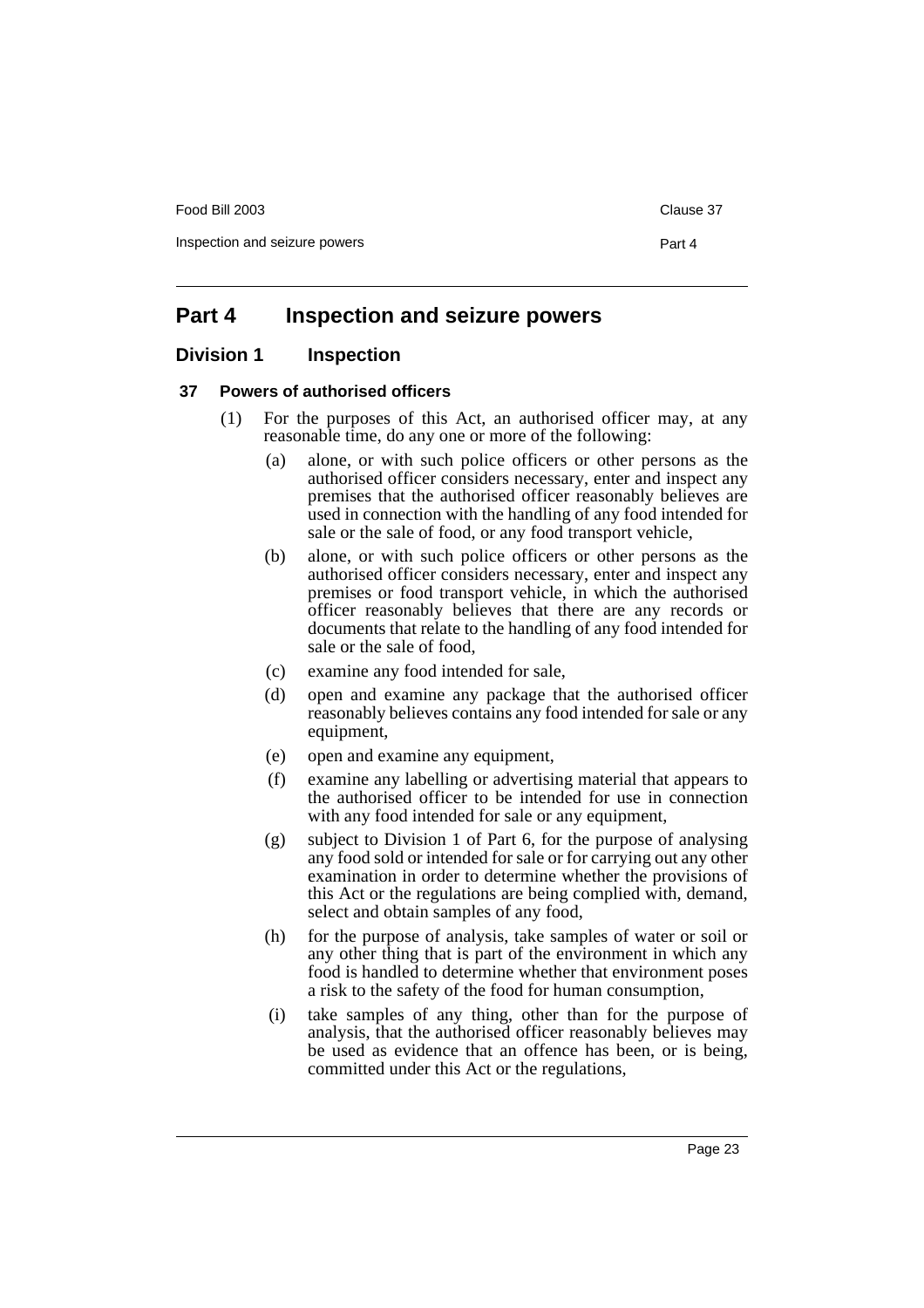# Part 4 Inspection and seizure powers

## Division 1 Inspection

### 37 Powers of authorised officers

(1) For the purposes of this Act, an authorised officer may, at any reasonable time, do any one or more of the following:

- (a) alone, or with such police officers or other persons as the authorised officer considers necessary, enter and inspect any premises that the authorised officer reasonably believes are used in connection with the handling of any food intended for sale or the sale of food, or any food transport vehicle,
- (b) alone, or with such police officers or other persons as the authorised officer considers necessary, enter and inspect any premises or food transport vehicle, in which the authorised officer reasonably believes that there are any records or documents that relate to the handling of any food intended for sale or the sale of food,
- (c) examine any food intended for sale,
- (d) open and examine any package that the authorised officer reasonably believes contains any food intended for sale or any equipment,
- (e) open and examine any equipment,
- (f) examine any labelling or advertising material that appears to the authorised officer to be intended for use in connection with any food intended for sale or any equipment,
- (g) subject to Division 1 of Part 6, for the purpose of analysing any food sold or intended for sale or for carrying out any other examination in order to determine whether the provisions of this Act or the regulations are being complied with, demand, select and obtain samples of any food,
- (h) for the purpose of analysis, take samples of water or soil or any other thing that is part of the environment in which any food is handled to determine whether that environment poses a risk to the safety of the food for human consumption,
- (i) take samples of any thing, other than for the purpose of analysis, that the authorised officer reasonably believes may be used as evidence that an offence has been, or is being, committed under this Act or the regulations,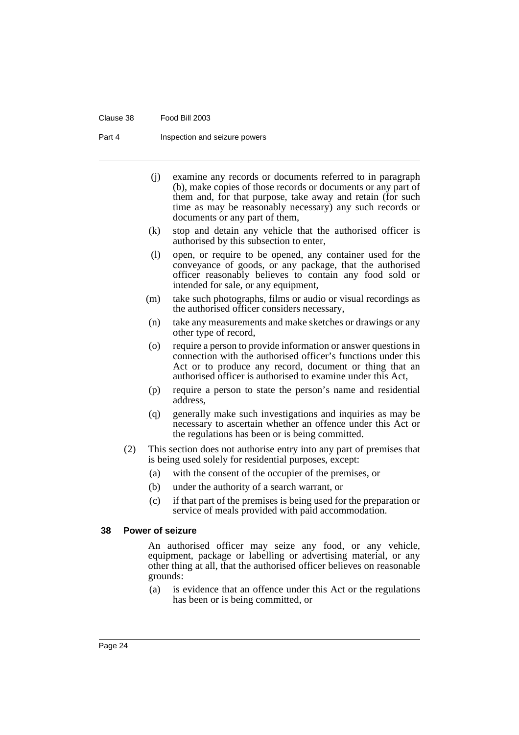(j) examine any records or documents referred to in paragraph (b), make copies of those records or documents or any part of them and, for that purpose, take away and retain (for such time as may be reasonably necessary) any such records or documents or any part of them,

(k) stop and detain any vehicle that the authorised officer is authorised by this subsection to enter,

(l) open, or require to be opened, any container used for the conveyance of goods, or any package, that the authorised officer reasonably believes to contain any food sold or intended for sale, or any equipment,

(m) take such photographs, films or audio or visual recordings as the authorised officer considers necessary,

(n) take any measurements and make sketches or drawings or any other type of record,

(o) require a person to provide information or answer questions in connection with the authorised officer's functions under this Act or to produce any record, document or thing that an authorised officer is authorised to examine under this Act,

(p) require a person to state the person's name and residential address,

(q) generally make such investigations and inquiries as may be necessary to ascertain whether an offence under this Act or the regulations has been or is being committed.

(2) This section does not authorise entry into any part of premises that is being used solely for residential purposes, except:

(a) with the consent of the occupier of the premises, or

(b) under the authority of a search warrant, or

(c) if that part of the premises is being used for the preparation or service of meals provided with paid accommodation.

### 38 Power of seizure

An authorised officer may seize any food, or any vehicle, equipment, package or labelling or advertising material, or any other thing at all, that the authorised officer believes on reasonable grounds:

(a) is evidence that an offence under this Act or the regulations has been or is being committed, or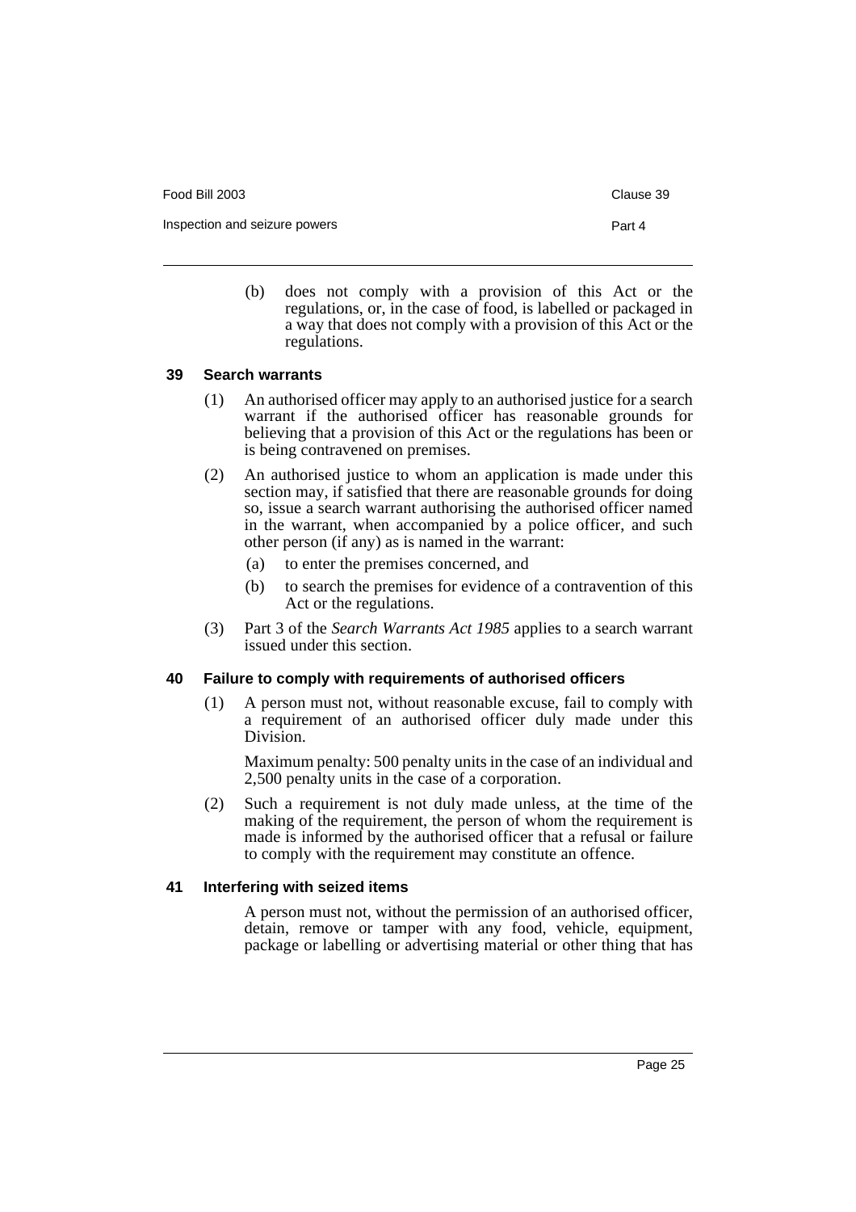(b) does not comply with a provision of this Act or the regulations, or, in the case of food, is labelled or packaged in a way that does not comply with a provision of this Act or the regulations.

### 39 Search warrants

(1) An authorised officer may apply to an authorised justice for a search warrant if the authorised officer has reasonable grounds for believing that a provision of this Act or the regulations has been or is being contravened on premises.

(2) An authorised justice to whom an application is made under this section may, if satisfied that there are reasonable grounds for doing so, issue a search warrant authorising the authorised officer named in the warrant, when accompanied by a police officer, and such other person (if any) as is named in the warrant:

(a) to enter the premises concerned, and

(b) to search the premises for evidence of a contravention of this Act or the regulations.

(3) Part 3 of the *Search Warrants Act 1985* applies to a search warrant issued under this section.

### 40 Failure to comply with requirements of authorised officers

(1) A person must not, without reasonable excuse, fail to comply with a requirement of an authorised officer duly made under this Division.

Maximum penalty: 500 penalty units in the case of an individual and 2,500 penalty units in the case of a corporation.

(2) Such a requirement is not duly made unless, at the time of the making of the requirement, the person of whom the requirement is made is informed by the authorised officer that a refusal or failure to comply with the requirement may constitute an offence.

### 41 Interfering with seized items

A person must not, without the permission of an authorised officer, detain, remove or tamper with any food, vehicle, equipment, package or labelling or advertising material or other thing that has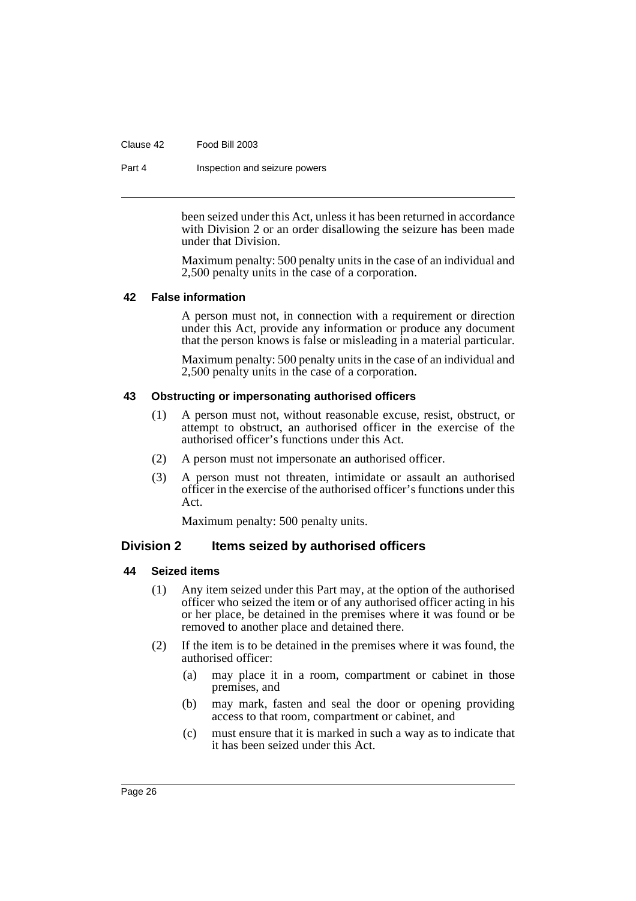been seized under this Act, unless it has been returned in accordance with Division 2 or an order disallowing the seizure has been made under that Division.

Maximum penalty: 500 penalty units in the case of an individual and 2,500 penalty units in the case of a corporation.

#### 42 False information

A person must not, in connection with a requirement or direction under this Act, provide any information or produce any document that the person knows is false or misleading in a material particular.

Maximum penalty: 500 penalty units in the case of an individual and 2,500 penalty units in the case of a corporation.

#### 43 Obstructing or impersonating authorised officers

(1) A person must not, without reasonable excuse, resist, obstruct, or attempt to obstruct, an authorised officer in the exercise of the authorised officer's functions under this Act.

(2) A person must not impersonate an authorised officer.

(3) A person must not threaten, intimidate or assault an authorised officer in the exercise of the authorised officer's functions under this Act.

Maximum penalty: 500 penalty units.

### Division 2 Items seized by authorised officers

#### 44 Seized items

(1) Any item seized under this Part may, at the option of the authorised officer who seized the item or of any authorised officer acting in his or her place, be detained in the premises where it was found or be removed to another place and detained there.

(2) If the item is to be detained in the premises where it was found, the authorised officer:

(a) may place it in a room, compartment or cabinet in those premises, and

(b) may mark, fasten and seal the door or opening providing access to that room, compartment or cabinet, and

(c) must ensure that it is marked in such a way as to indicate that it has been seized under this Act.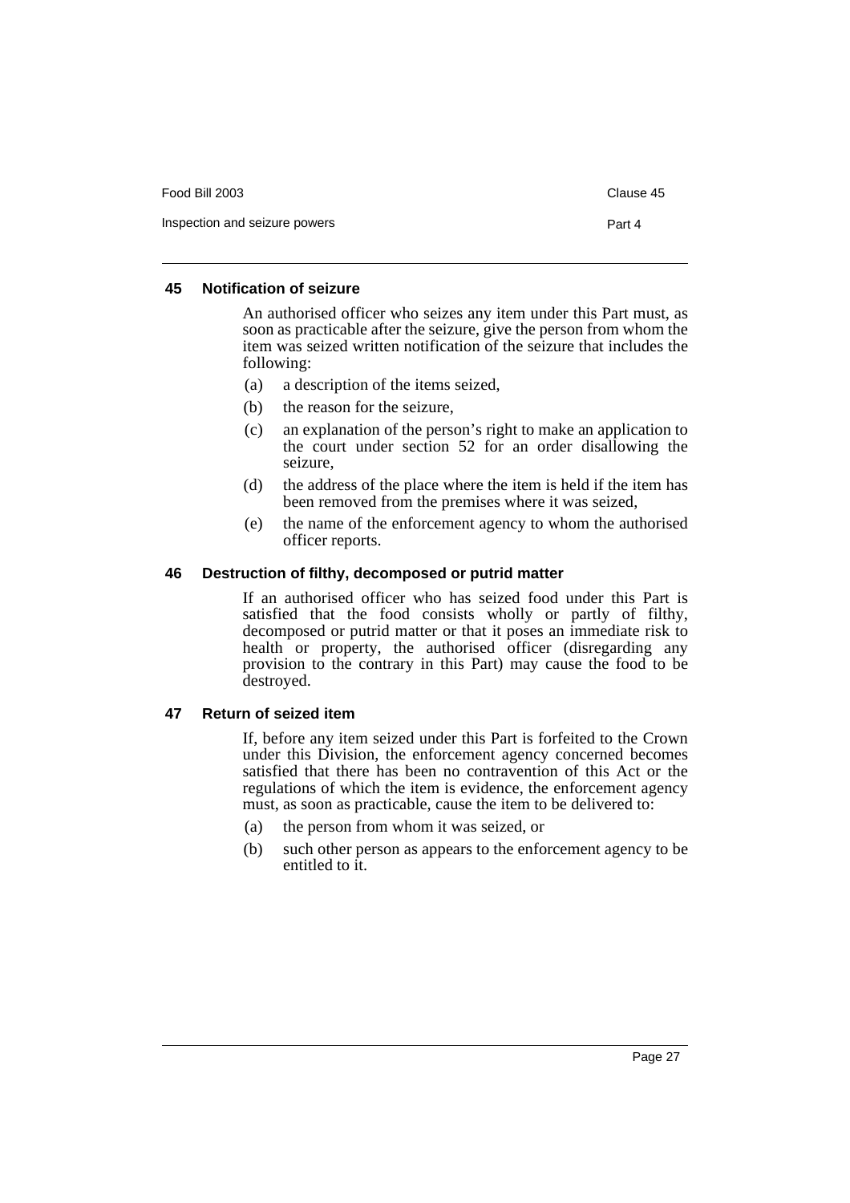### 45 Notification of seizure

An authorised officer who seizes any item under this Part must, as soon as practicable after the seizure, give the person from whom the item was seized written notification of the seizure that includes the following:

(a) a description of the items seized,

(b) the reason for the seizure,

(c) an explanation of the person's right to make an application to the court under section 52 for an order disallowing the seizure,

(d) the address of the place where the item is held if the item has been removed from the premises where it was seized,

(e) the name of the enforcement agency to whom the authorised officer reports.

### 46 Destruction of filthy, decomposed or putrid matter

If an authorised officer who has seized food under this Part is satisfied that the food consists wholly or partly of filthy, decomposed or putrid matter or that it poses an immediate risk to health or property, the authorised officer (disregarding any provision to the contrary in this Part) may cause the food to be destroyed.

### 47 Return of seized item

If, before any item seized under this Part is forfeited to the Crown under this Division, the enforcement agency concerned becomes satisfied that there has been no contravention of this Act or the regulations of which the item is evidence, the enforcement agency must, as soon as practicable, cause the item to be delivered to:

(a) the person from whom it was seized, or

(b) such other person as appears to the enforcement agency to be entitled to it.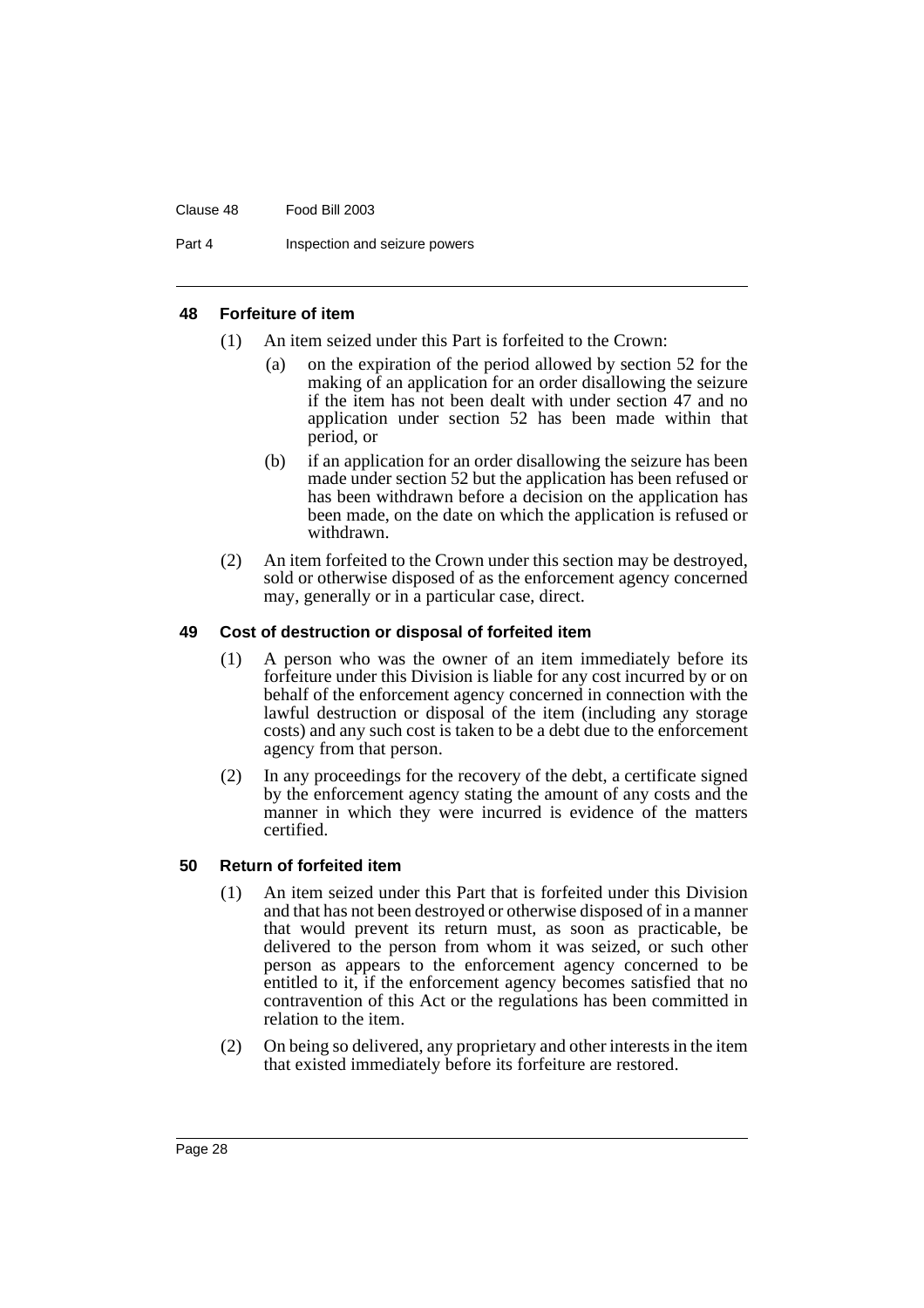### 48 Forfeiture of item

(1) An item seized under this Part is forfeited to the Crown:

(a) on the expiration of the period allowed by section 52 for the making of an application for an order disallowing the seizure if the item has not been dealt with under section 47 and no application under section 52 has been made within that period, or

(b) if an application for an order disallowing the seizure has been made under section 52 but the application has been refused or has been withdrawn before a decision on the application has been made, on the date on which the application is refused or withdrawn.

(2) An item forfeited to the Crown under this section may be destroyed, sold or otherwise disposed of as the enforcement agency concerned may, generally or in a particular case, direct.

### 49 Cost of destruction or disposal of forfeited item

(1) A person who was the owner of an item immediately before its forfeiture under this Division is liable for any cost incurred by or on behalf of the enforcement agency concerned in connection with the lawful destruction or disposal of the item (including any storage costs) and any such cost is taken to be a debt due to the enforcement agency from that person.

(2) In any proceedings for the recovery of the debt, a certificate signed by the enforcement agency stating the amount of any costs and the manner in which they were incurred is evidence of the matters certified.

### 50 Return of forfeited item

(1) An item seized under this Part that is forfeited under this Division and that has not been destroyed or otherwise disposed of in a manner that would prevent its return must, as soon as practicable, be delivered to the person from whom it was seized, or such other person as appears to the enforcement agency concerned to be entitled to it, if the enforcement agency becomes satisfied that no contravention of this Act or the regulations has been committed in relation to the item.

(2) On being so delivered, any proprietary and other interests in the item that existed immediately before its forfeiture are restored.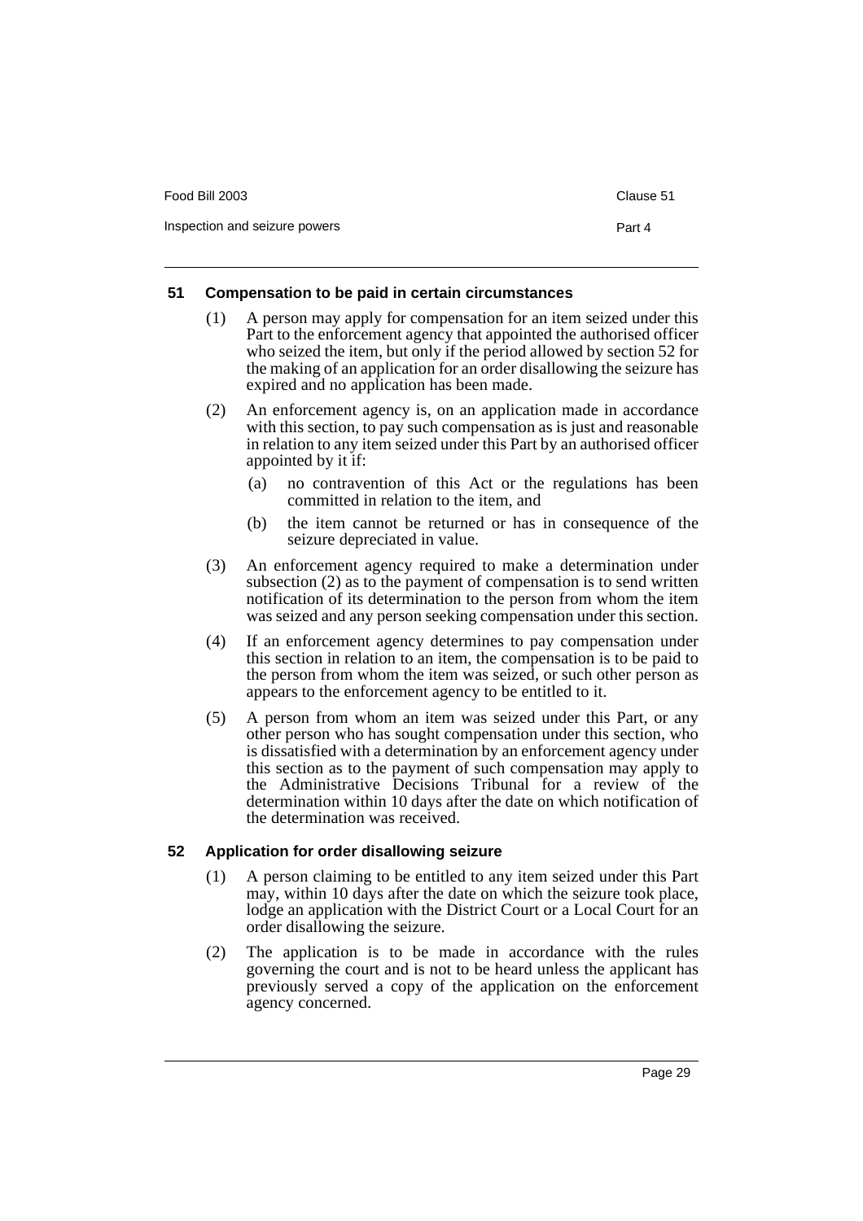### 51 Compensation to be paid in certain circumstances

(1) A person may apply for compensation for an item seized under this Part to the enforcement agency that appointed the authorised officer who seized the item, but only if the period allowed by section 52 for the making of an application for an order disallowing the seizure has expired and no application has been made.

(2) An enforcement agency is, on an application made in accordance with this section, to pay such compensation as is just and reasonable in relation to any item seized under this Part by an authorised officer appointed by it if:

(a) no contravention of this Act or the regulations has been committed in relation to the item, and

(b) the item cannot be returned or has in consequence of the seizure depreciated in value.

(3) An enforcement agency required to make a determination under subsection (2) as to the payment of compensation is to send written notification of its determination to the person from whom the item was seized and any person seeking compensation under this section.

(4) If an enforcement agency determines to pay compensation under this section in relation to an item, the compensation is to be paid to the person from whom the item was seized, or such other person as appears to the enforcement agency to be entitled to it.

(5) A person from whom an item was seized under this Part, or any other person who has sought compensation under this section, who is dissatisfied with a determination by an enforcement agency under this section as to the payment of such compensation may apply to the Administrative Decisions Tribunal for a review of the determination within 10 days after the date on which notification of the determination was received.

### 52 Application for order disallowing seizure

(1) A person claiming to be entitled to any item seized under this Part may, within 10 days after the date on which the seizure took place, lodge an application with the District Court or a Local Court for an order disallowing the seizure.

(2) The application is to be made in accordance with the rules governing the court and is not to be heard unless the applicant has previously served a copy of the application on the enforcement agency concerned.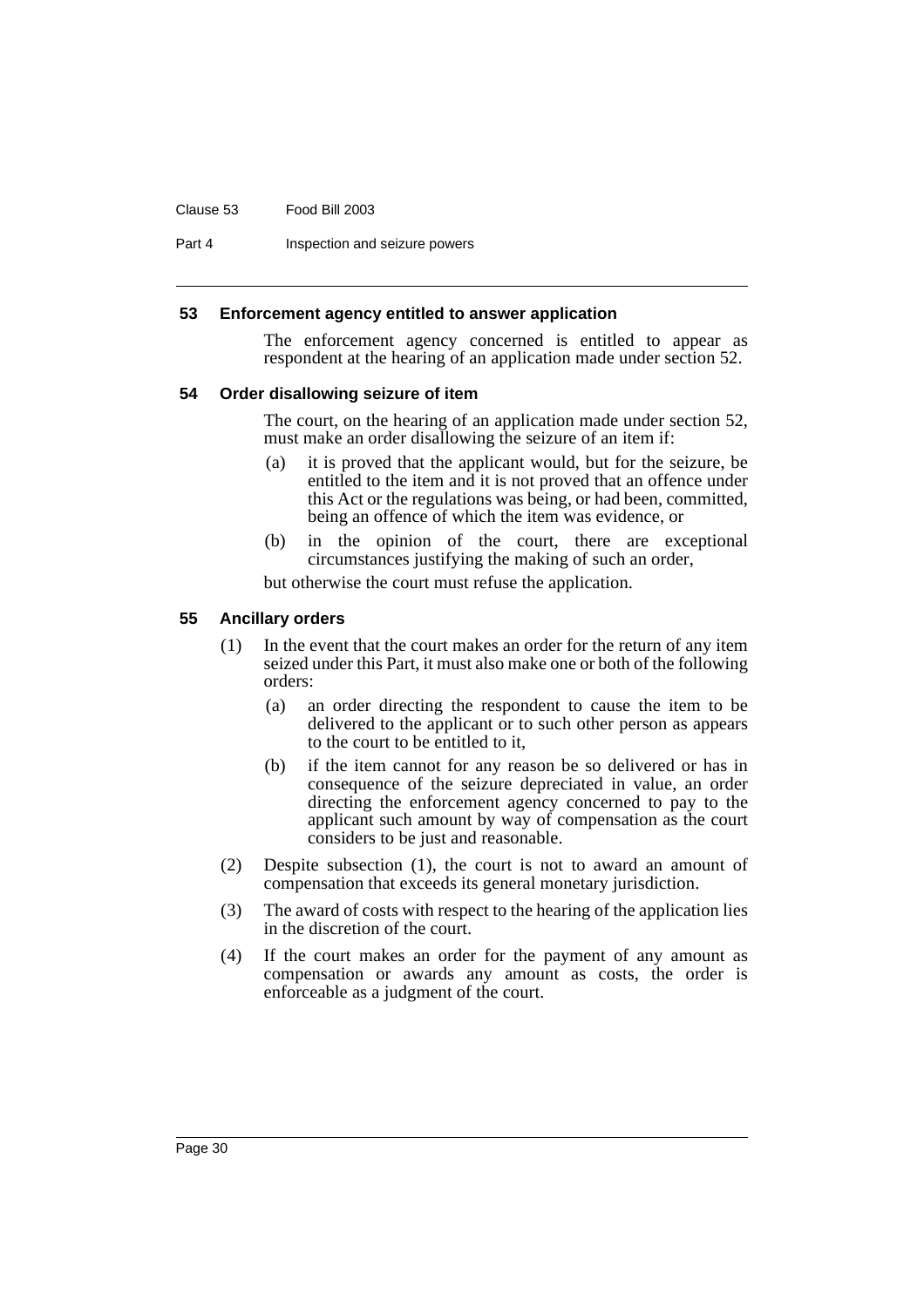### 53 Enforcement agency entitled to answer application

The enforcement agency concerned is entitled to appear as respondent at the hearing of an application made under section 52.

### 54 Order disallowing seizure of item

The court, on the hearing of an application made under section 52, must make an order disallowing the seizure of an item if:

(a) it is proved that the applicant would, but for the seizure, be entitled to the item and it is not proved that an offence under this Act or the regulations was being, or had been, committed, being an offence of which the item was evidence, or

(b) in the opinion of the court, there are exceptional circumstances justifying the making of such an order,

but otherwise the court must refuse the application.

### 55 Ancillary orders

(1) In the event that the court makes an order for the return of any item seized under this Part, it must also make one or both of the following orders:

(a) an order directing the respondent to cause the item to be delivered to the applicant or to such other person as appears to the court to be entitled to it,

(b) if the item cannot for any reason be so delivered or has in consequence of the seizure depreciated in value, an order directing the enforcement agency concerned to pay to the applicant such amount by way of compensation as the court considers to be just and reasonable.

(2) Despite subsection (1), the court is not to award an amount of compensation that exceeds its general monetary jurisdiction.

(3) The award of costs with respect to the hearing of the application lies in the discretion of the court.

(4) If the court makes an order for the payment of any amount as compensation or awards any amount as costs, the order is enforceable as a judgment of the court.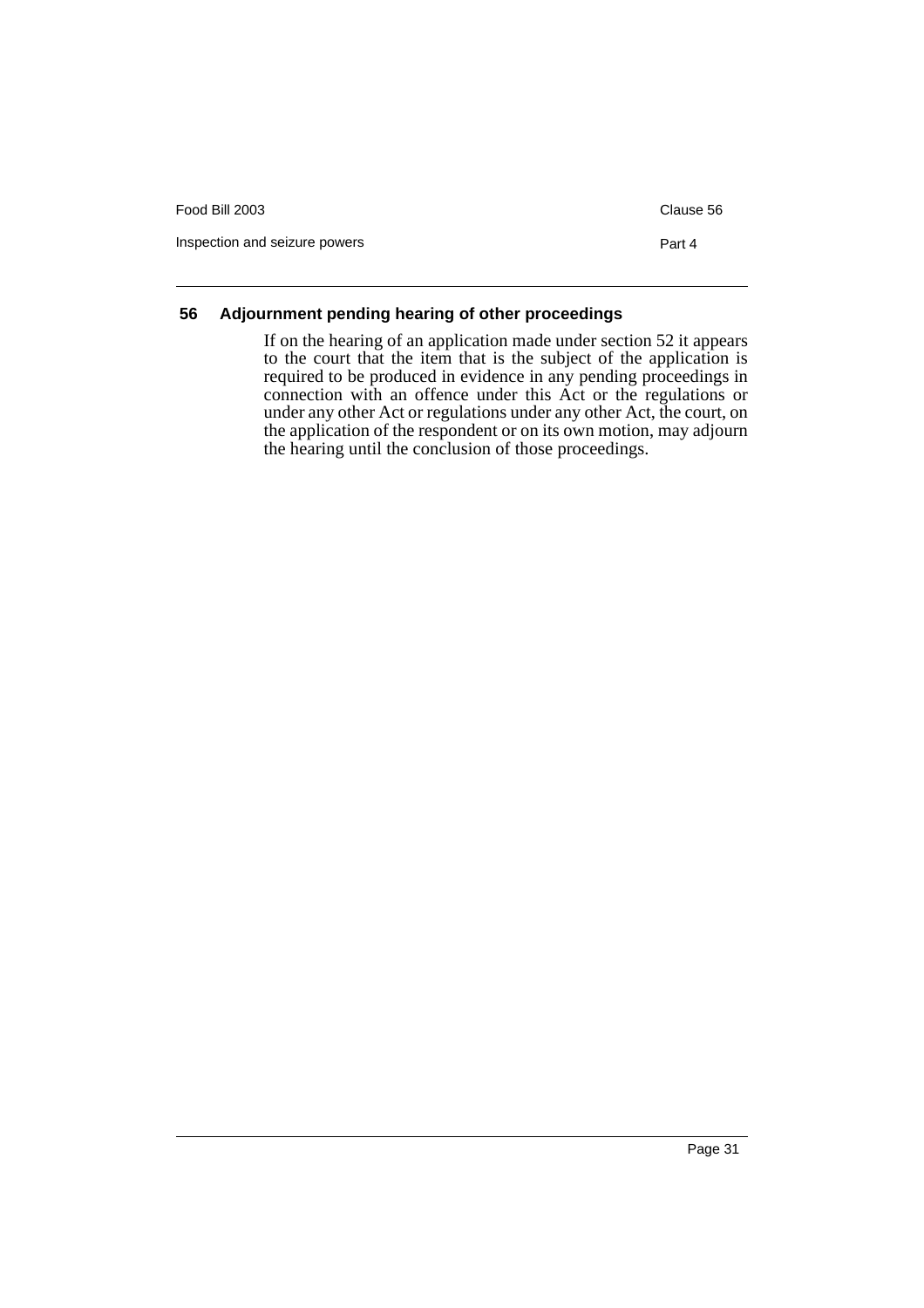## 56 Adjournment pending hearing of other proceedings

If on the hearing of an application made under section 52 it appears to the court that the item that is the subject of the application is required to be produced in evidence in any pending proceedings in connection with an offence under this Act or the regulations or under any other Act or regulations under any other Act, the court, on the application of the respondent or on its own motion, may adjourn the hearing until the conclusion of those proceedings.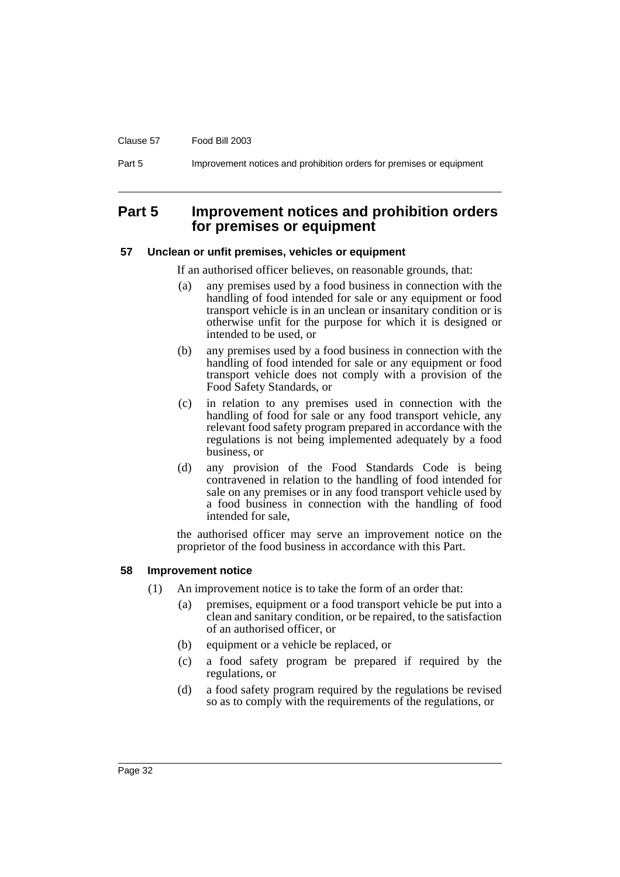# Part 5 Improvement notices and prohibition orders for premises or equipment

### 57 Unclean or unfit premises, vehicles or equipment

If an authorised officer believes, on reasonable grounds, that:

(a) any premises used by a food business in connection with the handling of food intended for sale or any equipment or food transport vehicle is in an unclean or insanitary condition or is otherwise unfit for the purpose for which it is designed or intended to be used, or

(b) any premises used by a food business in connection with the handling of food intended for sale or any equipment or food transport vehicle does not comply with a provision of the Food Safety Standards, or

(c) in relation to any premises used in connection with the handling of food for sale or any food transport vehicle, any relevant food safety program prepared in accordance with the regulations is not being implemented adequately by a food business, or

(d) any provision of the Food Standards Code is being contravened in relation to the handling of food intended for sale on any premises or in any food transport vehicle used by a food business in connection with the handling of food intended for sale,

the authorised officer may serve an improvement notice on the proprietor of the food business in accordance with this Part.

### 58 Improvement notice

(1) An improvement notice is to take the form of an order that:

(a) premises, equipment or a food transport vehicle be put into a clean and sanitary condition, or be repaired, to the satisfaction of an authorised officer, or

(b) equipment or a vehicle be replaced, or

(c) a food safety program be prepared if required by the regulations, or

(d) a food safety program required by the regulations be revised so as to comply with the requirements of the regulations, or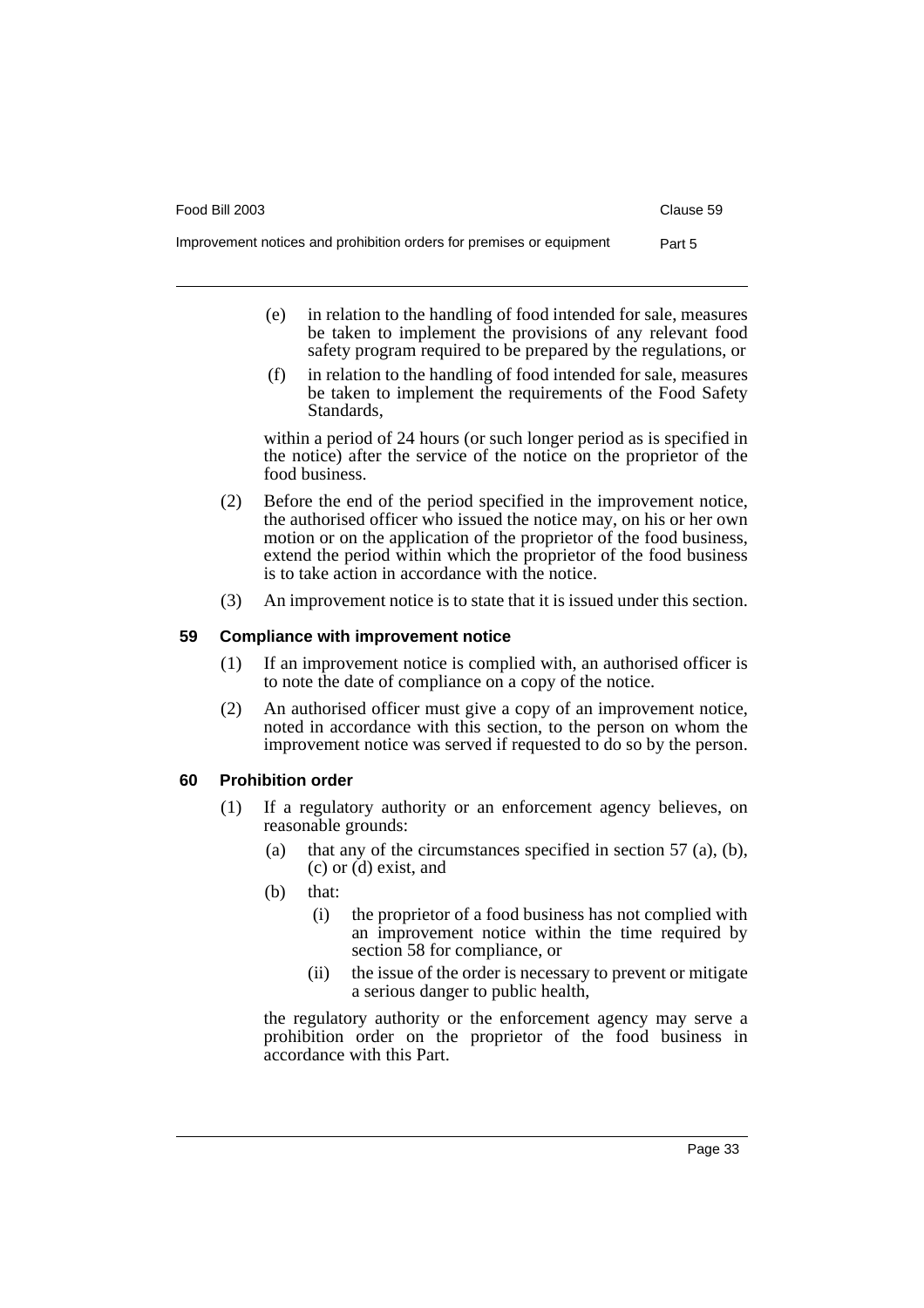(e) in relation to the handling of food intended for sale, measures be taken to implement the provisions of any relevant food safety program required to be prepared by the regulations, or

(f) in relation to the handling of food intended for sale, measures be taken to implement the requirements of the Food Safety Standards,

within a period of 24 hours (or such longer period as is specified in the notice) after the service of the notice on the proprietor of the food business.

(2) Before the end of the period specified in the improvement notice, the authorised officer who issued the notice may, on his or her own motion or on the application of the proprietor of the food business, extend the period within which the proprietor of the food business is to take action in accordance with the notice.

(3) An improvement notice is to state that it is issued under this section.

### 59 Compliance with improvement notice

(1) If an improvement notice is complied with, an authorised officer is to note the date of compliance on a copy of the notice.

(2) An authorised officer must give a copy of an improvement notice, noted in accordance with this section, to the person on whom the improvement notice was served if requested to do so by the person.

### 60 Prohibition order

(1) If a regulatory authority or an enforcement agency believes, on reasonable grounds:

  (a) that any of the circumstances specified in section 57 (a), (b), (c) or (d) exist, and

  (b) that:

    (i) the proprietor of a food business has not complied with an improvement notice within the time required by section 58 for compliance, or

    (ii) the issue of the order is necessary to prevent or mitigate a serious danger to public health,

the regulatory authority or the enforcement agency may serve a prohibition order on the proprietor of the food business in accordance with this Part.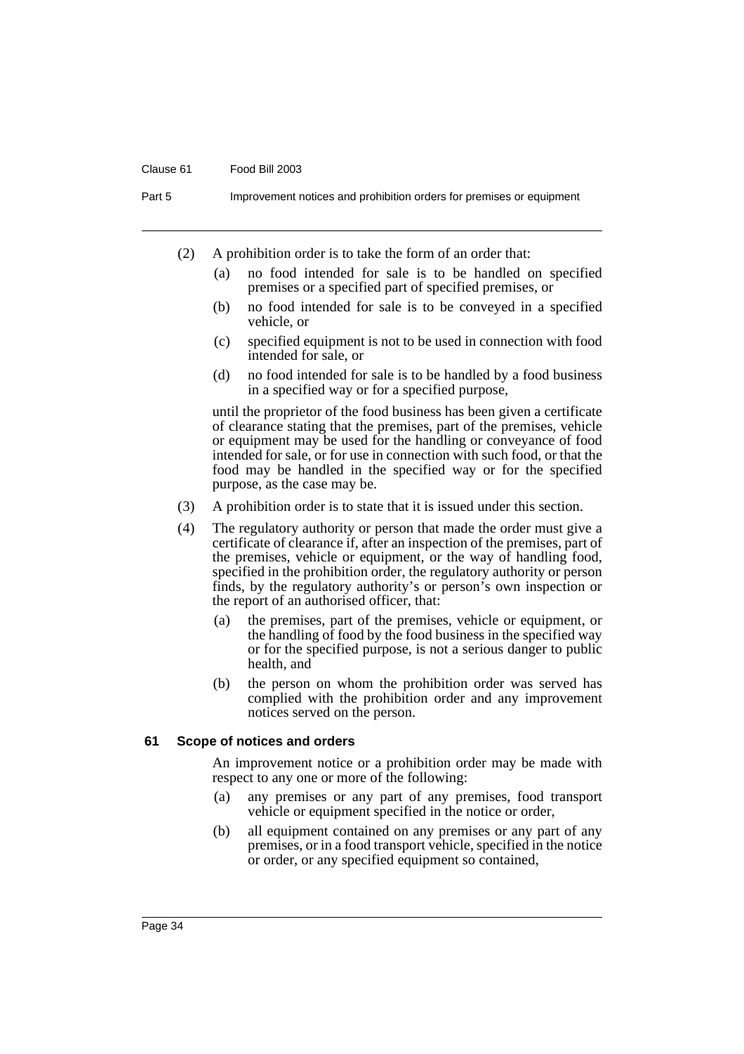(2) A prohibition order is to take the form of an order that:

(a) no food intended for sale is to be handled on specified premises or a specified part of specified premises, or

(b) no food intended for sale is to be conveyed in a specified vehicle, or

(c) specified equipment is not to be used in connection with food intended for sale, or

(d) no food intended for sale is to be handled by a food business in a specified way or for a specified purpose,

until the proprietor of the food business has been given a certificate of clearance stating that the premises, part of the premises, vehicle or equipment may be used for the handling or conveyance of food intended for sale, or for use in connection with such food, or that the food may be handled in the specified way or for the specified purpose, as the case may be.

(3) A prohibition order is to state that it is issued under this section.

(4) The regulatory authority or person that made the order must give a certificate of clearance if, after an inspection of the premises, part of the premises, vehicle or equipment, or the way of handling food, specified in the prohibition order, the regulatory authority or person finds, by the regulatory authority's or person's own inspection or the report of an authorised officer, that:

(a) the premises, part of the premises, vehicle or equipment, or the handling of food by the food business in the specified way or for the specified purpose, is not a serious danger to public health, and

(b) the person on whom the prohibition order was served has complied with the prohibition order and any improvement notices served on the person.

### 61 Scope of notices and orders

An improvement notice or a prohibition order may be made with respect to any one or more of the following:

(a) any premises or any part of any premises, food transport vehicle or equipment specified in the notice or order,

(b) all equipment contained on any premises or any part of any premises, or in a food transport vehicle, specified in the notice or order, or any specified equipment so contained,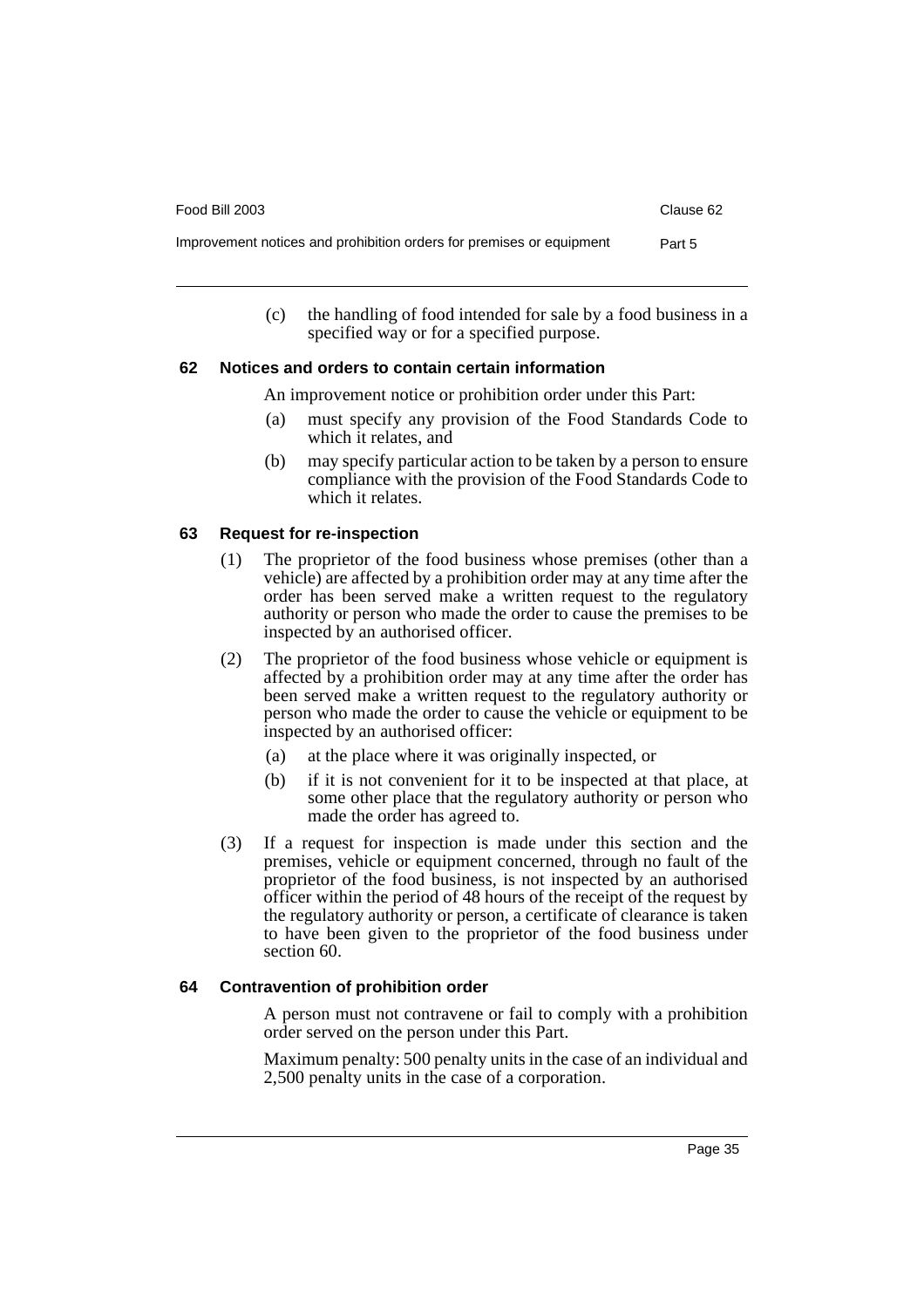(c) the handling of food intended for sale by a food business in a specified way or for a specified purpose.

### 62 Notices and orders to contain certain information

An improvement notice or prohibition order under this Part:

(a) must specify any provision of the Food Standards Code to which it relates, and

(b) may specify particular action to be taken by a person to ensure compliance with the provision of the Food Standards Code to which it relates.

### 63 Request for re-inspection

(1) The proprietor of the food business whose premises (other than a vehicle) are affected by a prohibition order may at any time after the order has been served make a written request to the regulatory authority or person who made the order to cause the premises to be inspected by an authorised officer.

(2) The proprietor of the food business whose vehicle or equipment is affected by a prohibition order may at any time after the order has been served make a written request to the regulatory authority or person who made the order to cause the vehicle or equipment to be inspected by an authorised officer:

(a) at the place where it was originally inspected, or

(b) if it is not convenient for it to be inspected at that place, at some other place that the regulatory authority or person who made the order has agreed to.

(3) If a request for inspection is made under this section and the premises, vehicle or equipment concerned, through no fault of the proprietor of the food business, is not inspected by an authorised officer within the period of 48 hours of the receipt of the request by the regulatory authority or person, a certificate of clearance is taken to have been given to the proprietor of the food business under section 60.

### 64 Contravention of prohibition order

A person must not contravene or fail to comply with a prohibition order served on the person under this Part.

Maximum penalty: 500 penalty units in the case of an individual and 2,500 penalty units in the case of a corporation.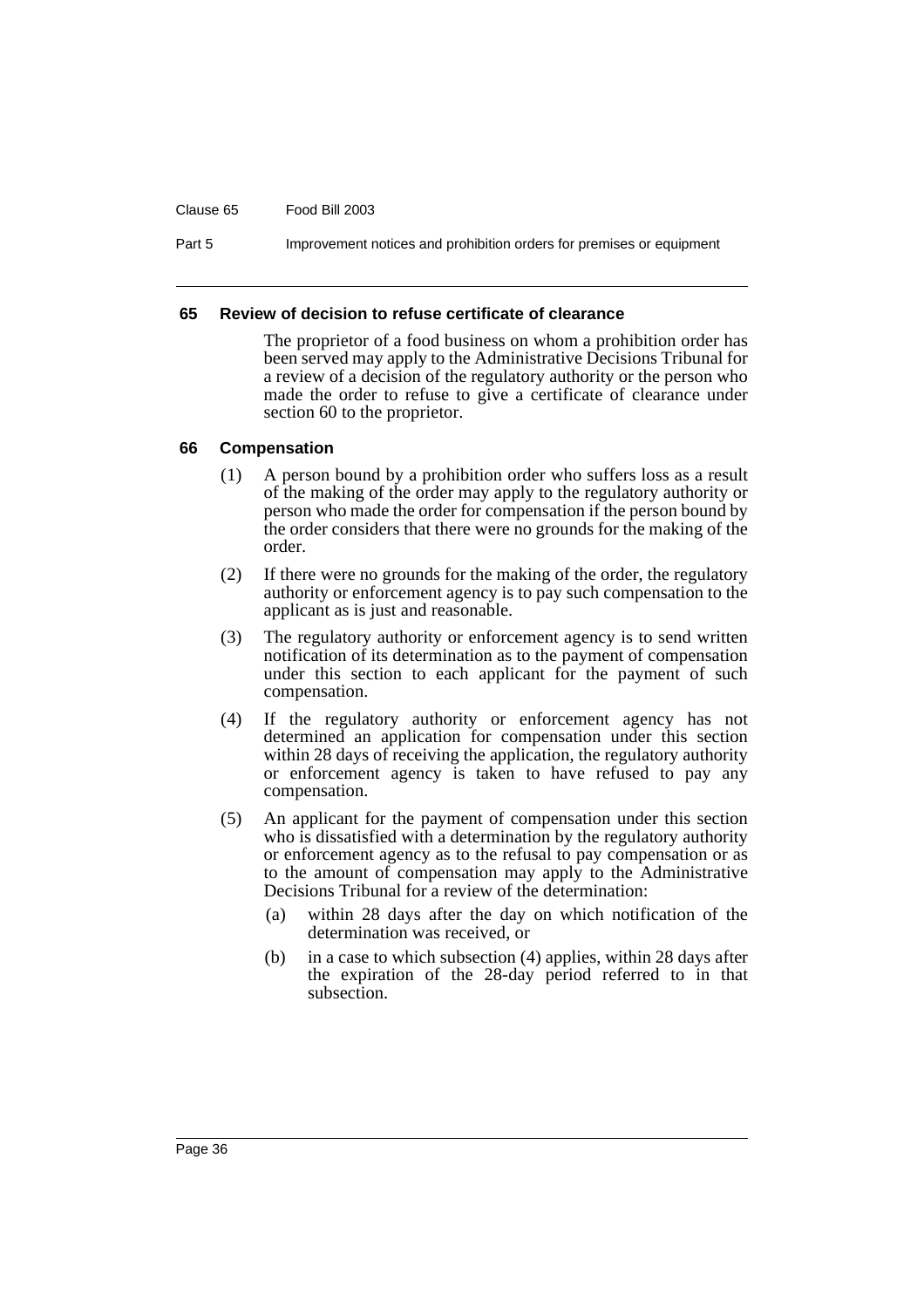### 65 Review of decision to refuse certificate of clearance

The proprietor of a food business on whom a prohibition order has been served may apply to the Administrative Decisions Tribunal for a review of a decision of the regulatory authority or the person who made the order to refuse to give a certificate of clearance under section 60 to the proprietor.

### 66 Compensation

(1) A person bound by a prohibition order who suffers loss as a result of the making of the order may apply to the regulatory authority or person who made the order for compensation if the person bound by the order considers that there were no grounds for the making of the order.

(2) If there were no grounds for the making of the order, the regulatory authority or enforcement agency is to pay such compensation to the applicant as is just and reasonable.

(3) The regulatory authority or enforcement agency is to send written notification of its determination as to the payment of compensation under this section to each applicant for the payment of such compensation.

(4) If the regulatory authority or enforcement agency has not determined an application for compensation under this section within 28 days of receiving the application, the regulatory authority or enforcement agency is taken to have refused to pay any compensation.

(5) An applicant for the payment of compensation under this section who is dissatisfied with a determination by the regulatory authority or enforcement agency as to the refusal to pay compensation or as to the amount of compensation may apply to the Administrative Decisions Tribunal for a review of the determination:

- (a) within 28 days after the day on which notification of the determination was received, or
- (b) in a case to which subsection (4) applies, within 28 days after the expiration of the 28-day period referred to in that subsection.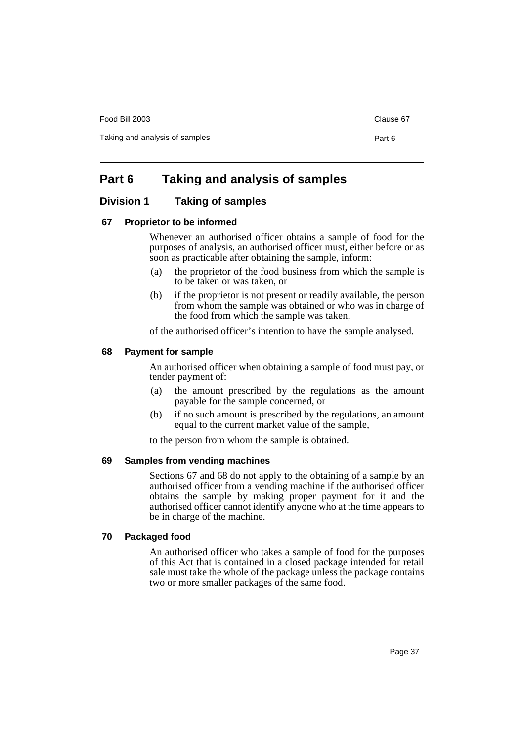# Part 6 Taking and analysis of samples

## Division 1 Taking of samples

### 67 Proprietor to be informed

Whenever an authorised officer obtains a sample of food for the purposes of analysis, an authorised officer must, either before or as soon as practicable after obtaining the sample, inform:

(a) the proprietor of the food business from which the sample is to be taken or was taken, or

(b) if the proprietor is not present or readily available, the person from whom the sample was obtained or who was in charge of the food from which the sample was taken,

of the authorised officer's intention to have the sample analysed.

### 68 Payment for sample

An authorised officer when obtaining a sample of food must pay, or tender payment of:

(a) the amount prescribed by the regulations as the amount payable for the sample concerned, or

(b) if no such amount is prescribed by the regulations, an amount equal to the current market value of the sample,

to the person from whom the sample is obtained.

### 69 Samples from vending machines

Sections 67 and 68 do not apply to the obtaining of a sample by an authorised officer from a vending machine if the authorised officer obtains the sample by making proper payment for it and the authorised officer cannot identify anyone who at the time appears to be in charge of the machine.

### 70 Packaged food

An authorised officer who takes a sample of food for the purposes of this Act that is contained in a closed package intended for retail sale must take the whole of the package unless the package contains two or more smaller packages of the same food.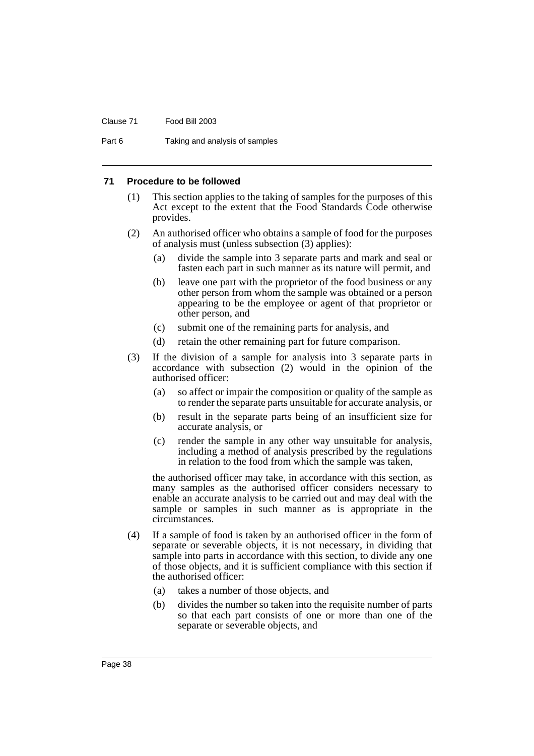#### 71 Procedure to be followed

(1) This section applies to the taking of samples for the purposes of this Act except to the extent that the Food Standards Code otherwise provides.

(2) An authorised officer who obtains a sample of food for the purposes of analysis must (unless subsection (3) applies):

(a) divide the sample into 3 separate parts and mark and seal or fasten each part in such manner as its nature will permit, and

(b) leave one part with the proprietor of the food business or any other person from whom the sample was obtained or a person appearing to be the employee or agent of that proprietor or other person, and

(c) submit one of the remaining parts for analysis, and

(d) retain the other remaining part for future comparison.

(3) If the division of a sample for analysis into 3 separate parts in accordance with subsection (2) would in the opinion of the authorised officer:

(a) so affect or impair the composition or quality of the sample as to render the separate parts unsuitable for accurate analysis, or

(b) result in the separate parts being of an insufficient size for accurate analysis, or

(c) render the sample in any other way unsuitable for analysis, including a method of analysis prescribed by the regulations in relation to the food from which the sample was taken,

the authorised officer may take, in accordance with this section, as many samples as the authorised officer considers necessary to enable an accurate analysis to be carried out and may deal with the sample or samples in such manner as is appropriate in the circumstances.

(4) If a sample of food is taken by an authorised officer in the form of separate or severable objects, it is not necessary, in dividing that sample into parts in accordance with this section, to divide any one of those objects, and it is sufficient compliance with this section if the authorised officer:

(a) takes a number of those objects, and

(b) divides the number so taken into the requisite number of parts so that each part consists of one or more than one of the separate or severable objects, and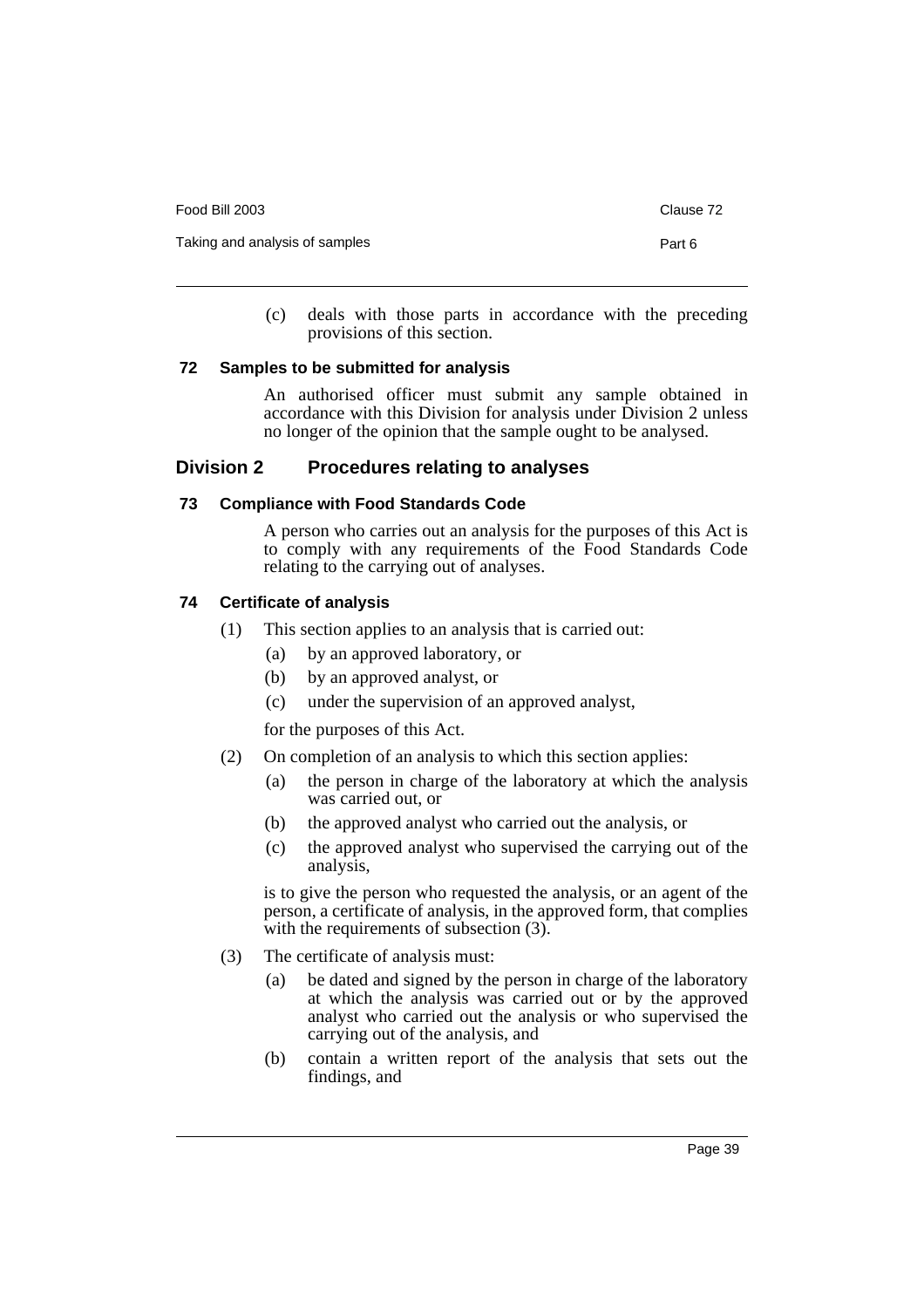(c) deals with those parts in accordance with the preceding provisions of this section.

### 72 Samples to be submitted for analysis

An authorised officer must submit any sample obtained in accordance with this Division for analysis under Division 2 unless no longer of the opinion that the sample ought to be analysed.

## Division 2 Procedures relating to analyses

### 73 Compliance with Food Standards Code

A person who carries out an analysis for the purposes of this Act is to comply with any requirements of the Food Standards Code relating to the carrying out of analyses.

### 74 Certificate of analysis

(1) This section applies to an analysis that is carried out:

(a) by an approved laboratory, or

(b) by an approved analyst, or

(c) under the supervision of an approved analyst,

for the purposes of this Act.

(2) On completion of an analysis to which this section applies:

(a) the person in charge of the laboratory at which the analysis was carried out, or

(b) the approved analyst who carried out the analysis, or

(c) the approved analyst who supervised the carrying out of the analysis,

is to give the person who requested the analysis, or an agent of the person, a certificate of analysis, in the approved form, that complies with the requirements of subsection (3).

(3) The certificate of analysis must:

(a) be dated and signed by the person in charge of the laboratory at which the analysis was carried out or by the approved analyst who carried out the analysis or who supervised the carrying out of the analysis, and

(b) contain a written report of the analysis that sets out the findings, and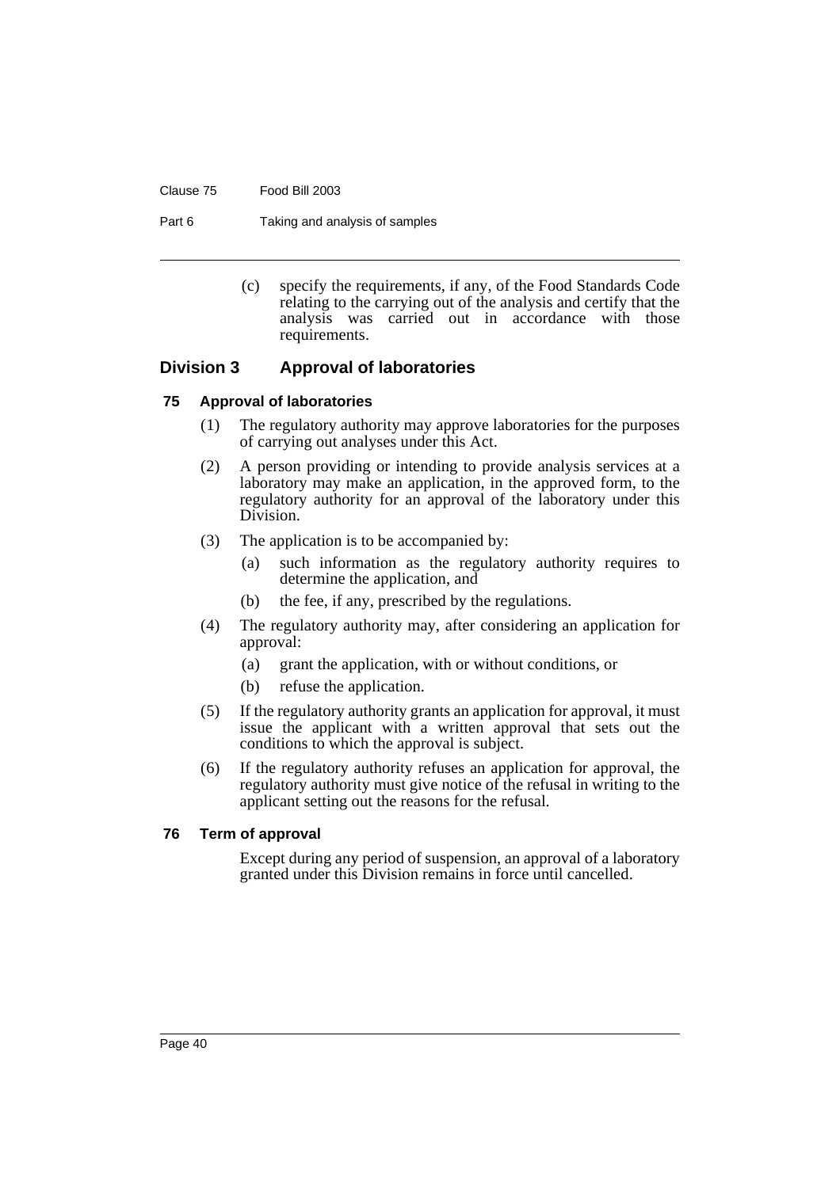(c) specify the requirements, if any, of the Food Standards Code relating to the carrying out of the analysis and certify that the analysis was carried out in accordance with those requirements.

## Division 3 Approval of laboratories

### 75 Approval of laboratories

(1) The regulatory authority may approve laboratories for the purposes of carrying out analyses under this Act.

(2) A person providing or intending to provide analysis services at a laboratory may make an application, in the approved form, to the regulatory authority for an approval of the laboratory under this Division.

(3) The application is to be accompanied by:

(a) such information as the regulatory authority requires to determine the application, and

(b) the fee, if any, prescribed by the regulations.

(4) The regulatory authority may, after considering an application for approval:

(a) grant the application, with or without conditions, or

(b) refuse the application.

(5) If the regulatory authority grants an application for approval, it must issue the applicant with a written approval that sets out the conditions to which the approval is subject.

(6) If the regulatory authority refuses an application for approval, the regulatory authority must give notice of the refusal in writing to the applicant setting out the reasons for the refusal.

### 76 Term of approval

Except during any period of suspension, an approval of a laboratory granted under this Division remains in force until cancelled.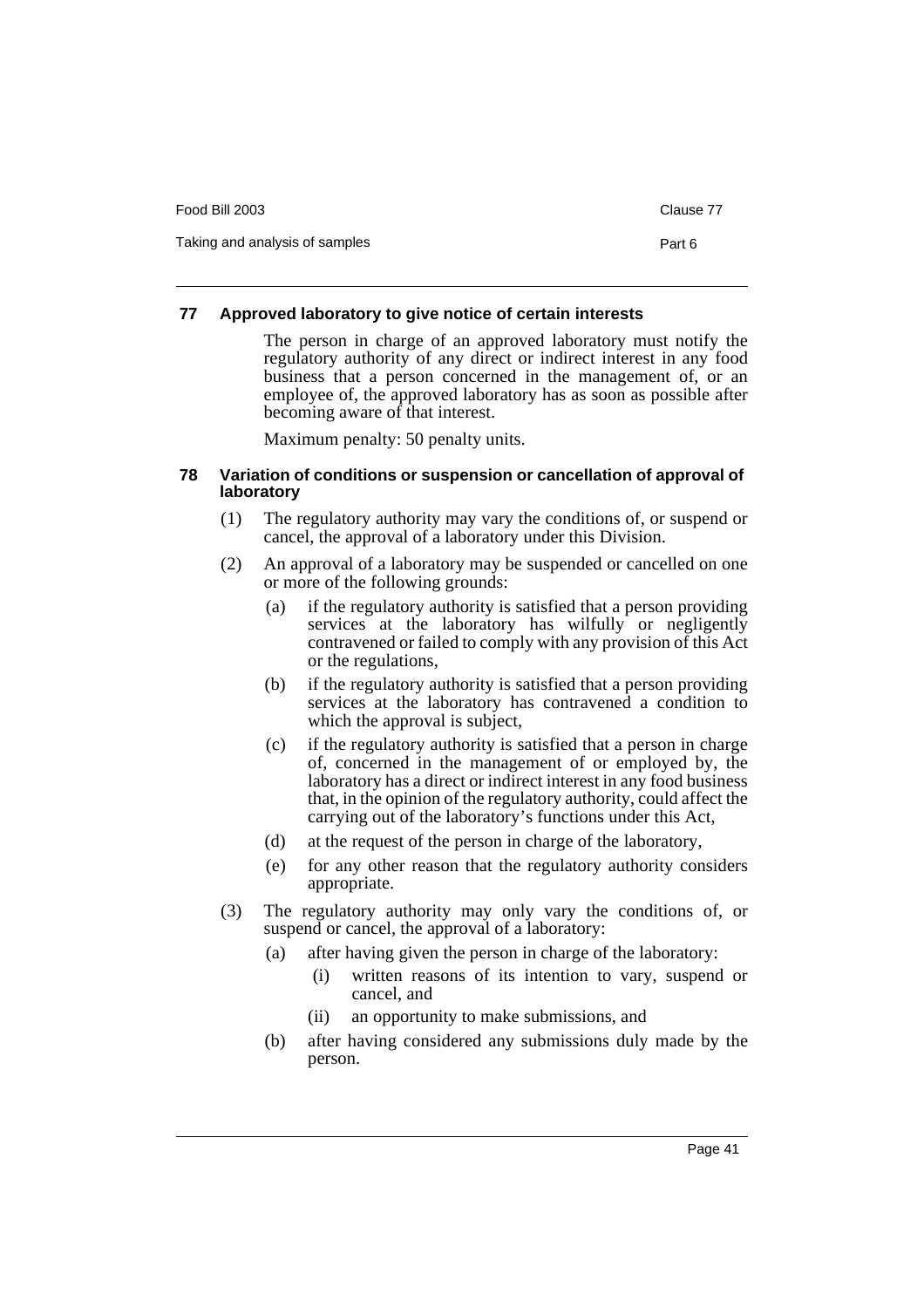### 77 Approved laboratory to give notice of certain interests

The person in charge of an approved laboratory must notify the regulatory authority of any direct or indirect interest in any food business that a person concerned in the management of, or an employee of, the approved laboratory has as soon as possible after becoming aware of that interest.

Maximum penalty: 50 penalty units.

### 78 Variation of conditions or suspension or cancellation of approval of laboratory

(1) The regulatory authority may vary the conditions of, or suspend or cancel, the approval of a laboratory under this Division.

(2) An approval of a laboratory may be suspended or cancelled on one or more of the following grounds:

- (a) if the regulatory authority is satisfied that a person providing services at the laboratory has wilfully or negligently contravened or failed to comply with any provision of this Act or the regulations,
- (b) if the regulatory authority is satisfied that a person providing services at the laboratory has contravened a condition to which the approval is subject,
- (c) if the regulatory authority is satisfied that a person in charge of, concerned in the management of or employed by, the laboratory has a direct or indirect interest in any food business that, in the opinion of the regulatory authority, could affect the carrying out of the laboratory's functions under this Act,
- (d) at the request of the person in charge of the laboratory,
- (e) for any other reason that the regulatory authority considers appropriate.

(3) The regulatory authority may only vary the conditions of, or suspend or cancel, the approval of a laboratory:

- (a) after having given the person in charge of the laboratory:
  - (i) written reasons of its intention to vary, suspend or cancel, and
  - (ii) an opportunity to make submissions, and
- (b) after having considered any submissions duly made by the person.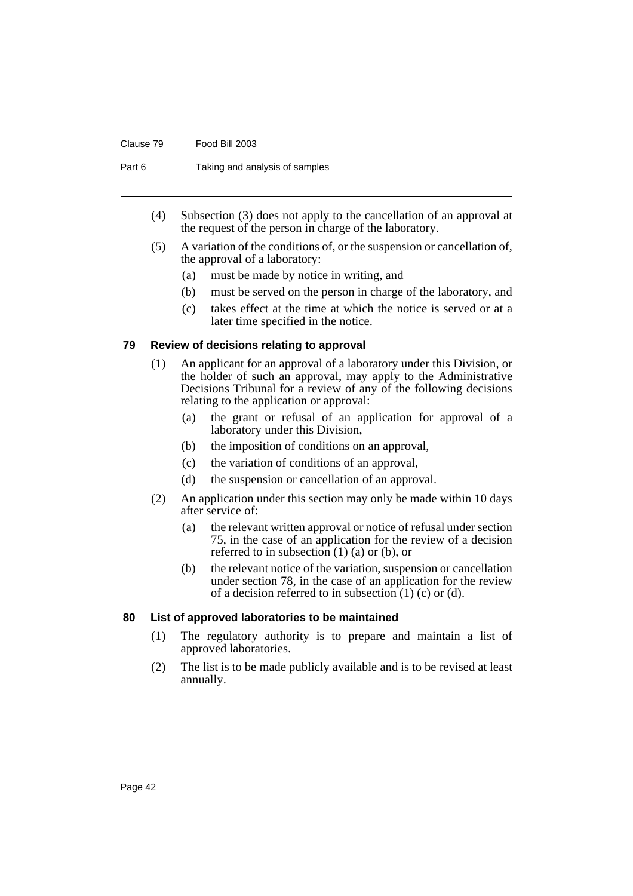(4) Subsection (3) does not apply to the cancellation of an approval at the request of the person in charge of the laboratory.

(5) A variation of the conditions of, or the suspension or cancellation of, the approval of a laboratory:

   (a) must be made by notice in writing, and

   (b) must be served on the person in charge of the laboratory, and

   (c) takes effect at the time at which the notice is served or at a later time specified in the notice.

### 79 Review of decisions relating to approval

(1) An applicant for an approval of a laboratory under this Division, or the holder of such an approval, may apply to the Administrative Decisions Tribunal for a review of any of the following decisions relating to the application or approval:

   (a) the grant or refusal of an application for approval of a laboratory under this Division,

   (b) the imposition of conditions on an approval,

   (c) the variation of conditions of an approval,

   (d) the suspension or cancellation of an approval.

(2) An application under this section may only be made within 10 days after service of:

   (a) the relevant written approval or notice of refusal under section 75, in the case of an application for the review of a decision referred to in subsection (1) (a) or (b), or

   (b) the relevant notice of the variation, suspension or cancellation under section 78, in the case of an application for the review of a decision referred to in subsection (1) (c) or (d).

### 80 List of approved laboratories to be maintained

(1) The regulatory authority is to prepare and maintain a list of approved laboratories.

(2) The list is to be made publicly available and is to be revised at least annually.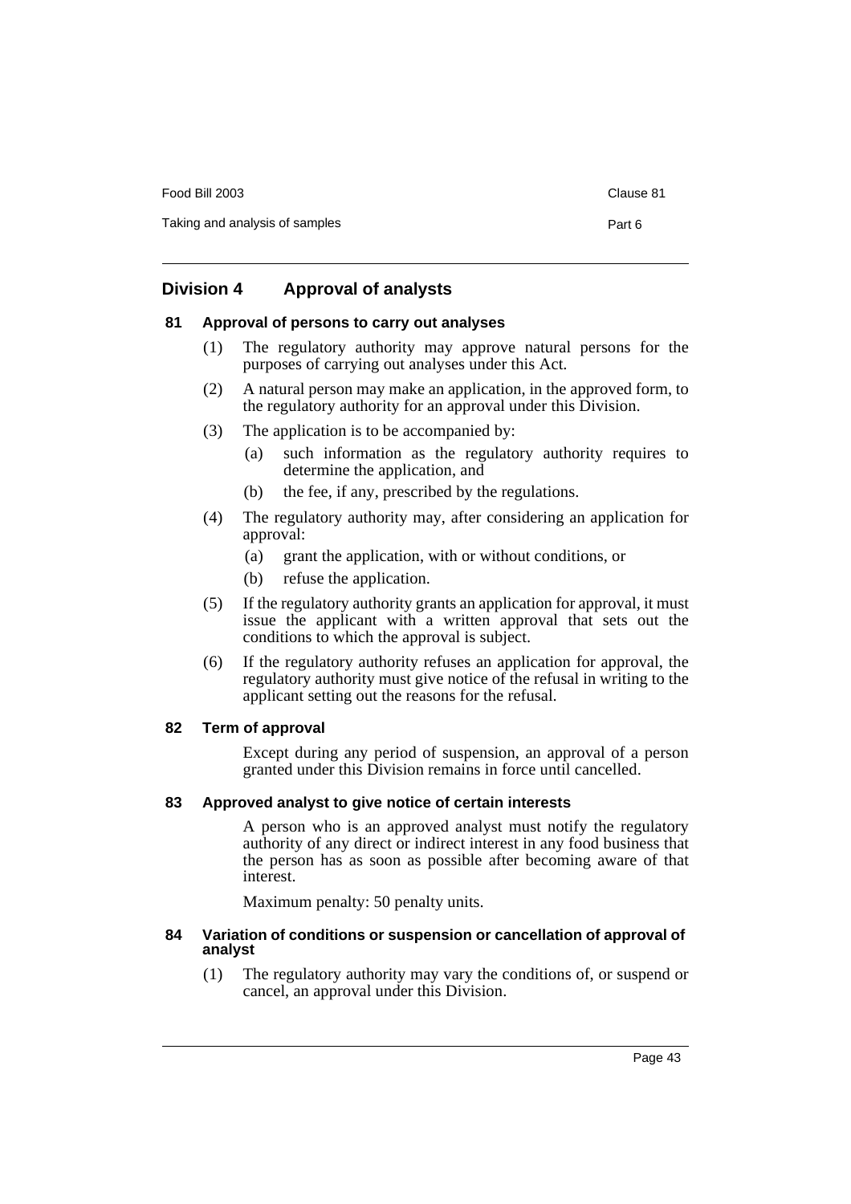## Division 4 Approval of analysts

### 81 Approval of persons to carry out analyses

(1) The regulatory authority may approve natural persons for the purposes of carrying out analyses under this Act.

(2) A natural person may make an application, in the approved form, to the regulatory authority for an approval under this Division.

(3) The application is to be accompanied by:

- (a) such information as the regulatory authority requires to determine the application, and
- (b) the fee, if any, prescribed by the regulations.

(4) The regulatory authority may, after considering an application for approval:

- (a) grant the application, with or without conditions, or
- (b) refuse the application.

(5) If the regulatory authority grants an application for approval, it must issue the applicant with a written approval that sets out the conditions to which the approval is subject.

(6) If the regulatory authority refuses an application for approval, the regulatory authority must give notice of the refusal in writing to the applicant setting out the reasons for the refusal.

### 82 Term of approval

Except during any period of suspension, an approval of a person granted under this Division remains in force until cancelled.

### 83 Approved analyst to give notice of certain interests

A person who is an approved analyst must notify the regulatory authority of any direct or indirect interest in any food business that the person has as soon as possible after becoming aware of that interest.

Maximum penalty: 50 penalty units.

### 84 Variation of conditions or suspension or cancellation of approval of analyst

(1) The regulatory authority may vary the conditions of, or suspend or cancel, an approval under this Division.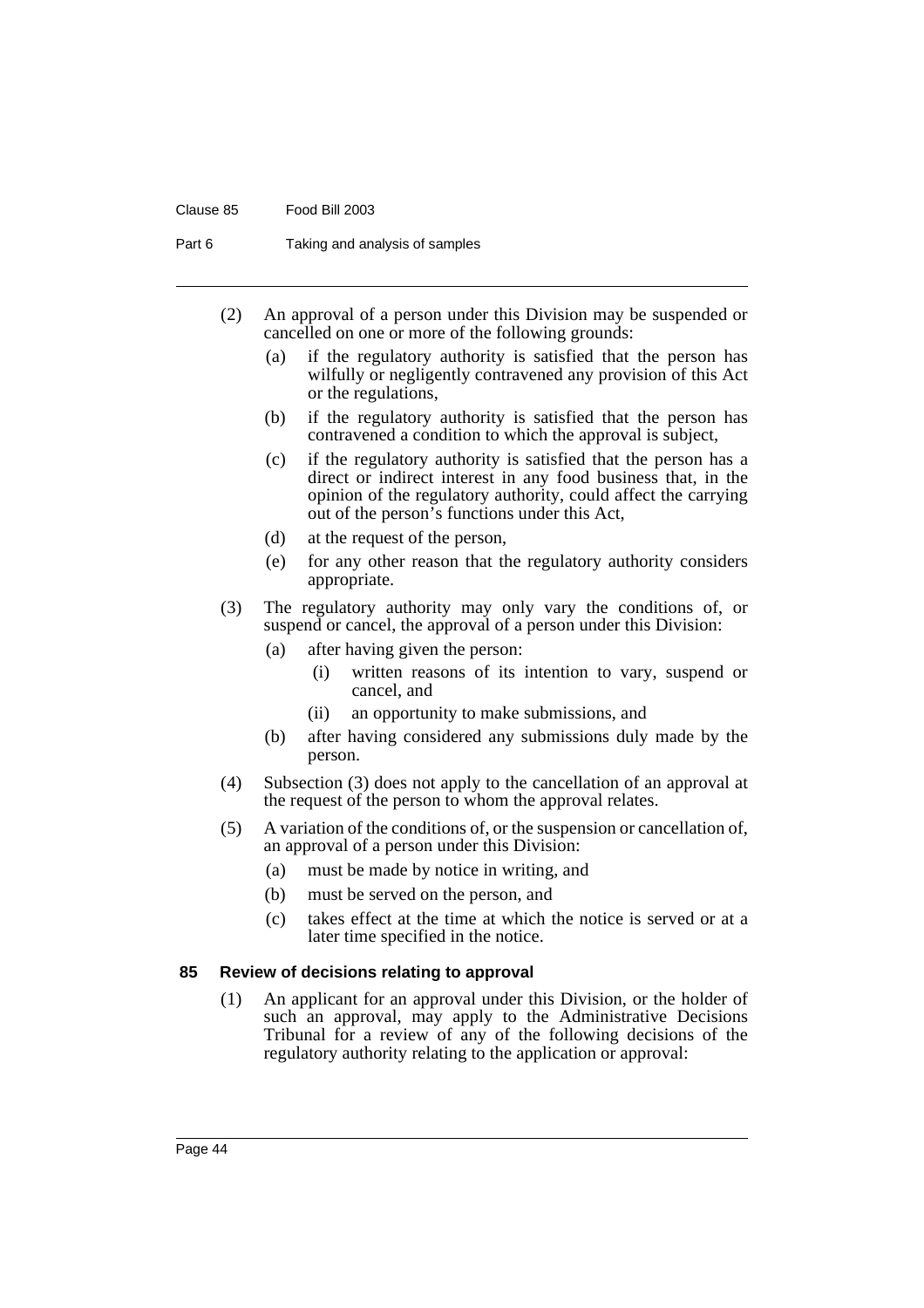(2) An approval of a person under this Division may be suspended or cancelled on one or more of the following grounds:

   (a) if the regulatory authority is satisfied that the person has wilfully or negligently contravened any provision of this Act or the regulations,

   (b) if the regulatory authority is satisfied that the person has contravened a condition to which the approval is subject,

   (c) if the regulatory authority is satisfied that the person has a direct or indirect interest in any food business that, in the opinion of the regulatory authority, could affect the carrying out of the person's functions under this Act,

   (d) at the request of the person,

   (e) for any other reason that the regulatory authority considers appropriate.

(3) The regulatory authority may only vary the conditions of, or suspend or cancel, the approval of a person under this Division:

   (a) after having given the person:

      (i) written reasons of its intention to vary, suspend or cancel, and

      (ii) an opportunity to make submissions, and

   (b) after having considered any submissions duly made by the person.

(4) Subsection (3) does not apply to the cancellation of an approval at the request of the person to whom the approval relates.

(5) A variation of the conditions of, or the suspension or cancellation of, an approval of a person under this Division:

   (a) must be made by notice in writing, and

   (b) must be served on the person, and

   (c) takes effect at the time at which the notice is served or at a later time specified in the notice.

### 85 Review of decisions relating to approval

(1) An applicant for an approval under this Division, or the holder of such an approval, may apply to the Administrative Decisions Tribunal for a review of any of the following decisions of the regulatory authority relating to the application or approval: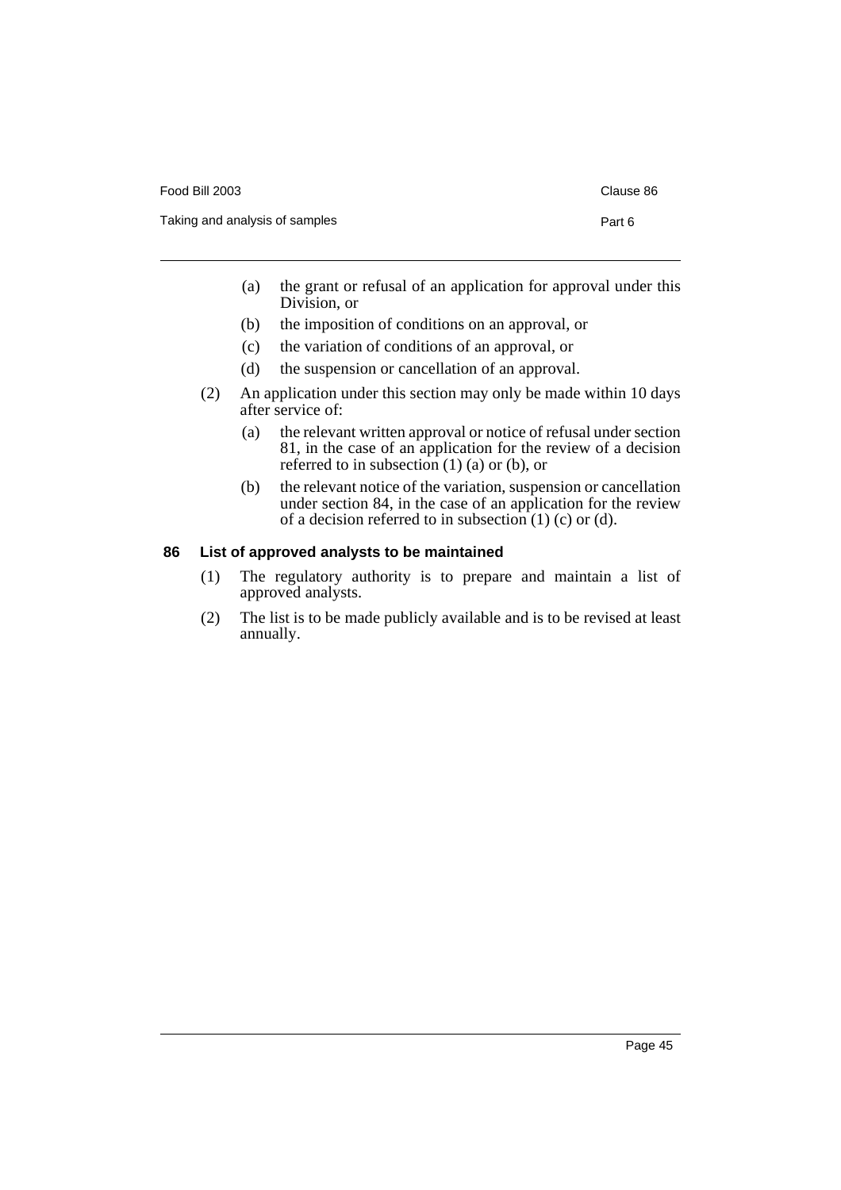(a) the grant or refusal of an application for approval under this Division, or

(b) the imposition of conditions on an approval, or

(c) the variation of conditions of an approval, or

(d) the suspension or cancellation of an approval.

(2) An application under this section may only be made within 10 days after service of:

(a) the relevant written approval or notice of refusal under section 81, in the case of an application for the review of a decision referred to in subsection (1) (a) or (b), or

(b) the relevant notice of the variation, suspension or cancellation under section 84, in the case of an application for the review of a decision referred to in subsection (1) (c) or (d).

### 86 List of approved analysts to be maintained

(1) The regulatory authority is to prepare and maintain a list of approved analysts.

(2) The list is to be made publicly available and is to be revised at least annually.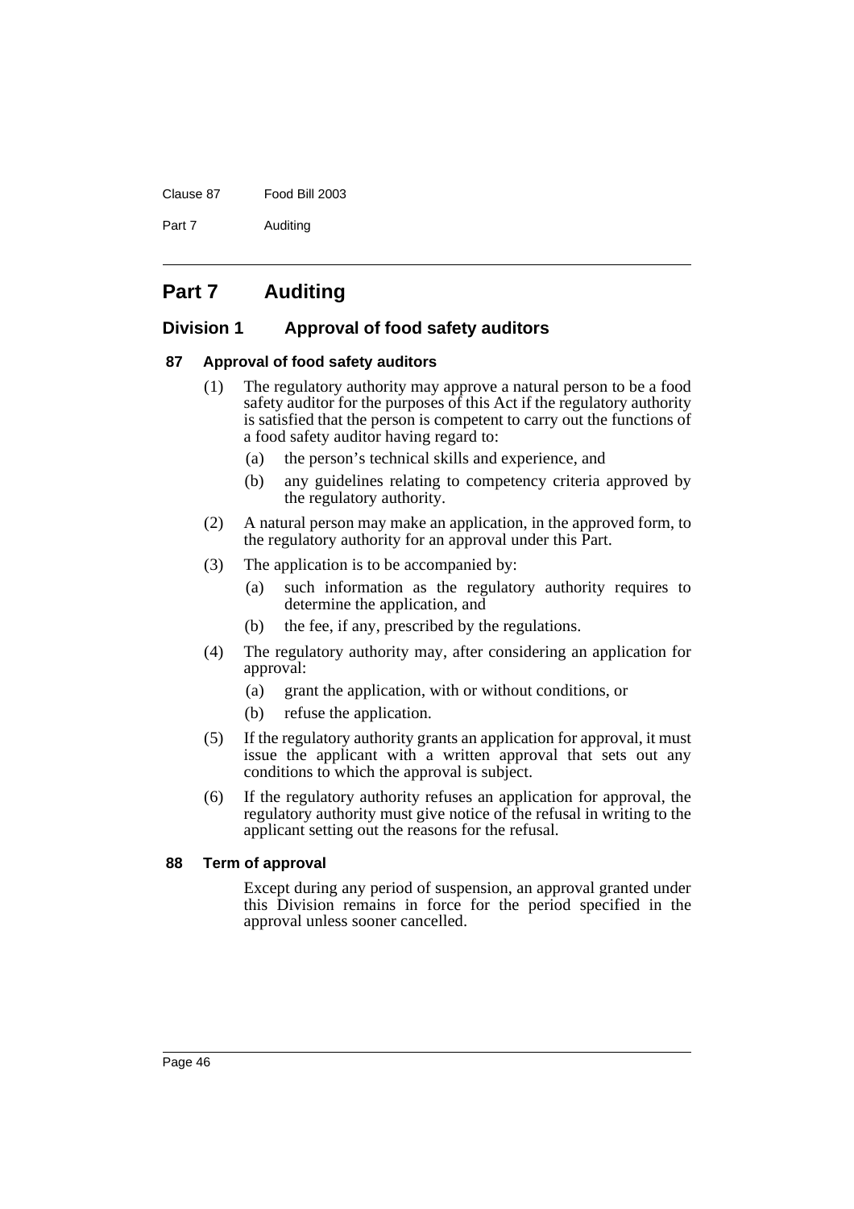# Part 7 Auditing

## Division 1 Approval of food safety auditors

### 87 Approval of food safety auditors

(1) The regulatory authority may approve a natural person to be a food safety auditor for the purposes of this Act if the regulatory authority is satisfied that the person is competent to carry out the functions of a food safety auditor having regard to:

- (a) the person's technical skills and experience, and
- (b) any guidelines relating to competency criteria approved by the regulatory authority.

(2) A natural person may make an application, in the approved form, to the regulatory authority for an approval under this Part.

(3) The application is to be accompanied by:

- (a) such information as the regulatory authority requires to determine the application, and
- (b) the fee, if any, prescribed by the regulations.

(4) The regulatory authority may, after considering an application for approval:

- (a) grant the application, with or without conditions, or
- (b) refuse the application.

(5) If the regulatory authority grants an application for approval, it must issue the applicant with a written approval that sets out any conditions to which the approval is subject.

(6) If the regulatory authority refuses an application for approval, the regulatory authority must give notice of the refusal in writing to the applicant setting out the reasons for the refusal.

### 88 Term of approval

Except during any period of suspension, an approval granted under this Division remains in force for the period specified in the approval unless sooner cancelled.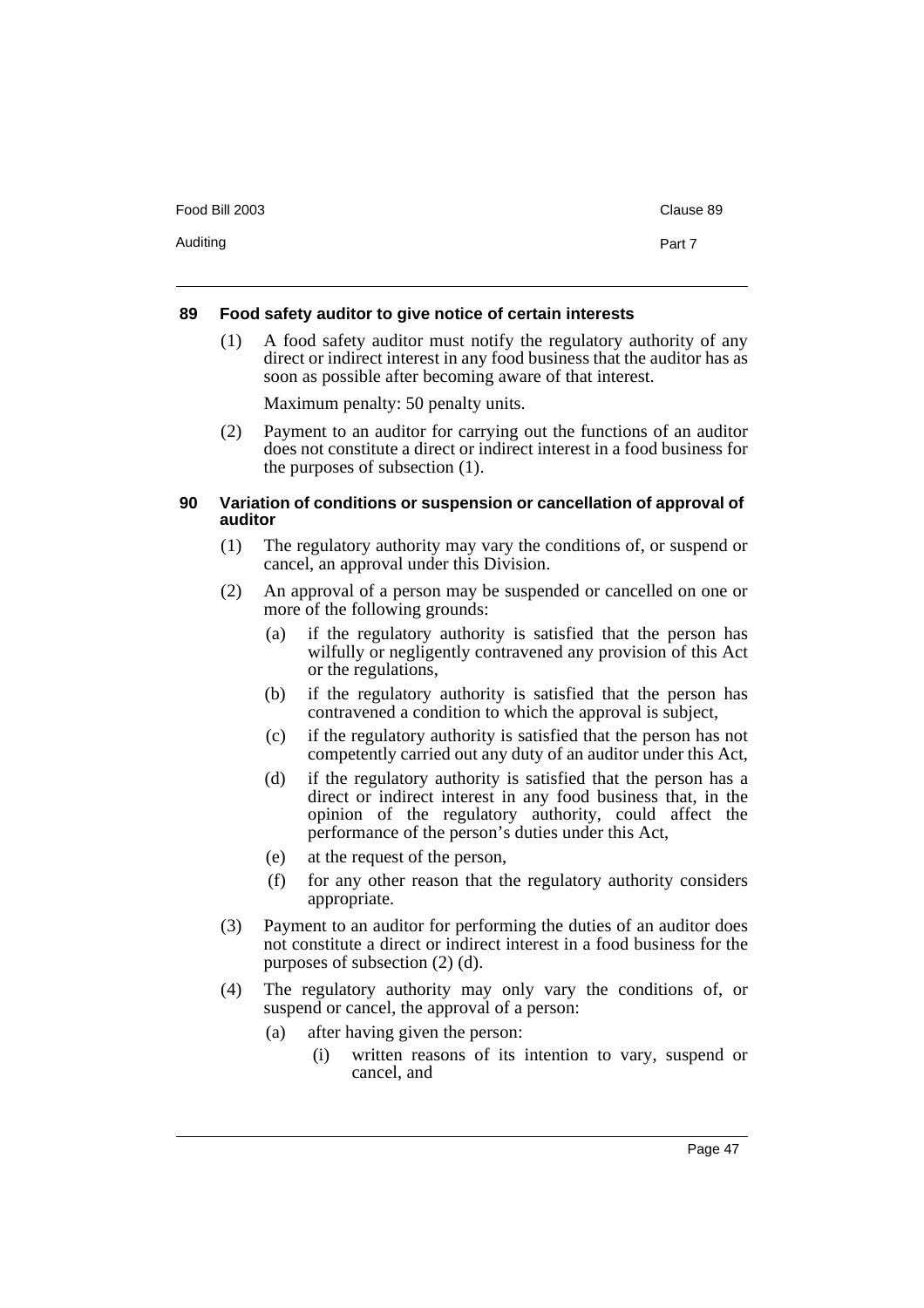### 89 Food safety auditor to give notice of certain interests

(1) A food safety auditor must notify the regulatory authority of any direct or indirect interest in any food business that the auditor has as soon as possible after becoming aware of that interest.

Maximum penalty: 50 penalty units.

(2) Payment to an auditor for carrying out the functions of an auditor does not constitute a direct or indirect interest in a food business for the purposes of subsection (1).

### 90 Variation of conditions or suspension or cancellation of approval of auditor

(1) The regulatory authority may vary the conditions of, or suspend or cancel, an approval under this Division.

(2) An approval of a person may be suspended or cancelled on one or more of the following grounds:

(a) if the regulatory authority is satisfied that the person has wilfully or negligently contravened any provision of this Act or the regulations,

(b) if the regulatory authority is satisfied that the person has contravened a condition to which the approval is subject,

(c) if the regulatory authority is satisfied that the person has not competently carried out any duty of an auditor under this Act,

(d) if the regulatory authority is satisfied that the person has a direct or indirect interest in any food business that, in the opinion of the regulatory authority, could affect the performance of the person's duties under this Act,

(e) at the request of the person,

(f) for any other reason that the regulatory authority considers appropriate.

(3) Payment to an auditor for performing the duties of an auditor does not constitute a direct or indirect interest in a food business for the purposes of subsection (2) (d).

(4) The regulatory authority may only vary the conditions of, or suspend or cancel, the approval of a person:

(a) after having given the person:

(i) written reasons of its intention to vary, suspend or cancel, and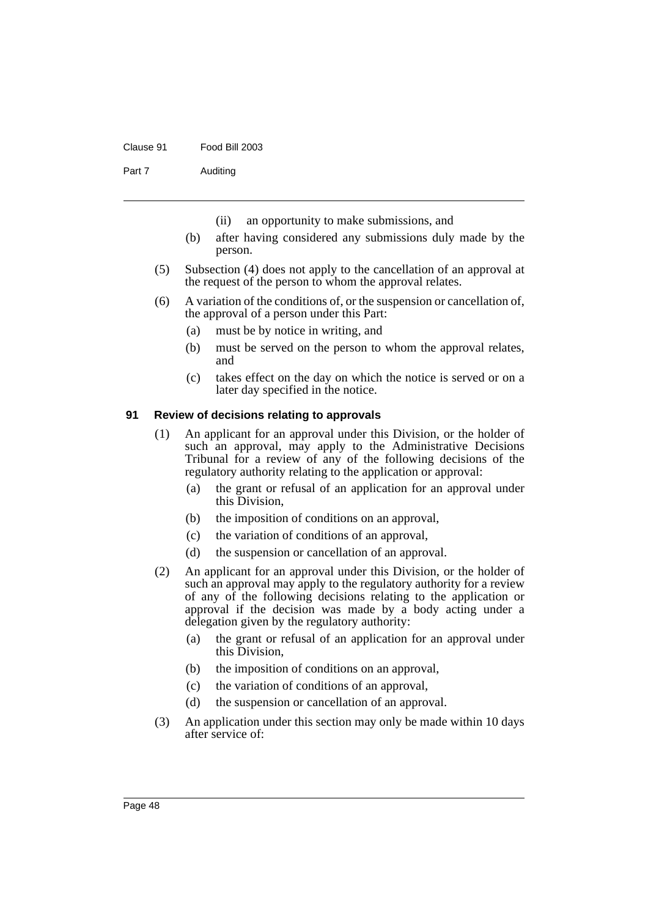(ii) an opportunity to make submissions, and

(b) after having considered any submissions duly made by the person.

(5) Subsection (4) does not apply to the cancellation of an approval at the request of the person to whom the approval relates.

(6) A variation of the conditions of, or the suspension or cancellation of, the approval of a person under this Part:

(a) must be by notice in writing, and

(b) must be served on the person to whom the approval relates, and

(c) takes effect on the day on which the notice is served or on a later day specified in the notice.

### 91 Review of decisions relating to approvals

(1) An applicant for an approval under this Division, or the holder of such an approval, may apply to the Administrative Decisions Tribunal for a review of any of the following decisions of the regulatory authority relating to the application or approval:

(a) the grant or refusal of an application for an approval under this Division,

(b) the imposition of conditions on an approval,

(c) the variation of conditions of an approval,

(d) the suspension or cancellation of an approval.

(2) An applicant for an approval under this Division, or the holder of such an approval may apply to the regulatory authority for a review of any of the following decisions relating to the application or approval if the decision was made by a body acting under a delegation given by the regulatory authority:

(a) the grant or refusal of an application for an approval under this Division,

(b) the imposition of conditions on an approval,

(c) the variation of conditions of an approval,

(d) the suspension or cancellation of an approval.

(3) An application under this section may only be made within 10 days after service of: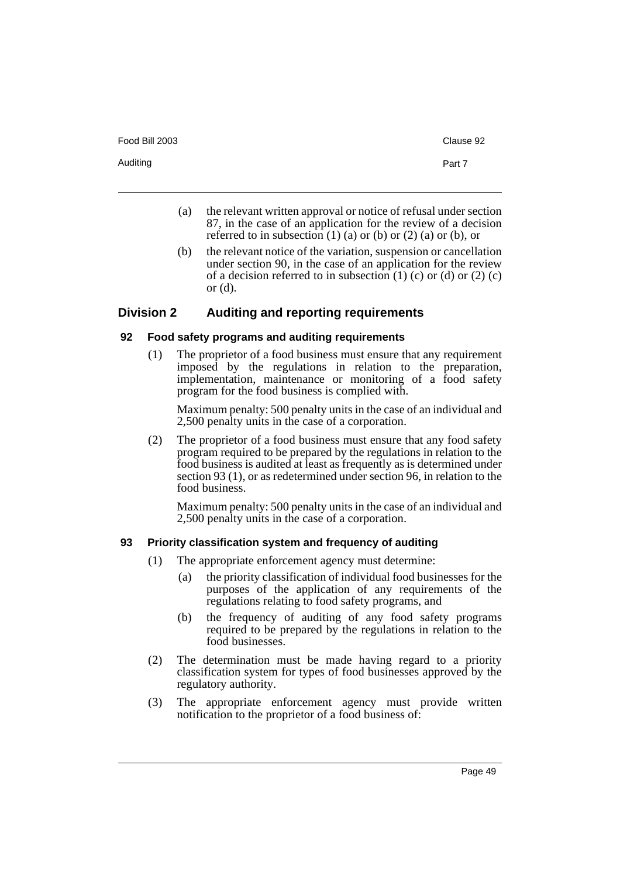(a) the relevant written approval or notice of refusal under section 87, in the case of an application for the review of a decision referred to in subsection (1) (a) or (b) or (2) (a) or (b), or

(b) the relevant notice of the variation, suspension or cancellation under section 90, in the case of an application for the review of a decision referred to in subsection (1) (c) or (d) or (2) (c) or (d).

## Division 2 Auditing and reporting requirements

### 92 Food safety programs and auditing requirements

(1) The proprietor of a food business must ensure that any requirement imposed by the regulations in relation to the preparation, implementation, maintenance or monitoring of a food safety program for the food business is complied with.

Maximum penalty: 500 penalty units in the case of an individual and 2,500 penalty units in the case of a corporation.

(2) The proprietor of a food business must ensure that any food safety program required to be prepared by the regulations in relation to the food business is audited at least as frequently as is determined under section 93 (1), or as redetermined under section 96, in relation to the food business.

Maximum penalty: 500 penalty units in the case of an individual and 2,500 penalty units in the case of a corporation.

### 93 Priority classification system and frequency of auditing

(1) The appropriate enforcement agency must determine:

(a) the priority classification of individual food businesses for the purposes of the application of any requirements of the regulations relating to food safety programs, and

(b) the frequency of auditing of any food safety programs required to be prepared by the regulations in relation to the food businesses.

(2) The determination must be made having regard to a priority classification system for types of food businesses approved by the regulatory authority.

(3) The appropriate enforcement agency must provide written notification to the proprietor of a food business of: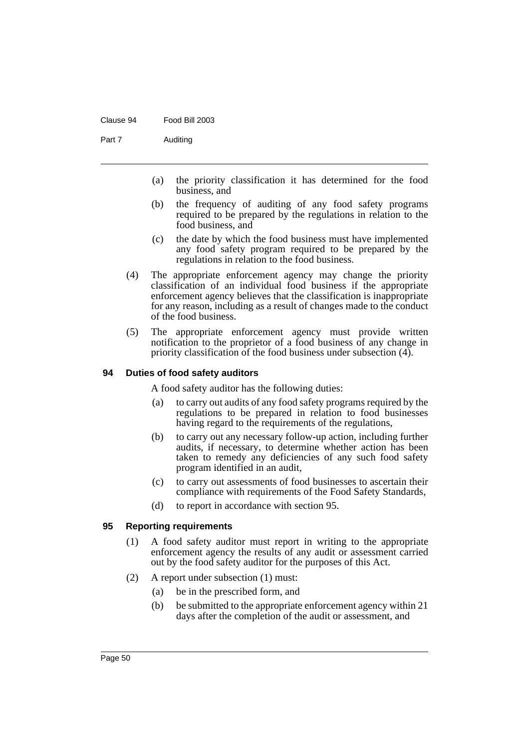(a) the priority classification it has determined for the food business, and

(b) the frequency of auditing of any food safety programs required to be prepared by the regulations in relation to the food business, and

(c) the date by which the food business must have implemented any food safety program required to be prepared by the regulations in relation to the food business.

(4) The appropriate enforcement agency may change the priority classification of an individual food business if the appropriate enforcement agency believes that the classification is inappropriate for any reason, including as a result of changes made to the conduct of the food business.

(5) The appropriate enforcement agency must provide written notification to the proprietor of a food business of any change in priority classification of the food business under subsection (4).

### 94 Duties of food safety auditors

A food safety auditor has the following duties:

(a) to carry out audits of any food safety programs required by the regulations to be prepared in relation to food businesses having regard to the requirements of the regulations,

(b) to carry out any necessary follow-up action, including further audits, if necessary, to determine whether action has been taken to remedy any deficiencies of any such food safety program identified in an audit,

(c) to carry out assessments of food businesses to ascertain their compliance with requirements of the Food Safety Standards,

(d) to report in accordance with section 95.

### 95 Reporting requirements

(1) A food safety auditor must report in writing to the appropriate enforcement agency the results of any audit or assessment carried out by the food safety auditor for the purposes of this Act.

(2) A report under subsection (1) must:

(a) be in the prescribed form, and

(b) be submitted to the appropriate enforcement agency within 21 days after the completion of the audit or assessment, and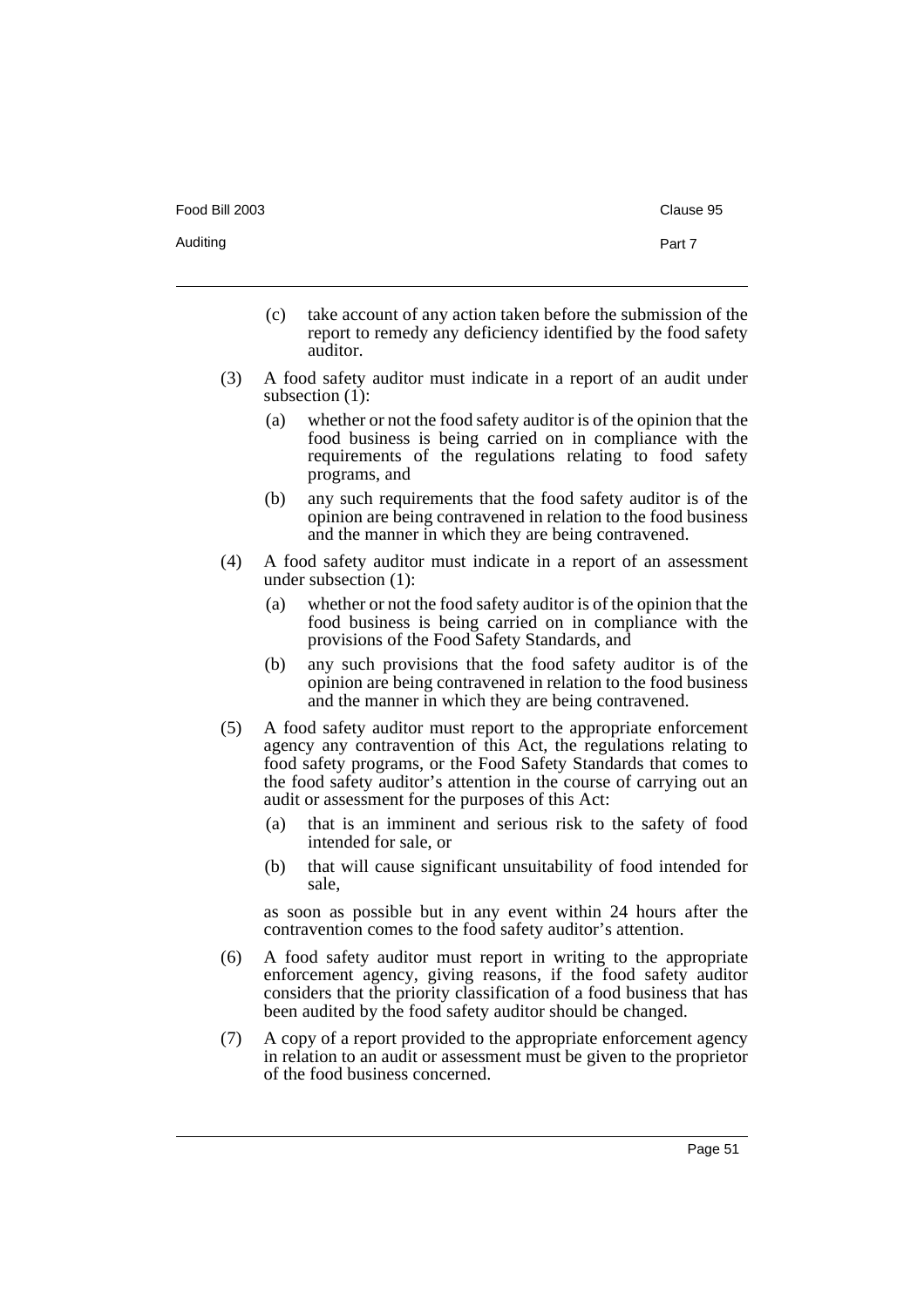(c) take account of any action taken before the submission of the report to remedy any deficiency identified by the food safety auditor.

(3) A food safety auditor must indicate in a report of an audit under subsection (1):

(a) whether or not the food safety auditor is of the opinion that the food business is being carried on in compliance with the requirements of the regulations relating to food safety programs, and

(b) any such requirements that the food safety auditor is of the opinion are being contravened in relation to the food business and the manner in which they are being contravened.

(4) A food safety auditor must indicate in a report of an assessment under subsection (1):

(a) whether or not the food safety auditor is of the opinion that the food business is being carried on in compliance with the provisions of the Food Safety Standards, and

(b) any such provisions that the food safety auditor is of the opinion are being contravened in relation to the food business and the manner in which they are being contravened.

(5) A food safety auditor must report to the appropriate enforcement agency any contravention of this Act, the regulations relating to food safety programs, or the Food Safety Standards that comes to the food safety auditor's attention in the course of carrying out an audit or assessment for the purposes of this Act:

(a) that is an imminent and serious risk to the safety of food intended for sale, or

(b) that will cause significant unsuitability of food intended for sale,

as soon as possible but in any event within 24 hours after the contravention comes to the food safety auditor's attention.

(6) A food safety auditor must report in writing to the appropriate enforcement agency, giving reasons, if the food safety auditor considers that the priority classification of a food business that has been audited by the food safety auditor should be changed.

(7) A copy of a report provided to the appropriate enforcement agency in relation to an audit or assessment must be given to the proprietor of the food business concerned.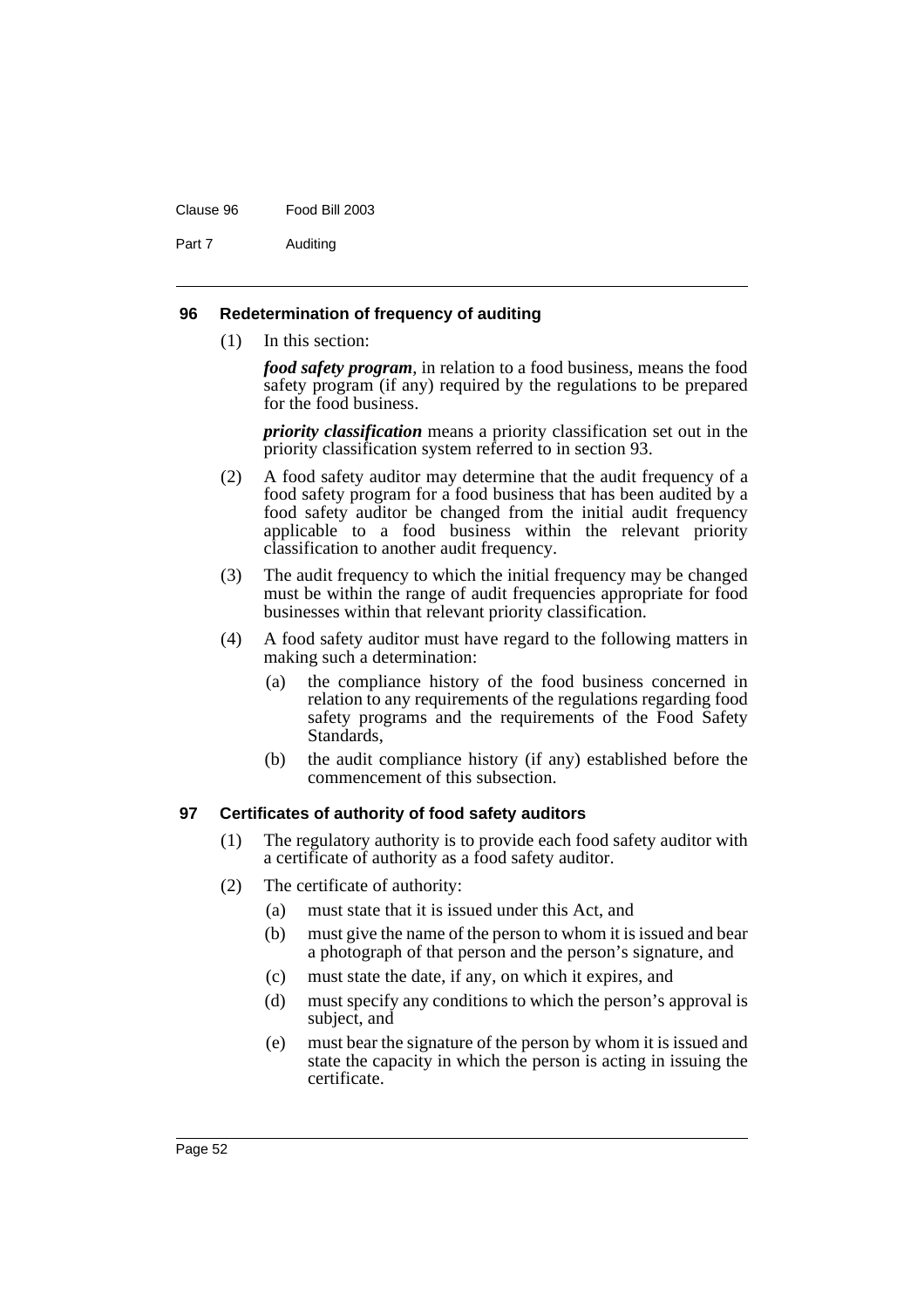### 96 Redetermination of frequency of auditing

(1) In this section:

***food safety program***, in relation to a food business, means the food safety program (if any) required by the regulations to be prepared for the food business.

***priority classification*** means a priority classification set out in the priority classification system referred to in section 93.

(2) A food safety auditor may determine that the audit frequency of a food safety program for a food business that has been audited by a food safety auditor be changed from the initial audit frequency applicable to a food business within the relevant priority classification to another audit frequency.

(3) The audit frequency to which the initial frequency may be changed must be within the range of audit frequencies appropriate for food businesses within that relevant priority classification.

(4) A food safety auditor must have regard to the following matters in making such a determination:

- (a) the compliance history of the food business concerned in relation to any requirements of the regulations regarding food safety programs and the requirements of the Food Safety Standards,
- (b) the audit compliance history (if any) established before the commencement of this subsection.

### 97 Certificates of authority of food safety auditors

(1) The regulatory authority is to provide each food safety auditor with a certificate of authority as a food safety auditor.

(2) The certificate of authority:

- (a) must state that it is issued under this Act, and
- (b) must give the name of the person to whom it is issued and bear a photograph of that person and the person's signature, and
- (c) must state the date, if any, on which it expires, and
- (d) must specify any conditions to which the person's approval is subject, and
- (e) must bear the signature of the person by whom it is issued and state the capacity in which the person is acting in issuing the certificate.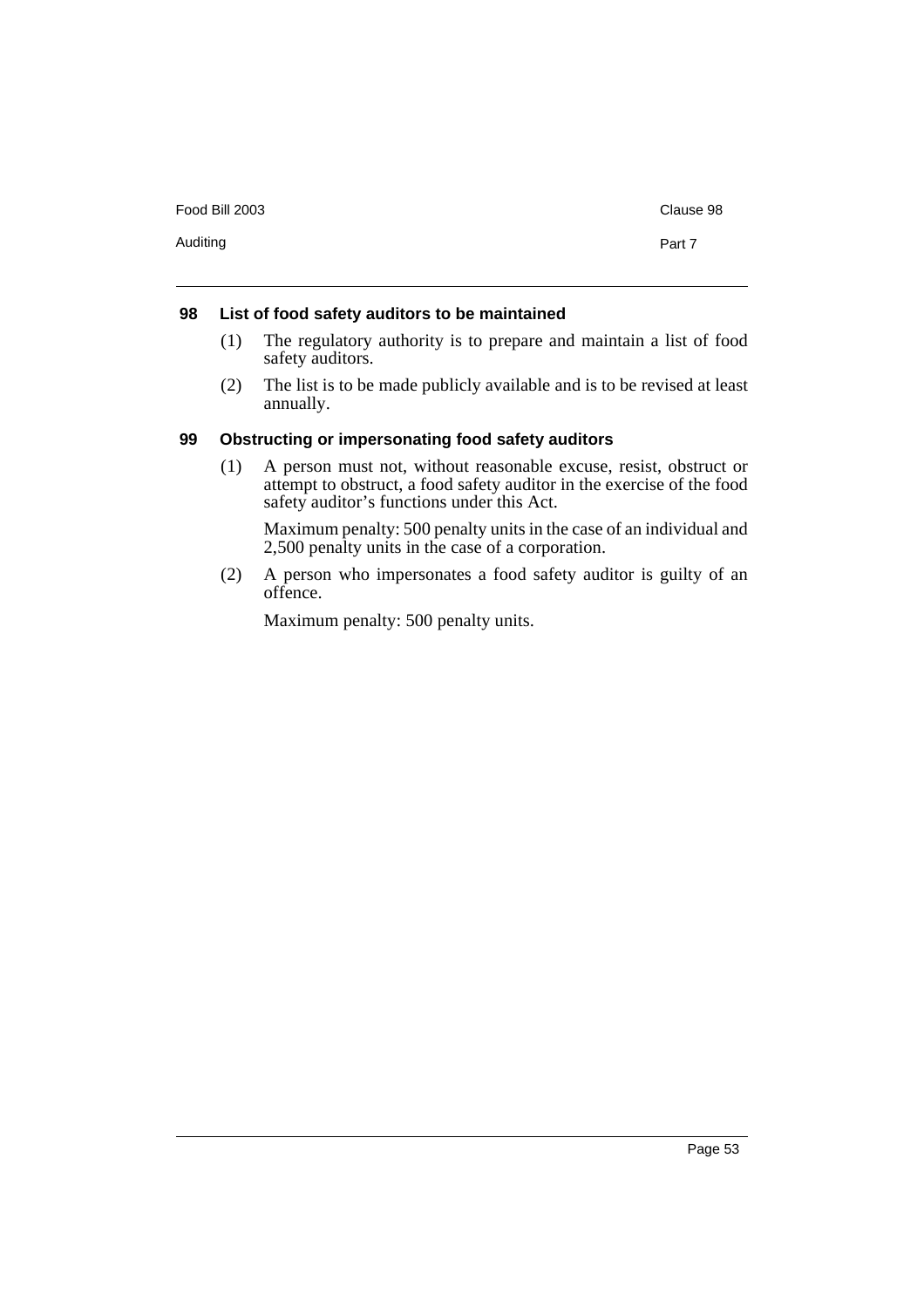### 98 List of food safety auditors to be maintained

(1) The regulatory authority is to prepare and maintain a list of food safety auditors.

(2) The list is to be made publicly available and is to be revised at least annually.

### 99 Obstructing or impersonating food safety auditors

(1) A person must not, without reasonable excuse, resist, obstruct or attempt to obstruct, a food safety auditor in the exercise of the food safety auditor's functions under this Act.

Maximum penalty: 500 penalty units in the case of an individual and 2,500 penalty units in the case of a corporation.

(2) A person who impersonates a food safety auditor is guilty of an offence.

Maximum penalty: 500 penalty units.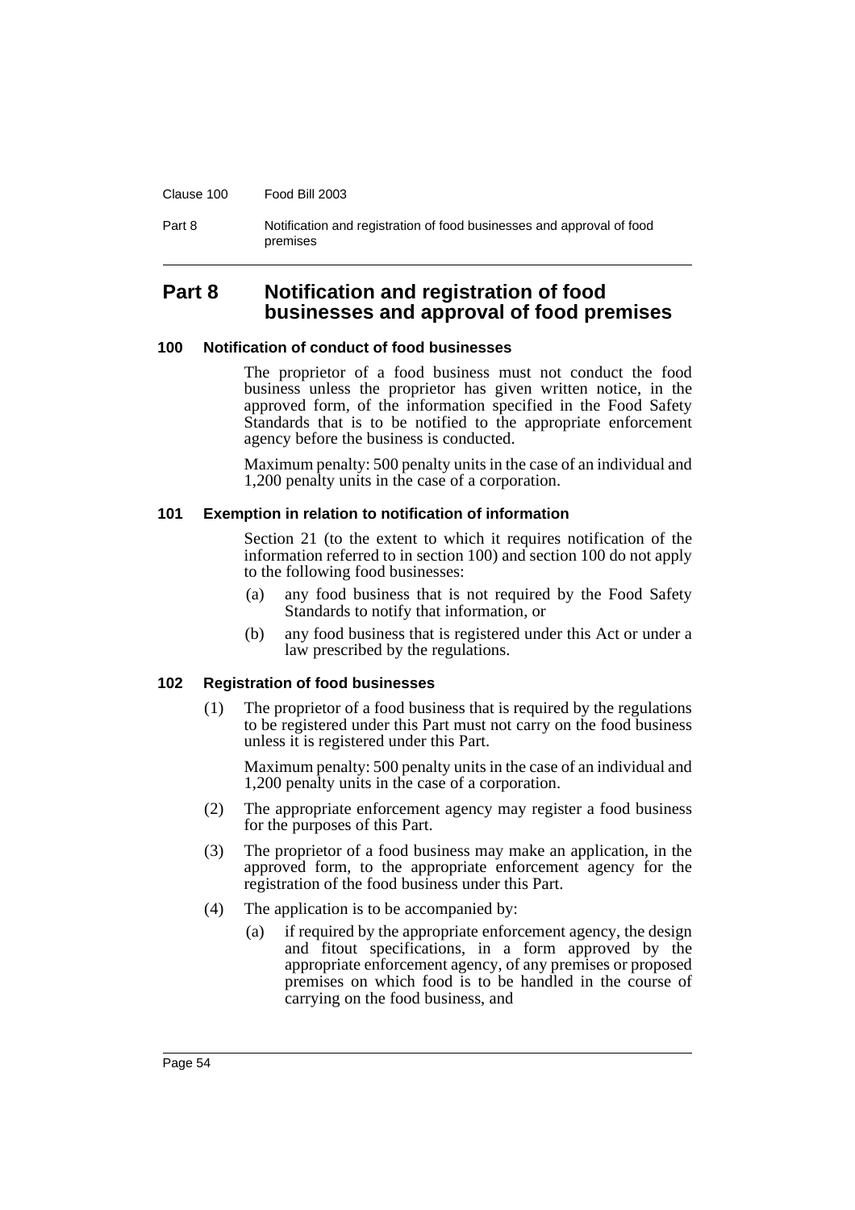# Part 8 Notification and registration of food businesses and approval of food premises

### 100 Notification of conduct of food businesses

The proprietor of a food business must not conduct the food business unless the proprietor has given written notice, in the approved form, of the information specified in the Food Safety Standards that is to be notified to the appropriate enforcement agency before the business is conducted.

Maximum penalty: 500 penalty units in the case of an individual and 1,200 penalty units in the case of a corporation.

### 101 Exemption in relation to notification of information

Section 21 (to the extent to which it requires notification of the information referred to in section 100) and section 100 do not apply to the following food businesses:

(a) any food business that is not required by the Food Safety Standards to notify that information, or

(b) any food business that is registered under this Act or under a law prescribed by the regulations.

### 102 Registration of food businesses

(1) The proprietor of a food business that is required by the regulations to be registered under this Part must not carry on the food business unless it is registered under this Part.

Maximum penalty: 500 penalty units in the case of an individual and 1,200 penalty units in the case of a corporation.

(2) The appropriate enforcement agency may register a food business for the purposes of this Part.

(3) The proprietor of a food business may make an application, in the approved form, to the appropriate enforcement agency for the registration of the food business under this Part.

(4) The application is to be accompanied by:

(a) if required by the appropriate enforcement agency, the design and fitout specifications, in a form approved by the appropriate enforcement agency, of any premises or proposed premises on which food is to be handled in the course of carrying on the food business, and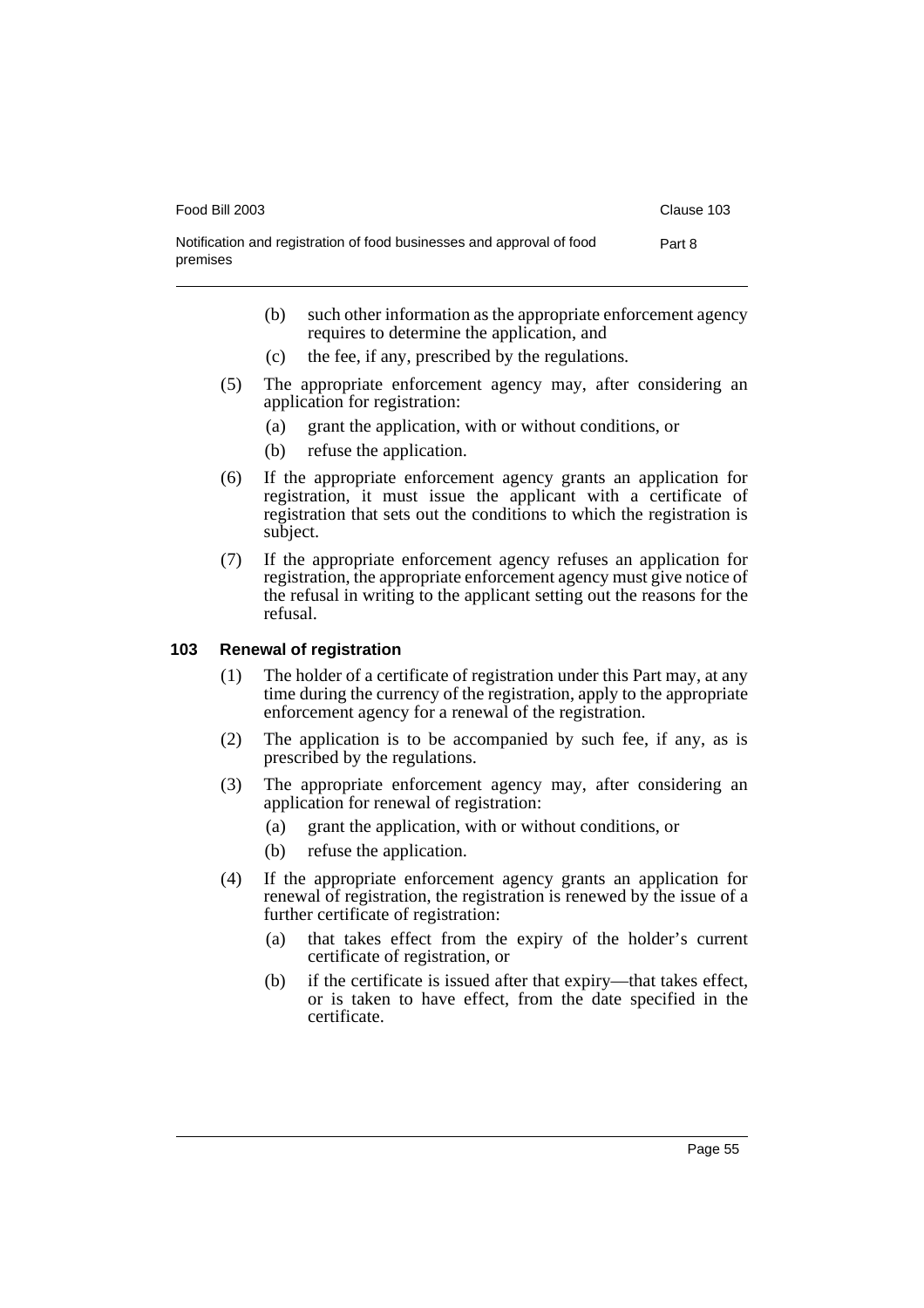(b) such other information as the appropriate enforcement agency requires to determine the application, and

(c) the fee, if any, prescribed by the regulations.

(5) The appropriate enforcement agency may, after considering an application for registration:

(a) grant the application, with or without conditions, or

(b) refuse the application.

(6) If the appropriate enforcement agency grants an application for registration, it must issue the applicant with a certificate of registration that sets out the conditions to which the registration is subject.

(7) If the appropriate enforcement agency refuses an application for registration, the appropriate enforcement agency must give notice of the refusal in writing to the applicant setting out the reasons for the refusal.

### 103 Renewal of registration

(1) The holder of a certificate of registration under this Part may, at any time during the currency of the registration, apply to the appropriate enforcement agency for a renewal of the registration.

(2) The application is to be accompanied by such fee, if any, as is prescribed by the regulations.

(3) The appropriate enforcement agency may, after considering an application for renewal of registration:

(a) grant the application, with or without conditions, or

(b) refuse the application.

(4) If the appropriate enforcement agency grants an application for renewal of registration, the registration is renewed by the issue of a further certificate of registration:

(a) that takes effect from the expiry of the holder's current certificate of registration, or

(b) if the certificate is issued after that expiry—that takes effect, or is taken to have effect, from the date specified in the certificate.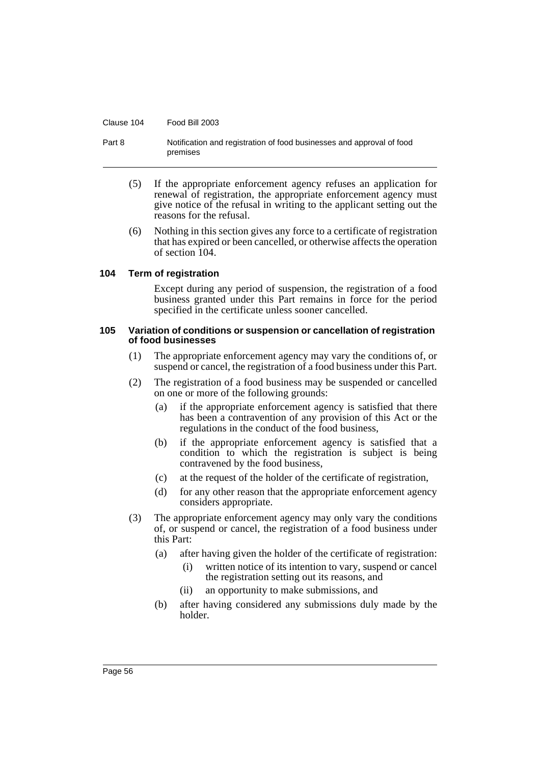(5) If the appropriate enforcement agency refuses an application for renewal of registration, the appropriate enforcement agency must give notice of the refusal in writing to the applicant setting out the reasons for the refusal.

(6) Nothing in this section gives any force to a certificate of registration that has expired or been cancelled, or otherwise affects the operation of section 104.

### 104 Term of registration

Except during any period of suspension, the registration of a food business granted under this Part remains in force for the period specified in the certificate unless sooner cancelled.

### 105 Variation of conditions or suspension or cancellation of registration of food businesses

(1) The appropriate enforcement agency may vary the conditions of, or suspend or cancel, the registration of a food business under this Part.

(2) The registration of a food business may be suspended or cancelled on one or more of the following grounds:

- (a) if the appropriate enforcement agency is satisfied that there has been a contravention of any provision of this Act or the regulations in the conduct of the food business,
- (b) if the appropriate enforcement agency is satisfied that a condition to which the registration is subject is being contravened by the food business,
- (c) at the request of the holder of the certificate of registration,
- (d) for any other reason that the appropriate enforcement agency considers appropriate.

(3) The appropriate enforcement agency may only vary the conditions of, or suspend or cancel, the registration of a food business under this Part:

- (a) after having given the holder of the certificate of registration:
  - (i) written notice of its intention to vary, suspend or cancel the registration setting out its reasons, and
  - (ii) an opportunity to make submissions, and
- (b) after having considered any submissions duly made by the holder.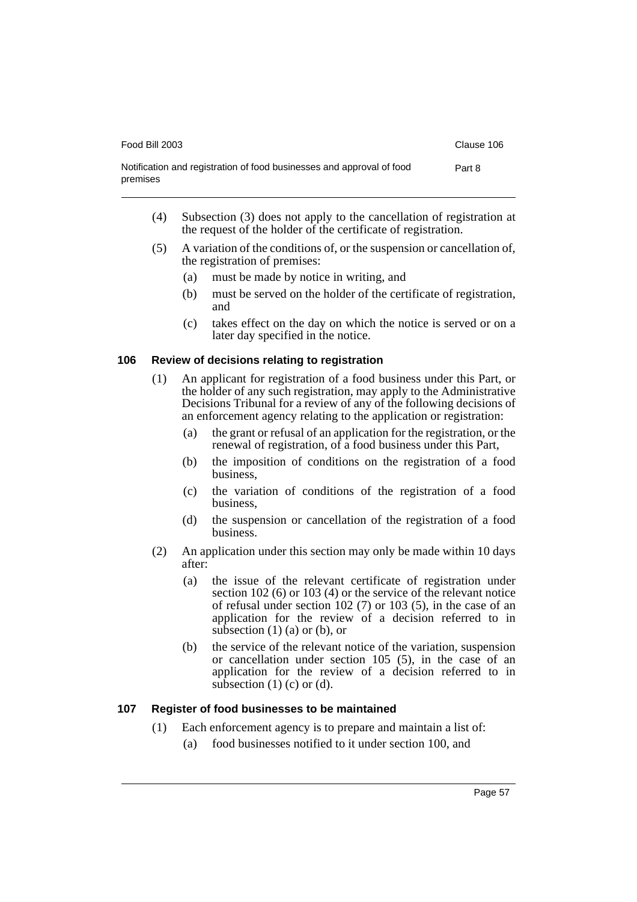(4) Subsection (3) does not apply to the cancellation of registration at the request of the holder of the certificate of registration.

(5) A variation of the conditions of, or the suspension or cancellation of, the registration of premises:

(a) must be made by notice in writing, and

(b) must be served on the holder of the certificate of registration, and

(c) takes effect on the day on which the notice is served or on a later day specified in the notice.

### 106 Review of decisions relating to registration

(1) An applicant for registration of a food business under this Part, or the holder of any such registration, may apply to the Administrative Decisions Tribunal for a review of any of the following decisions of an enforcement agency relating to the application or registration:

(a) the grant or refusal of an application for the registration, or the renewal of registration, of a food business under this Part,

(b) the imposition of conditions on the registration of a food business,

(c) the variation of conditions of the registration of a food business,

(d) the suspension or cancellation of the registration of a food business.

(2) An application under this section may only be made within 10 days after:

(a) the issue of the relevant certificate of registration under section 102 (6) or 103 (4) or the service of the relevant notice of refusal under section 102 (7) or 103 (5), in the case of an application for the review of a decision referred to in subsection (1) (a) or (b), or

(b) the service of the relevant notice of the variation, suspension or cancellation under section 105 (5), in the case of an application for the review of a decision referred to in subsection (1) (c) or (d).

### 107 Register of food businesses to be maintained

(1) Each enforcement agency is to prepare and maintain a list of:

(a) food businesses notified to it under section 100, and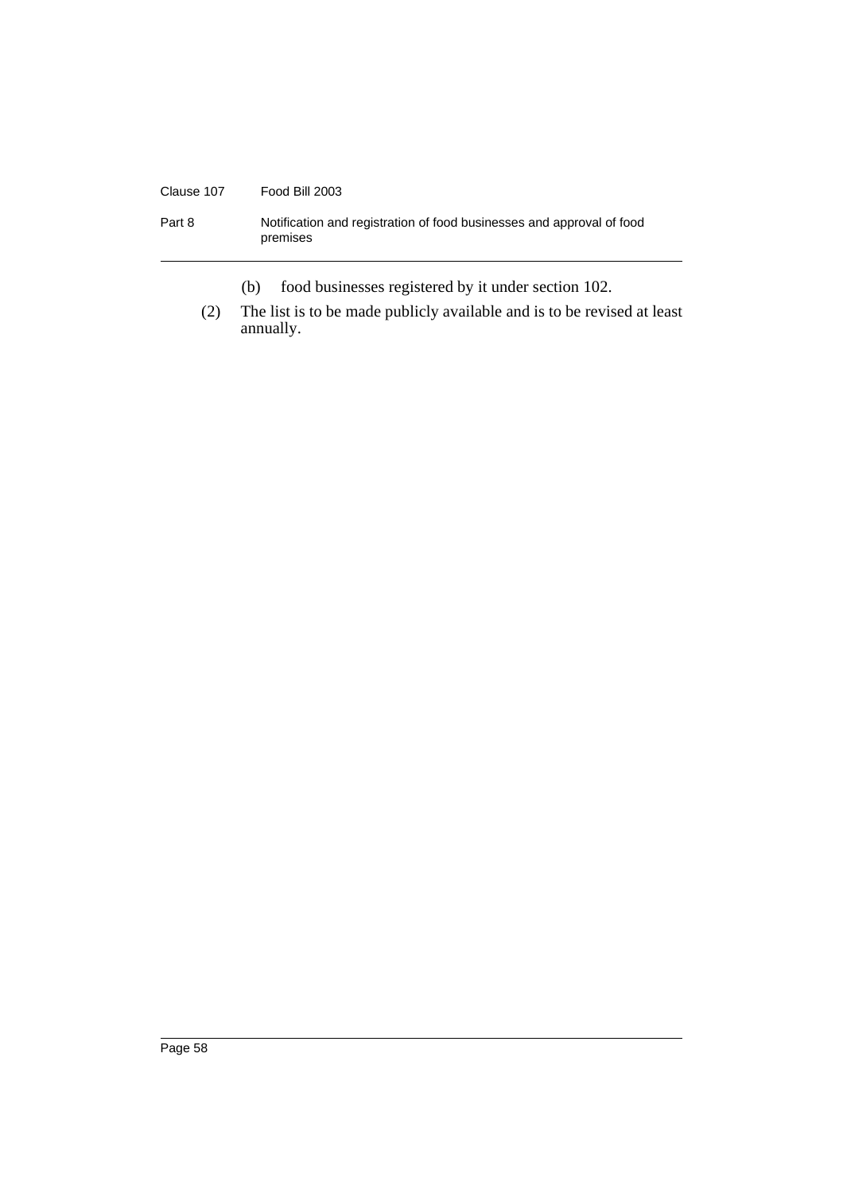(b) food businesses registered by it under section 102.

(2) The list is to be made publicly available and is to be revised at least annually.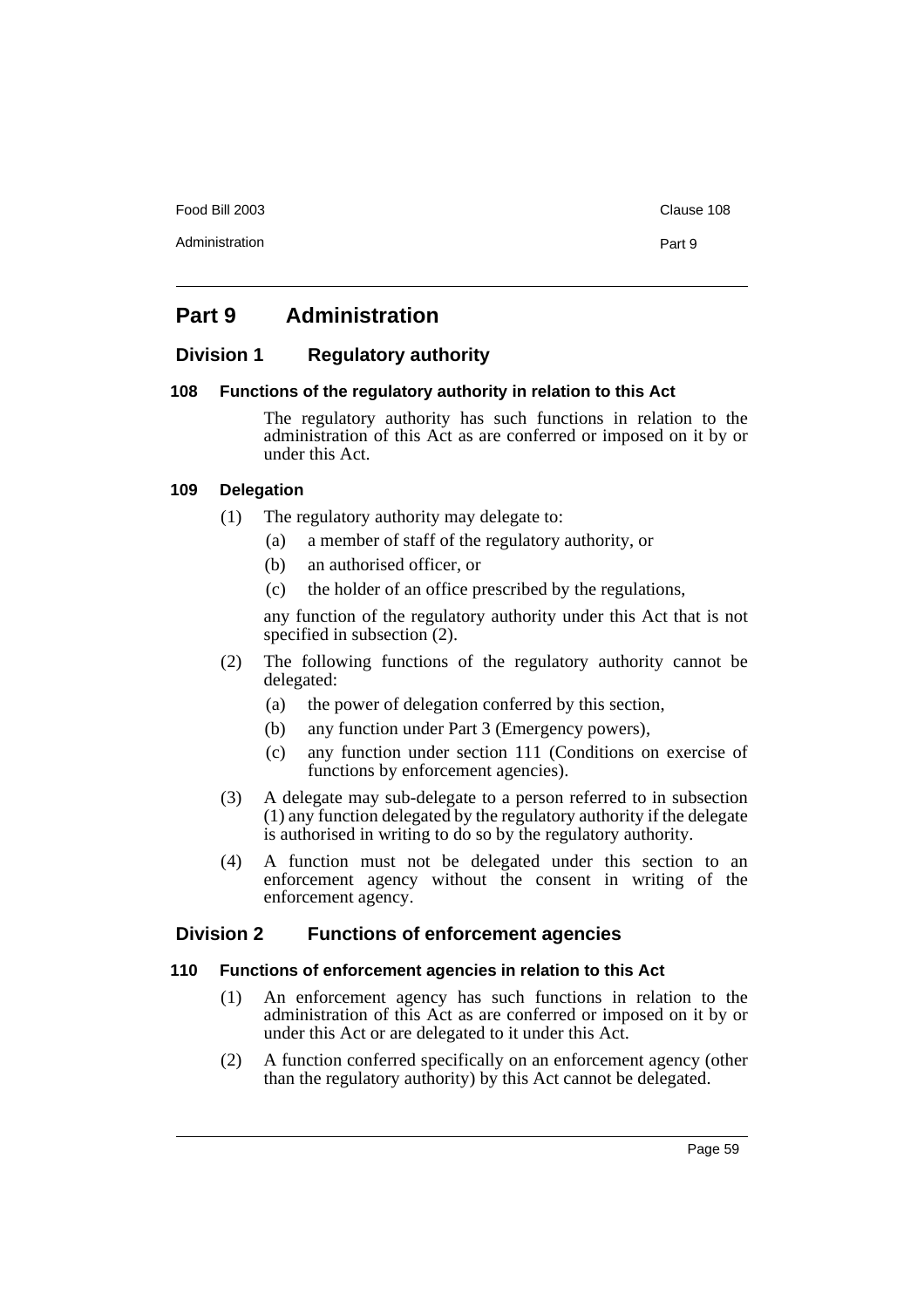# Part 9 Administration

## Division 1 Regulatory authority

### 108 Functions of the regulatory authority in relation to this Act

The regulatory authority has such functions in relation to the administration of this Act as are conferred or imposed on it by or under this Act.

### 109 Delegation

(1) The regulatory authority may delegate to:

- (a) a member of staff of the regulatory authority, or
- (b) an authorised officer, or
- (c) the holder of an office prescribed by the regulations,

any function of the regulatory authority under this Act that is not specified in subsection (2).

(2) The following functions of the regulatory authority cannot be delegated:

- (a) the power of delegation conferred by this section,
- (b) any function under Part 3 (Emergency powers),
- (c) any function under section 111 (Conditions on exercise of functions by enforcement agencies).

(3) A delegate may sub-delegate to a person referred to in subsection (1) any function delegated by the regulatory authority if the delegate is authorised in writing to do so by the regulatory authority.

(4) A function must not be delegated under this section to an enforcement agency without the consent in writing of the enforcement agency.

## Division 2 Functions of enforcement agencies

### 110 Functions of enforcement agencies in relation to this Act

(1) An enforcement agency has such functions in relation to the administration of this Act as are conferred or imposed on it by or under this Act or are delegated to it under this Act.

(2) A function conferred specifically on an enforcement agency (other than the regulatory authority) by this Act cannot be delegated.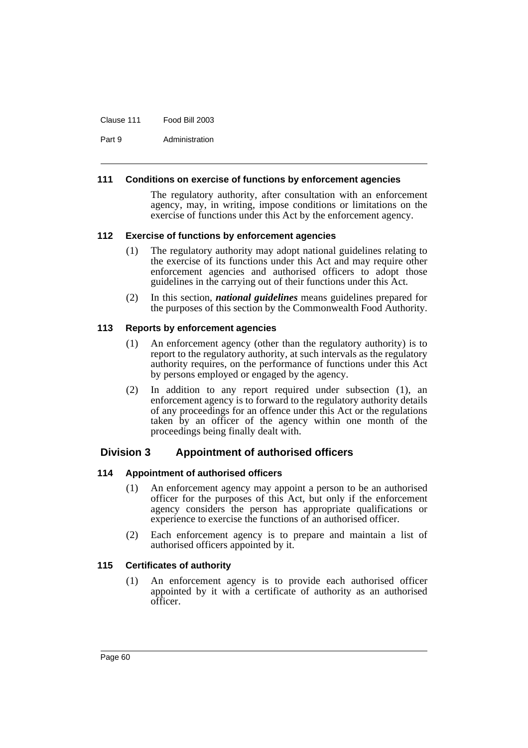#### 111 Conditions on exercise of functions by enforcement agencies

The regulatory authority, after consultation with an enforcement agency, may, in writing, impose conditions or limitations on the exercise of functions under this Act by the enforcement agency.

#### 112 Exercise of functions by enforcement agencies

(1) The regulatory authority may adopt national guidelines relating to the exercise of its functions under this Act and may require other enforcement agencies and authorised officers to adopt those guidelines in the carrying out of their functions under this Act.

(2) In this section, ***national guidelines*** means guidelines prepared for the purposes of this section by the Commonwealth Food Authority.

#### 113 Reports by enforcement agencies

(1) An enforcement agency (other than the regulatory authority) is to report to the regulatory authority, at such intervals as the regulatory authority requires, on the performance of functions under this Act by persons employed or engaged by the agency.

(2) In addition to any report required under subsection (1), an enforcement agency is to forward to the regulatory authority details of any proceedings for an offence under this Act or the regulations taken by an officer of the agency within one month of the proceedings being finally dealt with.

### Division 3 Appointment of authorised officers

#### 114 Appointment of authorised officers

(1) An enforcement agency may appoint a person to be an authorised officer for the purposes of this Act, but only if the enforcement agency considers the person has appropriate qualifications or experience to exercise the functions of an authorised officer.

(2) Each enforcement agency is to prepare and maintain a list of authorised officers appointed by it.

#### 115 Certificates of authority

(1) An enforcement agency is to provide each authorised officer appointed by it with a certificate of authority as an authorised officer.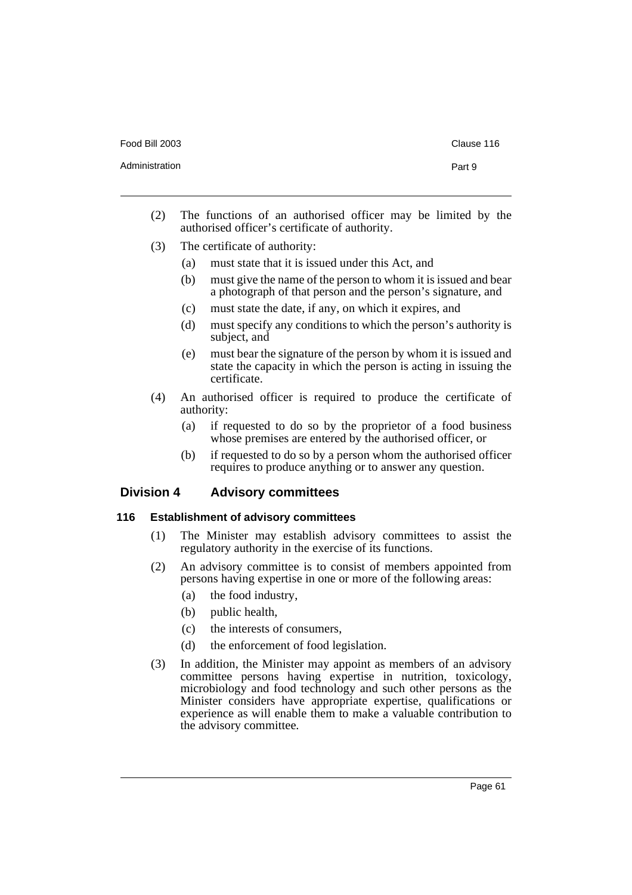(2) The functions of an authorised officer may be limited by the authorised officer's certificate of authority.

(3) The certificate of authority:

- (a) must state that it is issued under this Act, and
- (b) must give the name of the person to whom it is issued and bear a photograph of that person and the person's signature, and
- (c) must state the date, if any, on which it expires, and
- (d) must specify any conditions to which the person's authority is subject, and
- (e) must bear the signature of the person by whom it is issued and state the capacity in which the person is acting in issuing the certificate.

(4) An authorised officer is required to produce the certificate of authority:

- (a) if requested to do so by the proprietor of a food business whose premises are entered by the authorised officer, or
- (b) if requested to do so by a person whom the authorised officer requires to produce anything or to answer any question.

## Division 4 Advisory committees

### 116 Establishment of advisory committees

(1) The Minister may establish advisory committees to assist the regulatory authority in the exercise of its functions.

(2) An advisory committee is to consist of members appointed from persons having expertise in one or more of the following areas:

- (a) the food industry,
- (b) public health,
- (c) the interests of consumers,
- (d) the enforcement of food legislation.

(3) In addition, the Minister may appoint as members of an advisory committee persons having expertise in nutrition, toxicology, microbiology and food technology and such other persons as the Minister considers have appropriate expertise, qualifications or experience as will enable them to make a valuable contribution to the advisory committee.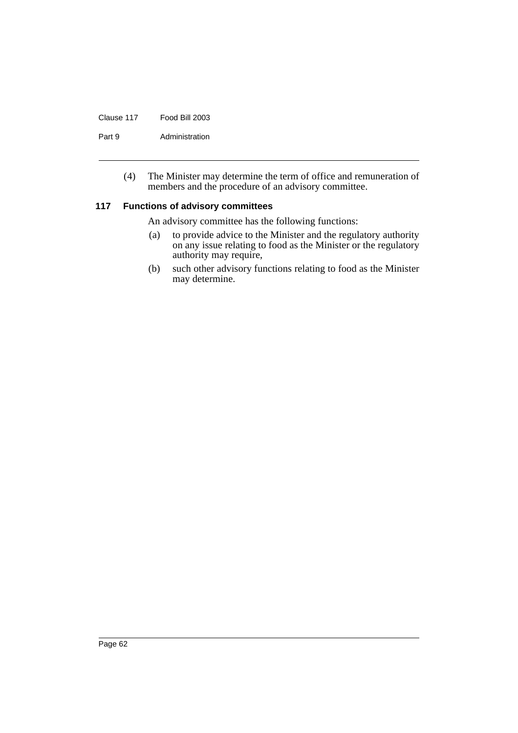(4) The Minister may determine the term of office and remuneration of members and the procedure of an advisory committee.

### 117 Functions of advisory committees

An advisory committee has the following functions:

(a) to provide advice to the Minister and the regulatory authority on any issue relating to food as the Minister or the regulatory authority may require,

(b) such other advisory functions relating to food as the Minister may determine.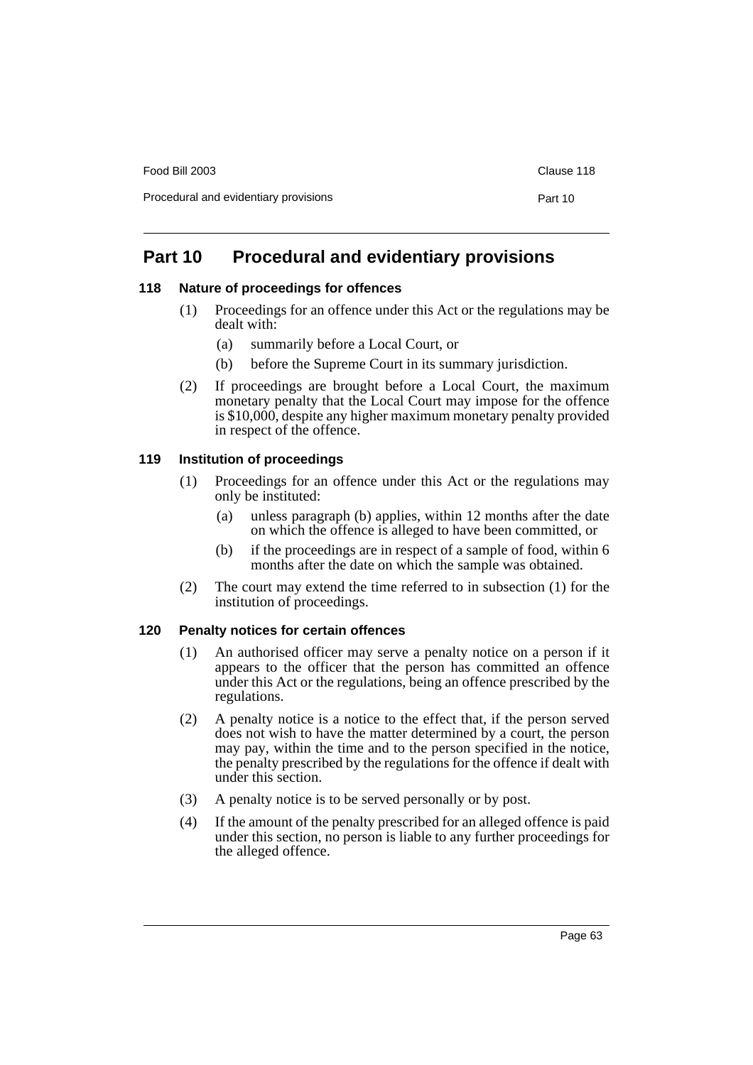# Part 10 Procedural and evidentiary provisions

### 118 Nature of proceedings for offences

(1) Proceedings for an offence under this Act or the regulations may be dealt with:

(a) summarily before a Local Court, or

(b) before the Supreme Court in its summary jurisdiction.

(2) If proceedings are brought before a Local Court, the maximum monetary penalty that the Local Court may impose for the offence is $10,000, despite any higher maximum monetary penalty provided in respect of the offence.

### 119 Institution of proceedings

(1) Proceedings for an offence under this Act or the regulations may only be instituted:

(a) unless paragraph (b) applies, within 12 months after the date on which the offence is alleged to have been committed, or

(b) if the proceedings are in respect of a sample of food, within 6 months after the date on which the sample was obtained.

(2) The court may extend the time referred to in subsection (1) for the institution of proceedings.

### 120 Penalty notices for certain offences

(1) An authorised officer may serve a penalty notice on a person if it appears to the officer that the person has committed an offence under this Act or the regulations, being an offence prescribed by the regulations.

(2) A penalty notice is a notice to the effect that, if the person served does not wish to have the matter determined by a court, the person may pay, within the time and to the person specified in the notice, the penalty prescribed by the regulations for the offence if dealt with under this section.

(3) A penalty notice is to be served personally or by post.

(4) If the amount of the penalty prescribed for an alleged offence is paid under this section, no person is liable to any further proceedings for the alleged offence.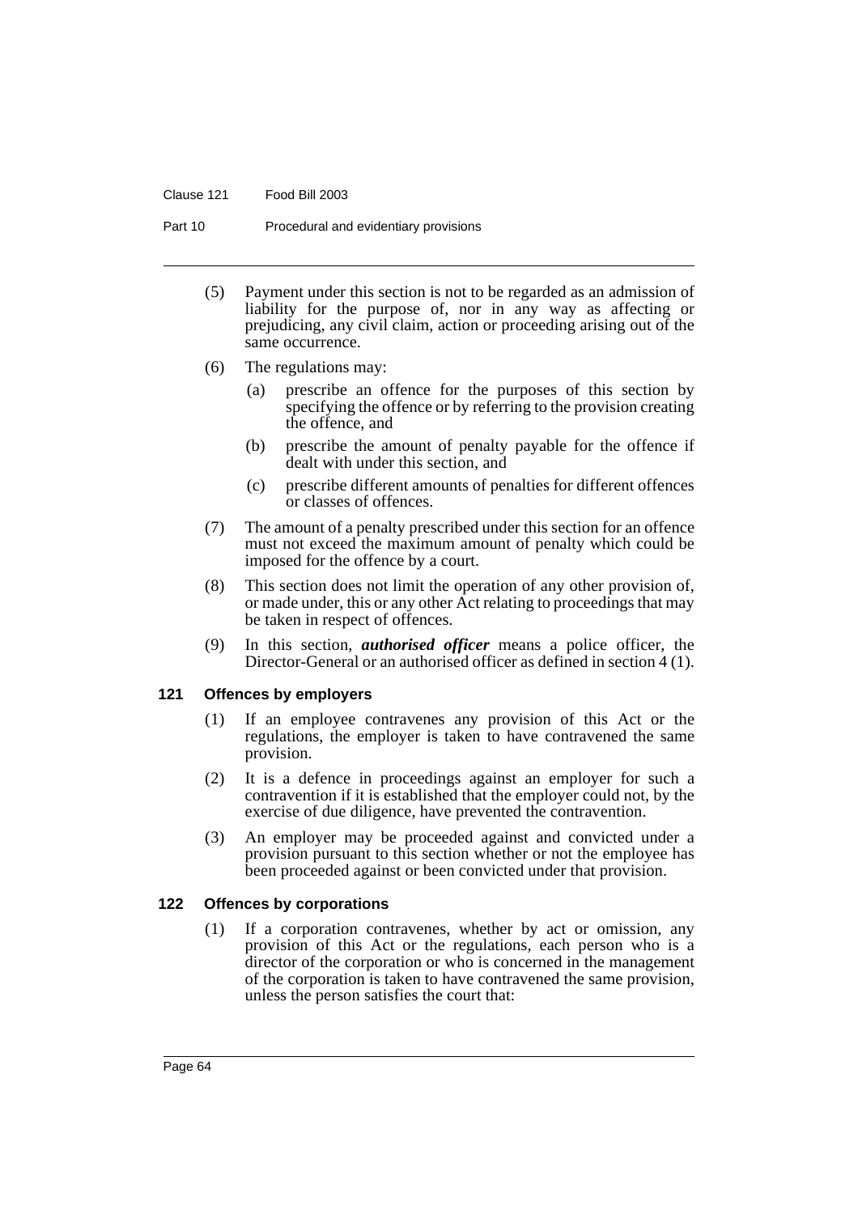(5) Payment under this section is not to be regarded as an admission of liability for the purpose of, nor in any way as affecting or prejudicing, any civil claim, action or proceeding arising out of the same occurrence.

(6) The regulations may:

  (a) prescribe an offence for the purposes of this section by specifying the offence or by referring to the provision creating the offence, and

  (b) prescribe the amount of penalty payable for the offence if dealt with under this section, and

  (c) prescribe different amounts of penalties for different offences or classes of offences.

(7) The amount of a penalty prescribed under this section for an offence must not exceed the maximum amount of penalty which could be imposed for the offence by a court.

(8) This section does not limit the operation of any other provision of, or made under, this or any other Act relating to proceedings that may be taken in respect of offences.

(9) In this section, ***authorised officer*** means a police officer, the Director-General or an authorised officer as defined in section 4 (1).

### 121 Offences by employers

(1) If an employee contravenes any provision of this Act or the regulations, the employer is taken to have contravened the same provision.

(2) It is a defence in proceedings against an employer for such a contravention if it is established that the employer could not, by the exercise of due diligence, have prevented the contravention.

(3) An employer may be proceeded against and convicted under a provision pursuant to this section whether or not the employee has been proceeded against or been convicted under that provision.

### 122 Offences by corporations

(1) If a corporation contravenes, whether by act or omission, any provision of this Act or the regulations, each person who is a director of the corporation or who is concerned in the management of the corporation is taken to have contravened the same provision, unless the person satisfies the court that: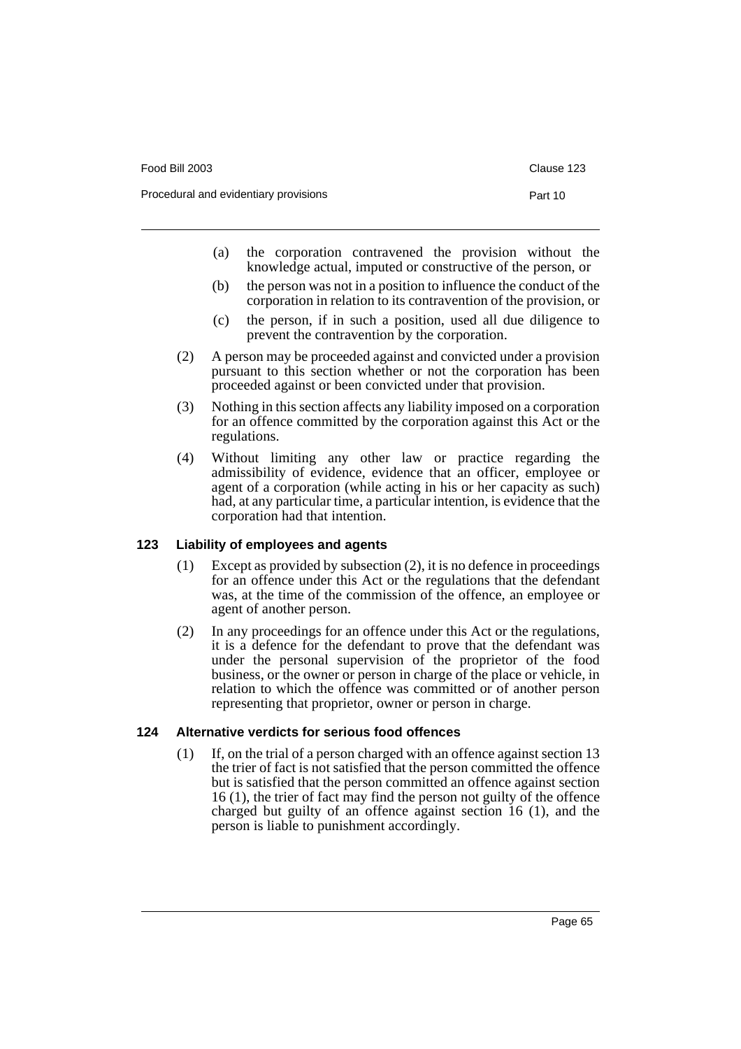(a) the corporation contravened the provision without the knowledge actual, imputed or constructive of the person, or

(b) the person was not in a position to influence the conduct of the corporation in relation to its contravention of the provision, or

(c) the person, if in such a position, used all due diligence to prevent the contravention by the corporation.

(2) A person may be proceeded against and convicted under a provision pursuant to this section whether or not the corporation has been proceeded against or been convicted under that provision.

(3) Nothing in this section affects any liability imposed on a corporation for an offence committed by the corporation against this Act or the regulations.

(4) Without limiting any other law or practice regarding the admissibility of evidence, evidence that an officer, employee or agent of a corporation (while acting in his or her capacity as such) had, at any particular time, a particular intention, is evidence that the corporation had that intention.

### 123 Liability of employees and agents

(1) Except as provided by subsection (2), it is no defence in proceedings for an offence under this Act or the regulations that the defendant was, at the time of the commission of the offence, an employee or agent of another person.

(2) In any proceedings for an offence under this Act or the regulations, it is a defence for the defendant to prove that the defendant was under the personal supervision of the proprietor of the food business, or the owner or person in charge of the place or vehicle, in relation to which the offence was committed or of another person representing that proprietor, owner or person in charge.

### 124 Alternative verdicts for serious food offences

(1) If, on the trial of a person charged with an offence against section 13 the trier of fact is not satisfied that the person committed the offence but is satisfied that the person committed an offence against section 16 (1), the trier of fact may find the person not guilty of the offence charged but guilty of an offence against section 16 (1), and the person is liable to punishment accordingly.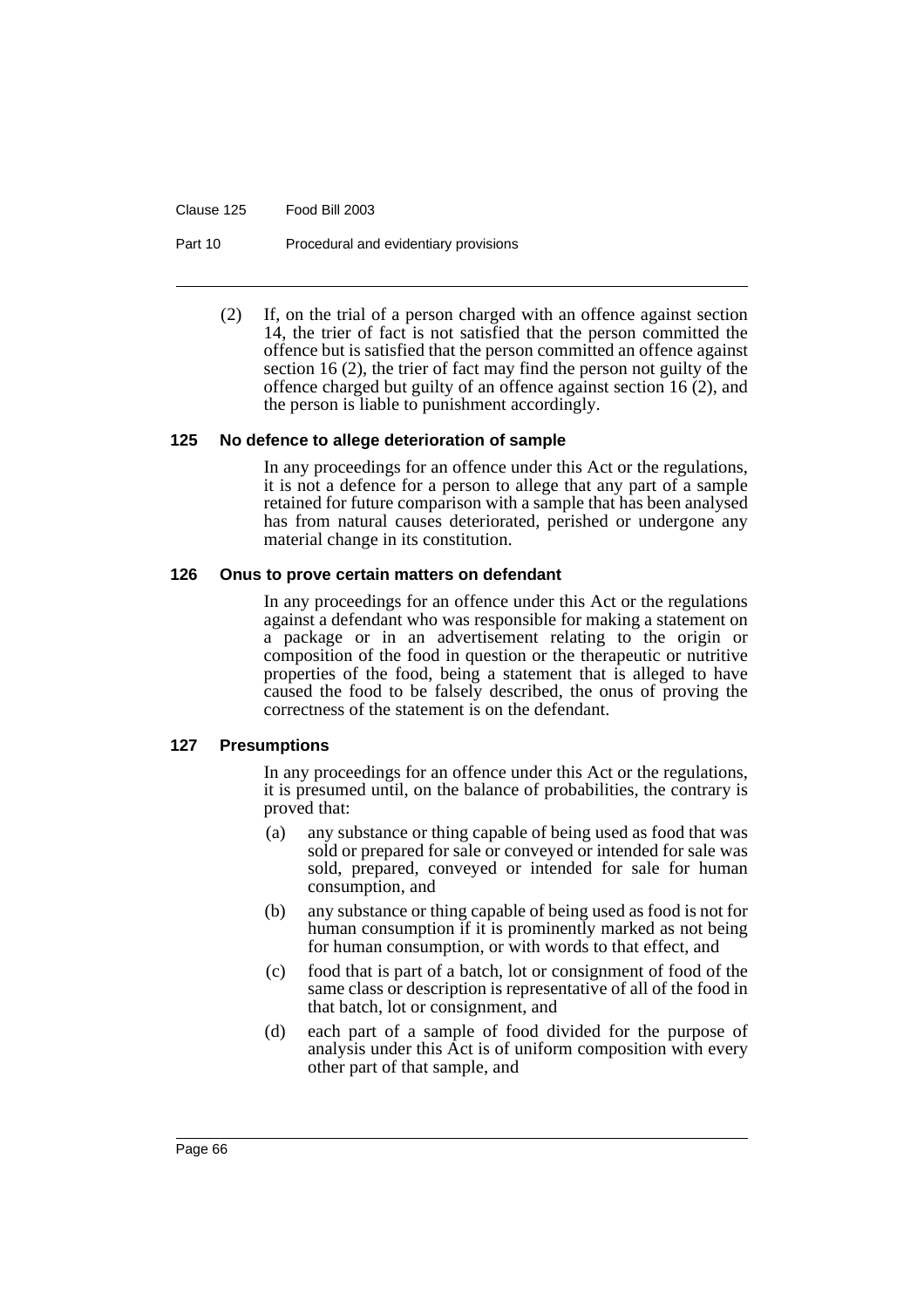(2) If, on the trial of a person charged with an offence against section 14, the trier of fact is not satisfied that the person committed the offence but is satisfied that the person committed an offence against section 16 (2), the trier of fact may find the person not guilty of the offence charged but guilty of an offence against section 16 (2), and the person is liable to punishment accordingly.

### 125 No defence to allege deterioration of sample

In any proceedings for an offence under this Act or the regulations, it is not a defence for a person to allege that any part of a sample retained for future comparison with a sample that has been analysed has from natural causes deteriorated, perished or undergone any material change in its constitution.

### 126 Onus to prove certain matters on defendant

In any proceedings for an offence under this Act or the regulations against a defendant who was responsible for making a statement on a package or in an advertisement relating to the origin or composition of the food in question or the therapeutic or nutritive properties of the food, being a statement that is alleged to have caused the food to be falsely described, the onus of proving the correctness of the statement is on the defendant.

### 127 Presumptions

In any proceedings for an offence under this Act or the regulations, it is presumed until, on the balance of probabilities, the contrary is proved that:

(a) any substance or thing capable of being used as food that was sold or prepared for sale or conveyed or intended for sale was sold, prepared, conveyed or intended for sale for human consumption, and

(b) any substance or thing capable of being used as food is not for human consumption if it is prominently marked as not being for human consumption, or with words to that effect, and

(c) food that is part of a batch, lot or consignment of food of the same class or description is representative of all of the food in that batch, lot or consignment, and

(d) each part of a sample of food divided for the purpose of analysis under this Act is of uniform composition with every other part of that sample, and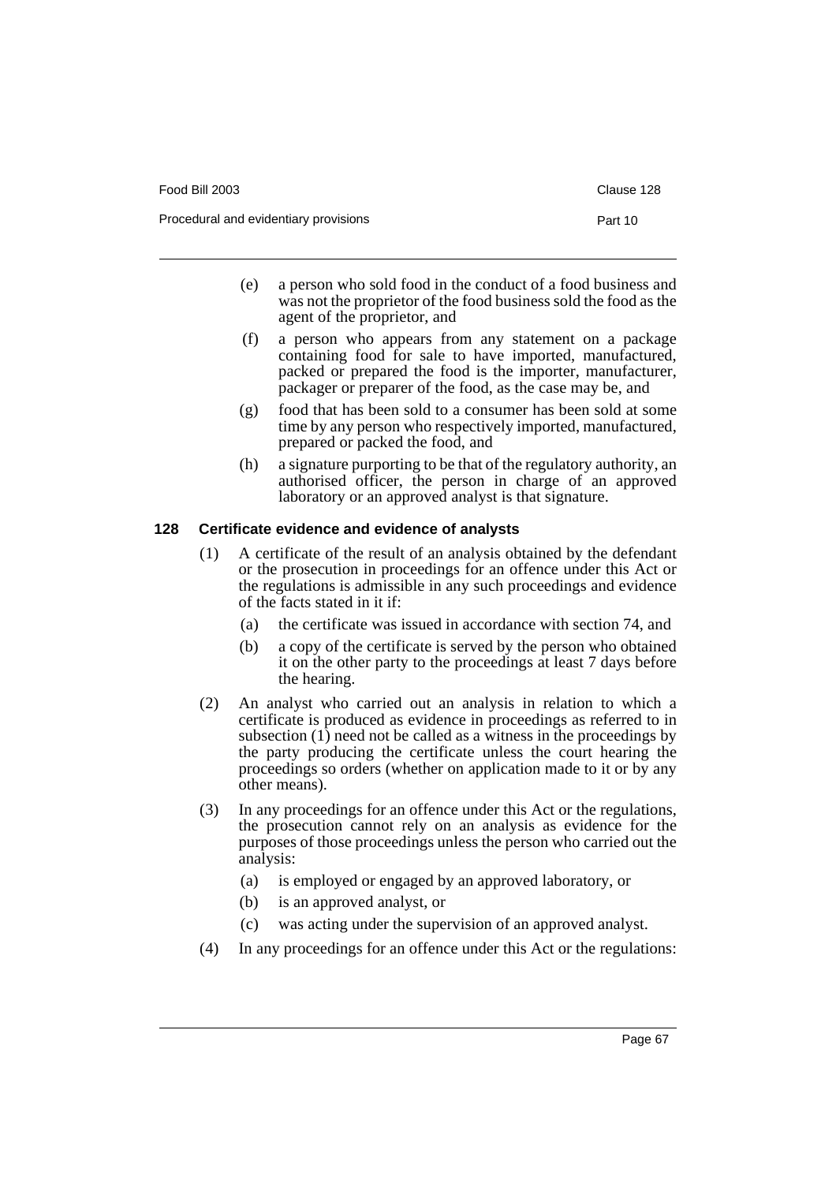(e) a person who sold food in the conduct of a food business and was not the proprietor of the food business sold the food as the agent of the proprietor, and

(f) a person who appears from any statement on a package containing food for sale to have imported, manufactured, packed or prepared the food is the importer, manufacturer, packager or preparer of the food, as the case may be, and

(g) food that has been sold to a consumer has been sold at some time by any person who respectively imported, manufactured, prepared or packed the food, and

(h) a signature purporting to be that of the regulatory authority, an authorised officer, the person in charge of an approved laboratory or an approved analyst is that signature.

### 128 Certificate evidence and evidence of analysts

(1) A certificate of the result of an analysis obtained by the defendant or the prosecution in proceedings for an offence under this Act or the regulations is admissible in any such proceedings and evidence of the facts stated in it if:

(a) the certificate was issued in accordance with section 74, and

(b) a copy of the certificate is served by the person who obtained it on the other party to the proceedings at least 7 days before the hearing.

(2) An analyst who carried out an analysis in relation to which a certificate is produced as evidence in proceedings as referred to in subsection (1) need not be called as a witness in the proceedings by the party producing the certificate unless the court hearing the proceedings so orders (whether on application made to it or by any other means).

(3) In any proceedings for an offence under this Act or the regulations, the prosecution cannot rely on an analysis as evidence for the purposes of those proceedings unless the person who carried out the analysis:

(a) is employed or engaged by an approved laboratory, or

(b) is an approved analyst, or

(c) was acting under the supervision of an approved analyst.

(4) In any proceedings for an offence under this Act or the regulations: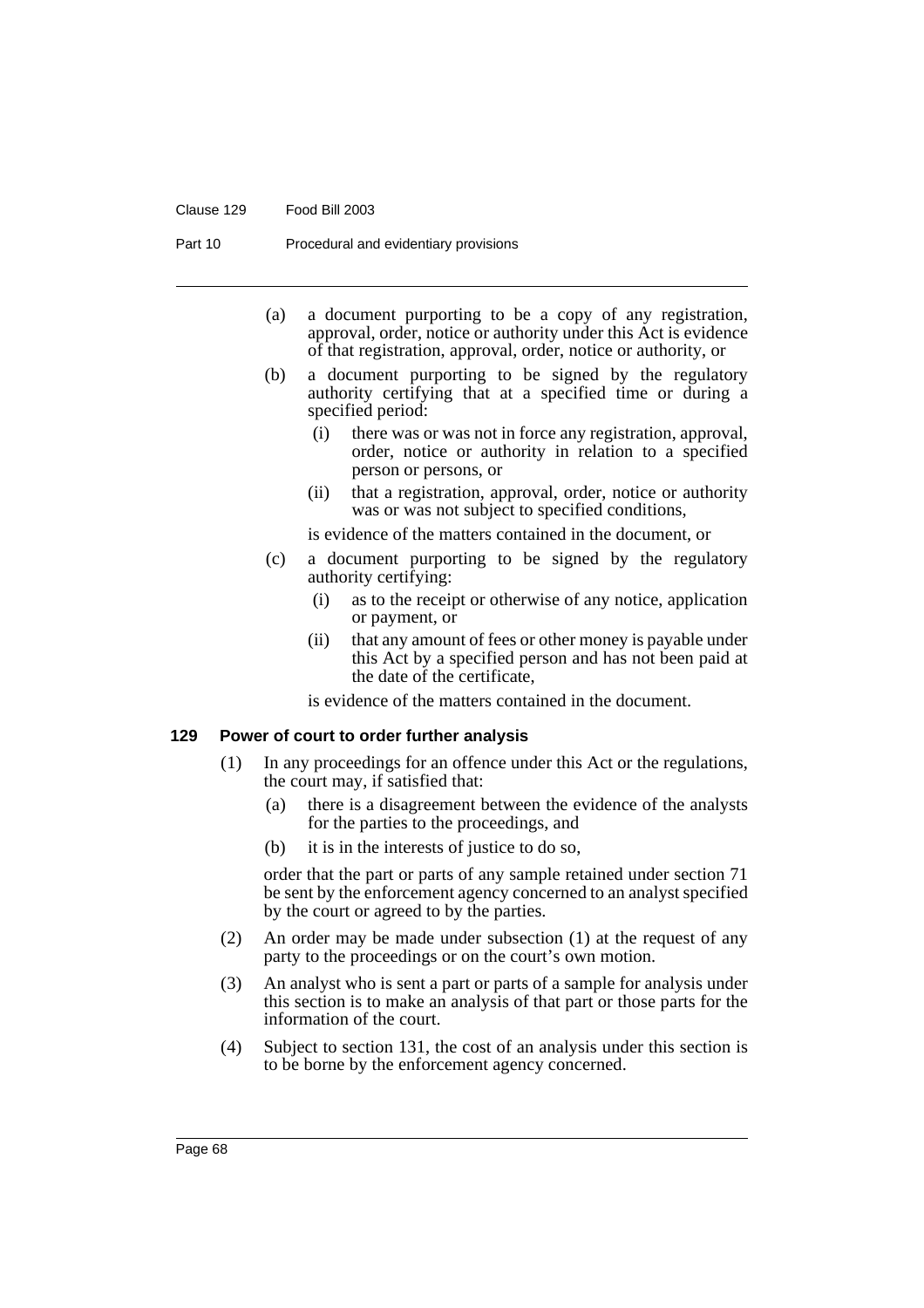(a) a document purporting to be a copy of any registration, approval, order, notice or authority under this Act is evidence of that registration, approval, order, notice or authority, or

(b) a document purporting to be signed by the regulatory authority certifying that at a specified time or during a specified period:

   (i) there was or was not in force any registration, approval, order, notice or authority in relation to a specified person or persons, or

   (ii) that a registration, approval, order, notice or authority was or was not subject to specified conditions,

   is evidence of the matters contained in the document, or

(c) a document purporting to be signed by the regulatory authority certifying:

   (i) as to the receipt or otherwise of any notice, application or payment, or

   (ii) that any amount of fees or other money is payable under this Act by a specified person and has not been paid at the date of the certificate,

   is evidence of the matters contained in the document.

### 129 Power of court to order further analysis

(1) In any proceedings for an offence under this Act or the regulations, the court may, if satisfied that:

   (a) there is a disagreement between the evidence of the analysts for the parties to the proceedings, and

   (b) it is in the interests of justice to do so,

   order that the part or parts of any sample retained under section 71 be sent by the enforcement agency concerned to an analyst specified by the court or agreed to by the parties.

(2) An order may be made under subsection (1) at the request of any party to the proceedings or on the court's own motion.

(3) An analyst who is sent a part or parts of a sample for analysis under this section is to make an analysis of that part or those parts for the information of the court.

(4) Subject to section 131, the cost of an analysis under this section is to be borne by the enforcement agency concerned.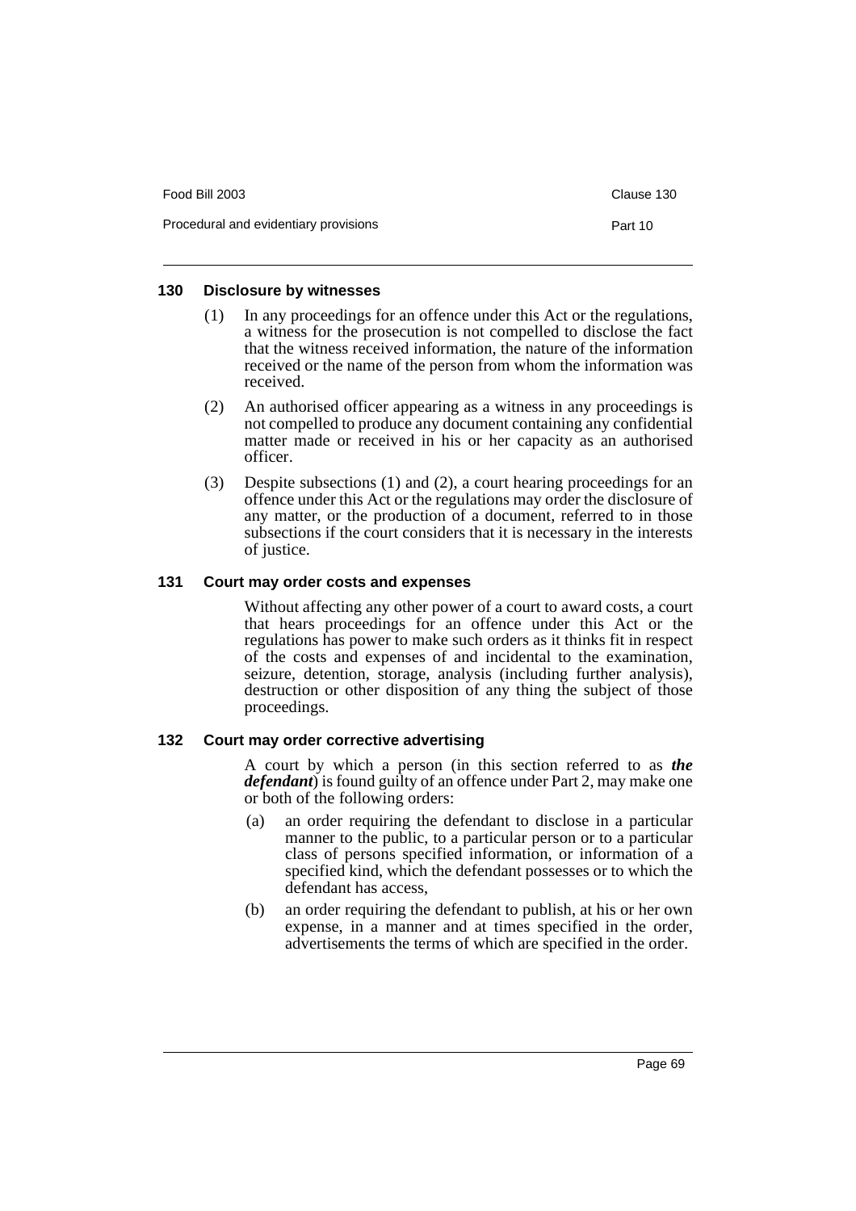### 130 Disclosure by witnesses

(1) In any proceedings for an offence under this Act or the regulations, a witness for the prosecution is not compelled to disclose the fact that the witness received information, the nature of the information received or the name of the person from whom the information was received.

(2) An authorised officer appearing as a witness in any proceedings is not compelled to produce any document containing any confidential matter made or received in his or her capacity as an authorised officer.

(3) Despite subsections (1) and (2), a court hearing proceedings for an offence under this Act or the regulations may order the disclosure of any matter, or the production of a document, referred to in those subsections if the court considers that it is necessary in the interests of justice.

### 131 Court may order costs and expenses

Without affecting any other power of a court to award costs, a court that hears proceedings for an offence under this Act or the regulations has power to make such orders as it thinks fit in respect of the costs and expenses of and incidental to the examination, seizure, detention, storage, analysis (including further analysis), destruction or other disposition of any thing the subject of those proceedings.

### 132 Court may order corrective advertising

A court by which a person (in this section referred to as ***the defendant***) is found guilty of an offence under Part 2, may make one or both of the following orders:

(a) an order requiring the defendant to disclose in a particular manner to the public, to a particular person or to a particular class of persons specified information, or information of a specified kind, which the defendant possesses or to which the defendant has access,

(b) an order requiring the defendant to publish, at his or her own expense, in a manner and at times specified in the order, advertisements the terms of which are specified in the order.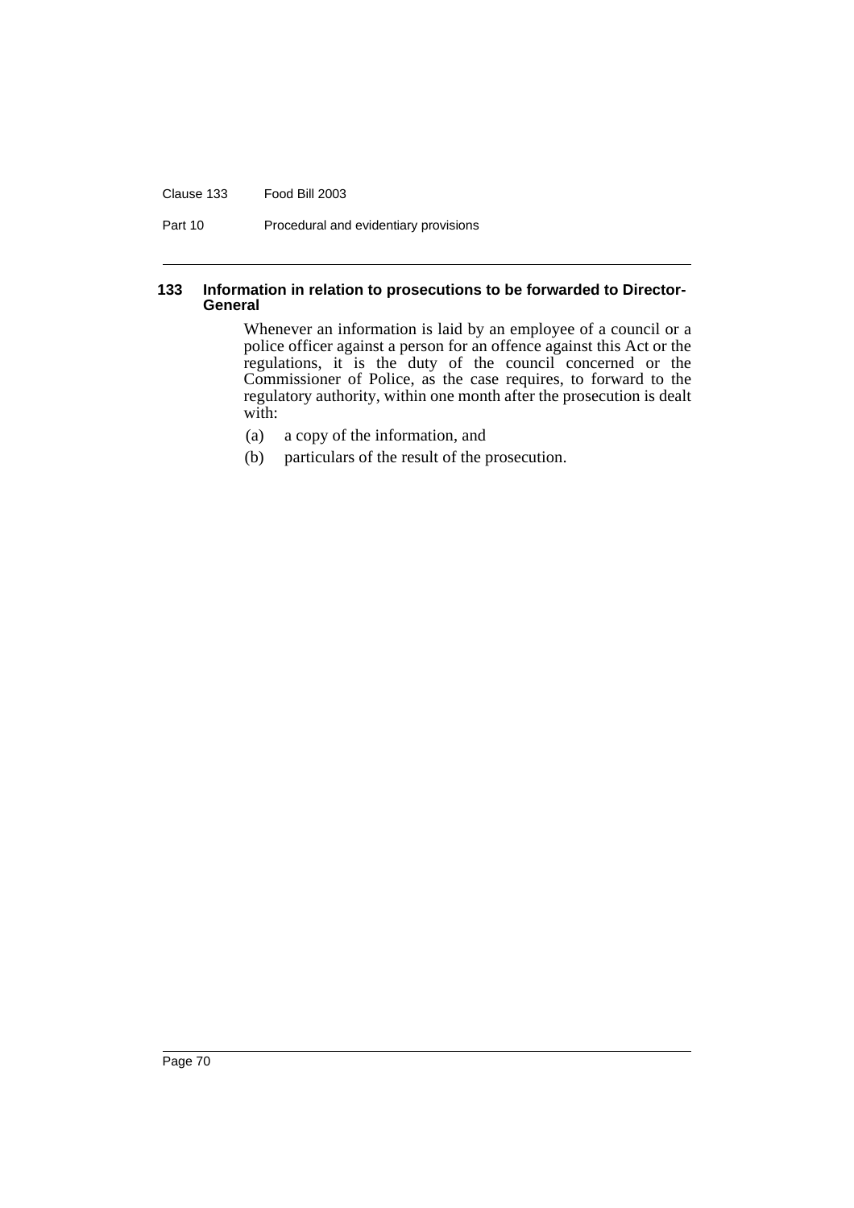### 133 Information in relation to prosecutions to be forwarded to Director-General

Whenever an information is laid by an employee of a council or a police officer against a person for an offence against this Act or the regulations, it is the duty of the council concerned or the Commissioner of Police, as the case requires, to forward to the regulatory authority, within one month after the prosecution is dealt with:

(a) a copy of the information, and

(b) particulars of the result of the prosecution.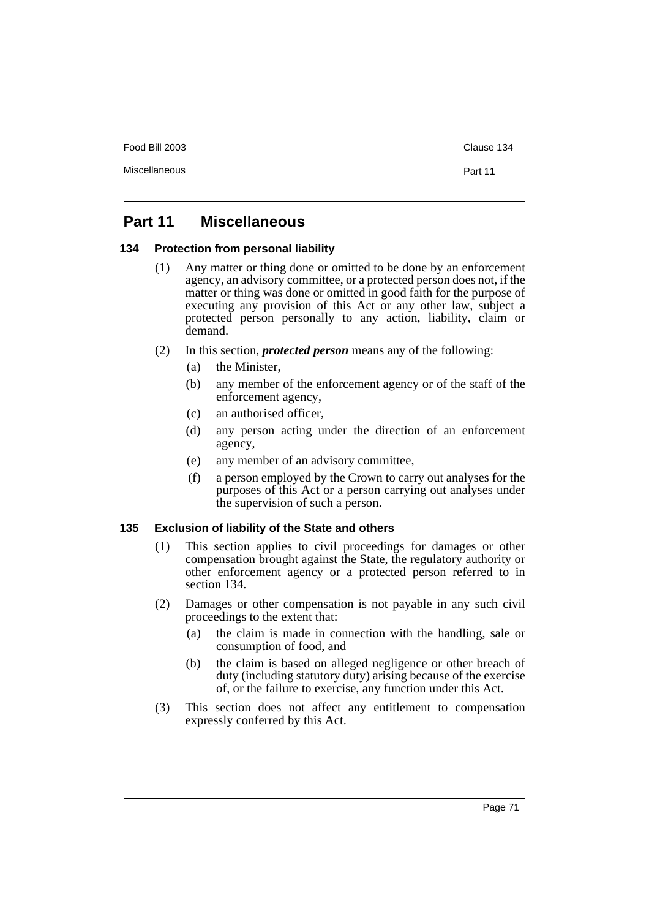# Part 11 Miscellaneous

### 134 Protection from personal liability

(1) Any matter or thing done or omitted to be done by an enforcement agency, an advisory committee, or a protected person does not, if the matter or thing was done or omitted in good faith for the purpose of executing any provision of this Act or any other law, subject a protected person personally to any action, liability, claim or demand.

(2) In this section, ***protected person*** means any of the following:

- (a) the Minister,
- (b) any member of the enforcement agency or of the staff of the enforcement agency,
- (c) an authorised officer,
- (d) any person acting under the direction of an enforcement agency,
- (e) any member of an advisory committee,
- (f) a person employed by the Crown to carry out analyses for the purposes of this Act or a person carrying out analyses under the supervision of such a person.

### 135 Exclusion of liability of the State and others

(1) This section applies to civil proceedings for damages or other compensation brought against the State, the regulatory authority or other enforcement agency or a protected person referred to in section 134.

(2) Damages or other compensation is not payable in any such civil proceedings to the extent that:

- (a) the claim is made in connection with the handling, sale or consumption of food, and
- (b) the claim is based on alleged negligence or other breach of duty (including statutory duty) arising because of the exercise of, or the failure to exercise, any function under this Act.

(3) This section does not affect any entitlement to compensation expressly conferred by this Act.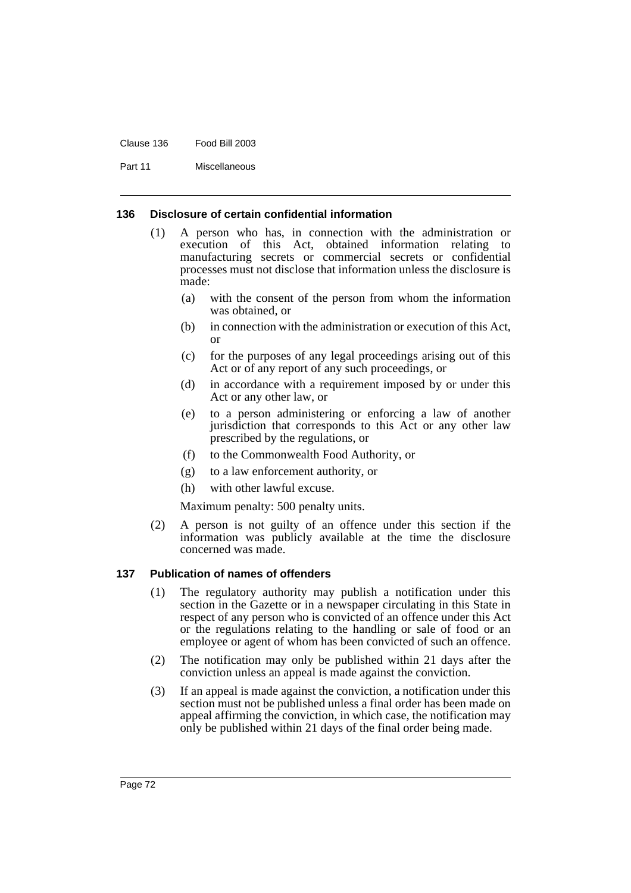### 136 Disclosure of certain confidential information

(1) A person who has, in connection with the administration or execution of this Act, obtained information relating to manufacturing secrets or commercial secrets or confidential processes must not disclose that information unless the disclosure is made:

- (a) with the consent of the person from whom the information was obtained, or
- (b) in connection with the administration or execution of this Act, or
- (c) for the purposes of any legal proceedings arising out of this Act or of any report of any such proceedings, or
- (d) in accordance with a requirement imposed by or under this Act or any other law, or
- (e) to a person administering or enforcing a law of another jurisdiction that corresponds to this Act or any other law prescribed by the regulations, or
- (f) to the Commonwealth Food Authority, or
- (g) to a law enforcement authority, or
- (h) with other lawful excuse.

Maximum penalty: 500 penalty units.

(2) A person is not guilty of an offence under this section if the information was publicly available at the time the disclosure concerned was made.

### 137 Publication of names of offenders

(1) The regulatory authority may publish a notification under this section in the Gazette or in a newspaper circulating in this State in respect of any person who is convicted of an offence under this Act or the regulations relating to the handling or sale of food or an employee or agent of whom has been convicted of such an offence.

(2) The notification may only be published within 21 days after the conviction unless an appeal is made against the conviction.

(3) If an appeal is made against the conviction, a notification under this section must not be published unless a final order has been made on appeal affirming the conviction, in which case, the notification may only be published within 21 days of the final order being made.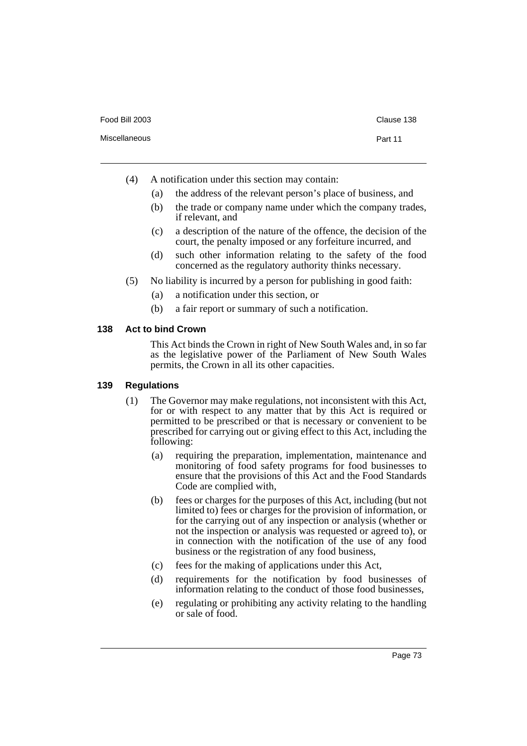(4) A notification under this section may contain:

- (a) the address of the relevant person's place of business, and
- (b) the trade or company name under which the company trades, if relevant, and
- (c) a description of the nature of the offence, the decision of the court, the penalty imposed or any forfeiture incurred, and
- (d) such other information relating to the safety of the food concerned as the regulatory authority thinks necessary.

(5) No liability is incurred by a person for publishing in good faith:

- (a) a notification under this section, or
- (b) a fair report or summary of such a notification.

### 138 Act to bind Crown

This Act binds the Crown in right of New South Wales and, in so far as the legislative power of the Parliament of New South Wales permits, the Crown in all its other capacities.

### 139 Regulations

(1) The Governor may make regulations, not inconsistent with this Act, for or with respect to any matter that by this Act is required or permitted to be prescribed or that is necessary or convenient to be prescribed for carrying out or giving effect to this Act, including the following:

- (a) requiring the preparation, implementation, maintenance and monitoring of food safety programs for food businesses to ensure that the provisions of this Act and the Food Standards Code are complied with,
- (b) fees or charges for the purposes of this Act, including (but not limited to) fees or charges for the provision of information, or for the carrying out of any inspection or analysis (whether or not the inspection or analysis was requested or agreed to), or in connection with the notification of the use of any food business or the registration of any food business,
- (c) fees for the making of applications under this Act,
- (d) requirements for the notification by food businesses of information relating to the conduct of those food businesses,
- (e) regulating or prohibiting any activity relating to the handling or sale of food.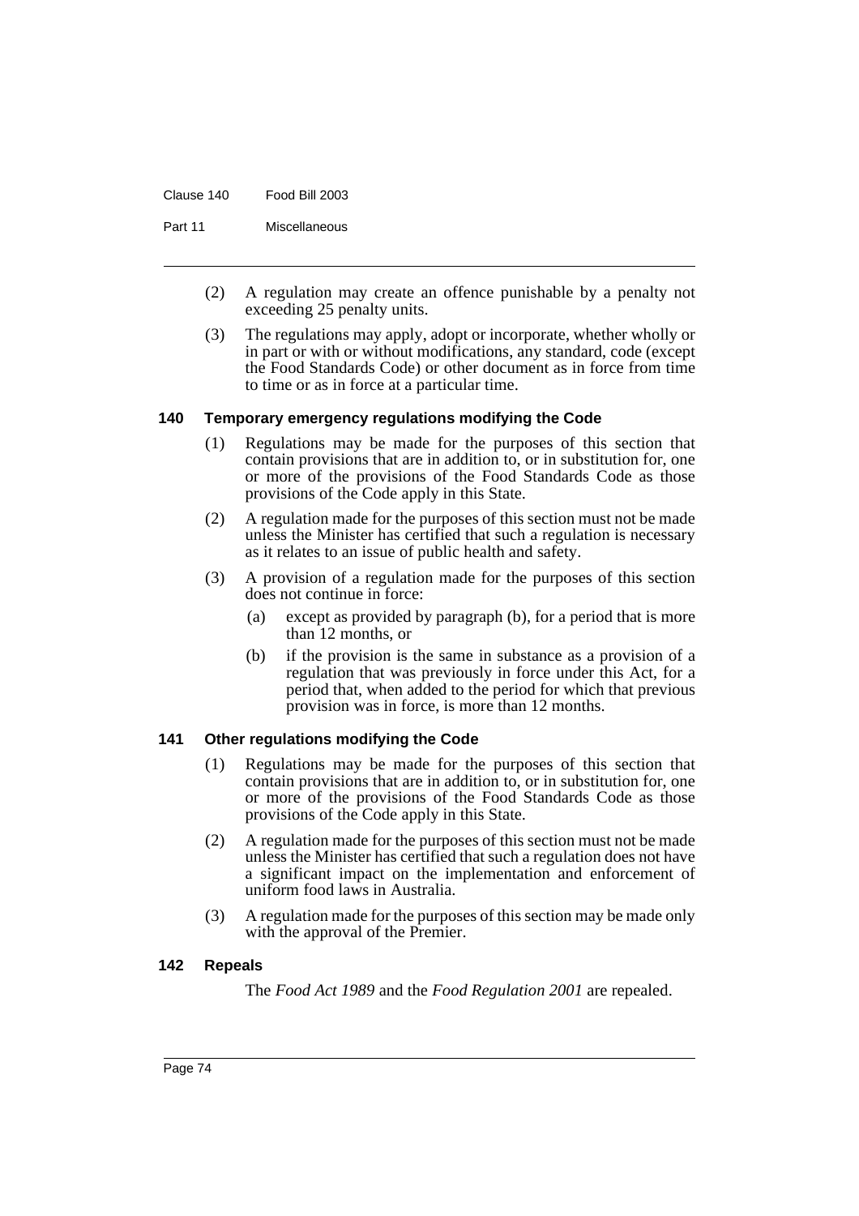(2) A regulation may create an offence punishable by a penalty not exceeding 25 penalty units.

(3) The regulations may apply, adopt or incorporate, whether wholly or in part or with or without modifications, any standard, code (except the Food Standards Code) or other document as in force from time to time or as in force at a particular time.

### 140 Temporary emergency regulations modifying the Code

(1) Regulations may be made for the purposes of this section that contain provisions that are in addition to, or in substitution for, one or more of the provisions of the Food Standards Code as those provisions of the Code apply in this State.

(2) A regulation made for the purposes of this section must not be made unless the Minister has certified that such a regulation is necessary as it relates to an issue of public health and safety.

(3) A provision of a regulation made for the purposes of this section does not continue in force:

- (a) except as provided by paragraph (b), for a period that is more than 12 months, or
- (b) if the provision is the same in substance as a provision of a regulation that was previously in force under this Act, for a period that, when added to the period for which that previous provision was in force, is more than 12 months.

### 141 Other regulations modifying the Code

(1) Regulations may be made for the purposes of this section that contain provisions that are in addition to, or in substitution for, one or more of the provisions of the Food Standards Code as those provisions of the Code apply in this State.

(2) A regulation made for the purposes of this section must not be made unless the Minister has certified that such a regulation does not have a significant impact on the implementation and enforcement of uniform food laws in Australia.

(3) A regulation made for the purposes of this section may be made only with the approval of the Premier.

### 142 Repeals

The *Food Act 1989* and the *Food Regulation 2001* are repealed.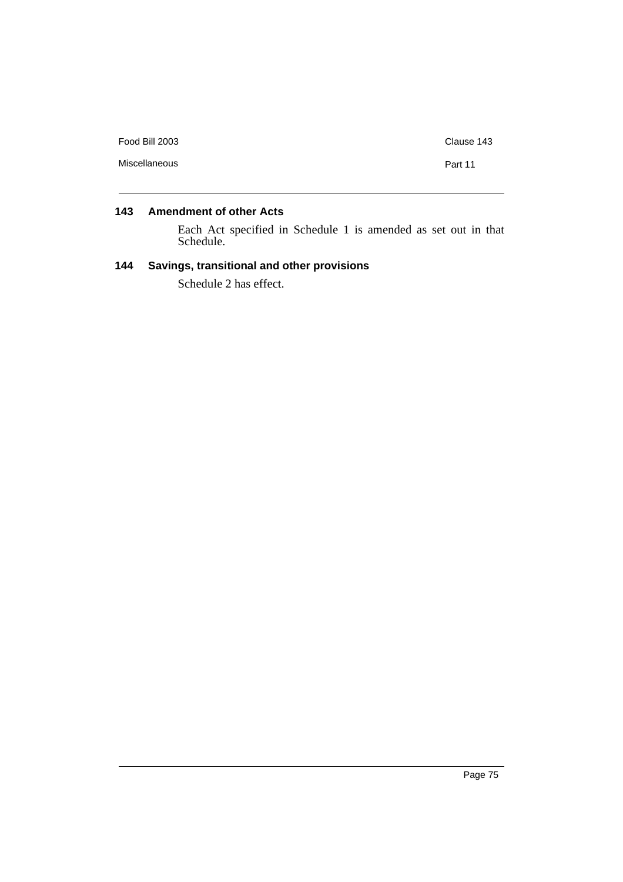### 143 Amendment of other Acts

Each Act specified in Schedule 1 is amended as set out in that Schedule.

### 144 Savings, transitional and other provisions

Schedule 2 has effect.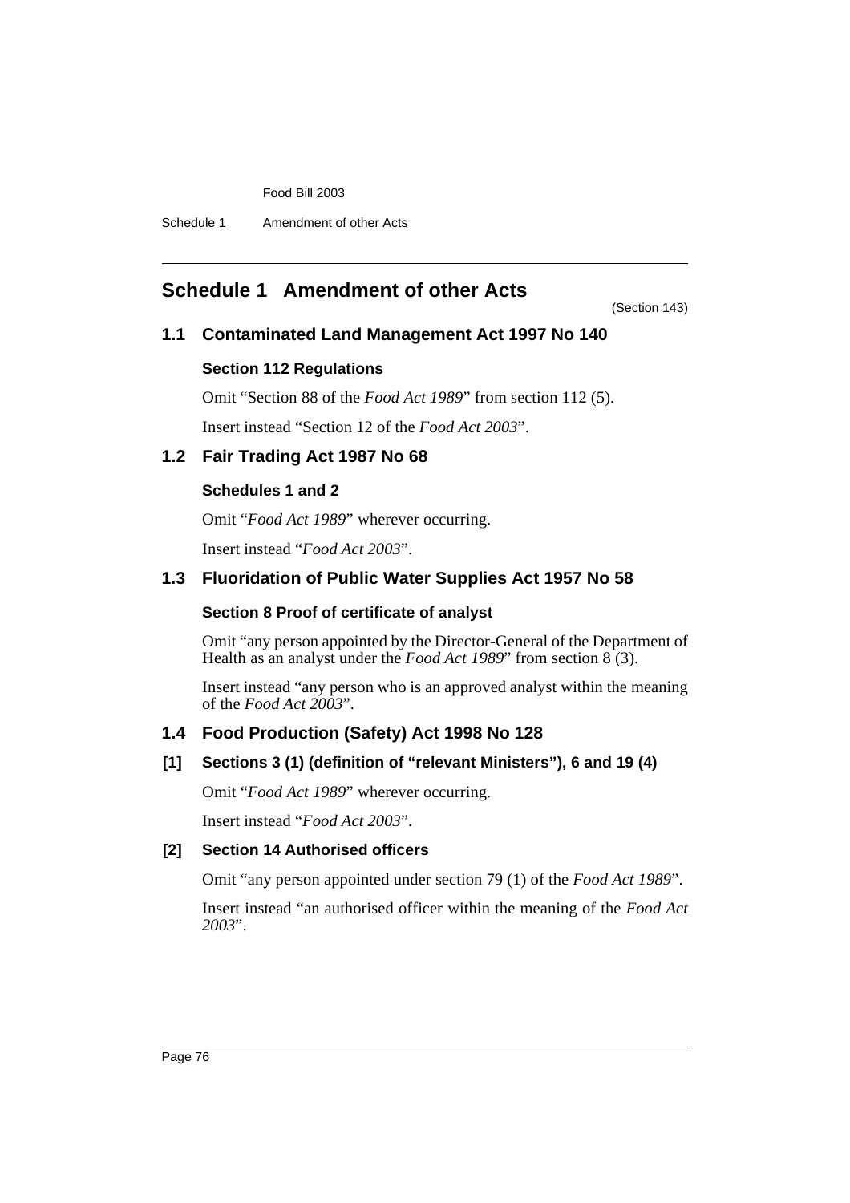# Schedule 1 Amendment of other Acts

(Section 143)

## 1.1 Contaminated Land Management Act 1997 No 140

### Section 112 Regulations

Omit "Section 88 of the *Food Act 1989*" from section 112 (5).

Insert instead "Section 12 of the *Food Act 2003*".

## 1.2 Fair Trading Act 1987 No 68

### Schedules 1 and 2

Omit "*Food Act 1989*" wherever occurring.

Insert instead "*Food Act 2003*".

## 1.3 Fluoridation of Public Water Supplies Act 1957 No 58

### Section 8 Proof of certificate of analyst

Omit "any person appointed by the Director-General of the Department of Health as an analyst under the *Food Act 1989*" from section 8 (3).

Insert instead "any person who is an approved analyst within the meaning of the *Food Act 2003*".

## 1.4 Food Production (Safety) Act 1998 No 128

### [1] Sections 3 (1) (definition of "relevant Ministers"), 6 and 19 (4)

Omit "*Food Act 1989*" wherever occurring.

Insert instead "*Food Act 2003*".

### [2] Section 14 Authorised officers

Omit "any person appointed under section 79 (1) of the *Food Act 1989*".

Insert instead "an authorised officer within the meaning of the *Food Act 2003*".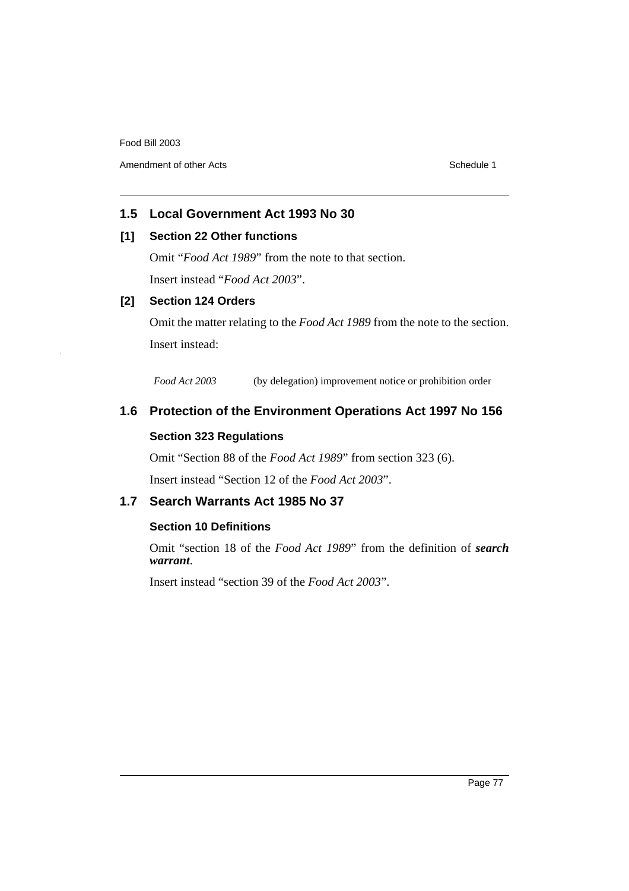## 1.5 Local Government Act 1993 No 30

### [1] Section 22 Other functions

Omit "*Food Act 1989*" from the note to that section.

Insert instead "*Food Act 2003*".

### [2] Section 124 Orders

Omit the matter relating to the *Food Act 1989* from the note to the section.

Insert instead:

| | |
|---|---|
| *Food Act 2003* | (by delegation) improvement notice or prohibition order |

## 1.6 Protection of the Environment Operations Act 1997 No 156

### Section 323 Regulations

Omit "Section 88 of the *Food Act 1989*" from section 323 (6).

Insert instead "Section 12 of the *Food Act 2003*".

## 1.7 Search Warrants Act 1985 No 37

### Section 10 Definitions

Omit "section 18 of the *Food Act 1989*" from the definition of ***search warrant***.

Insert instead "section 39 of the *Food Act 2003*".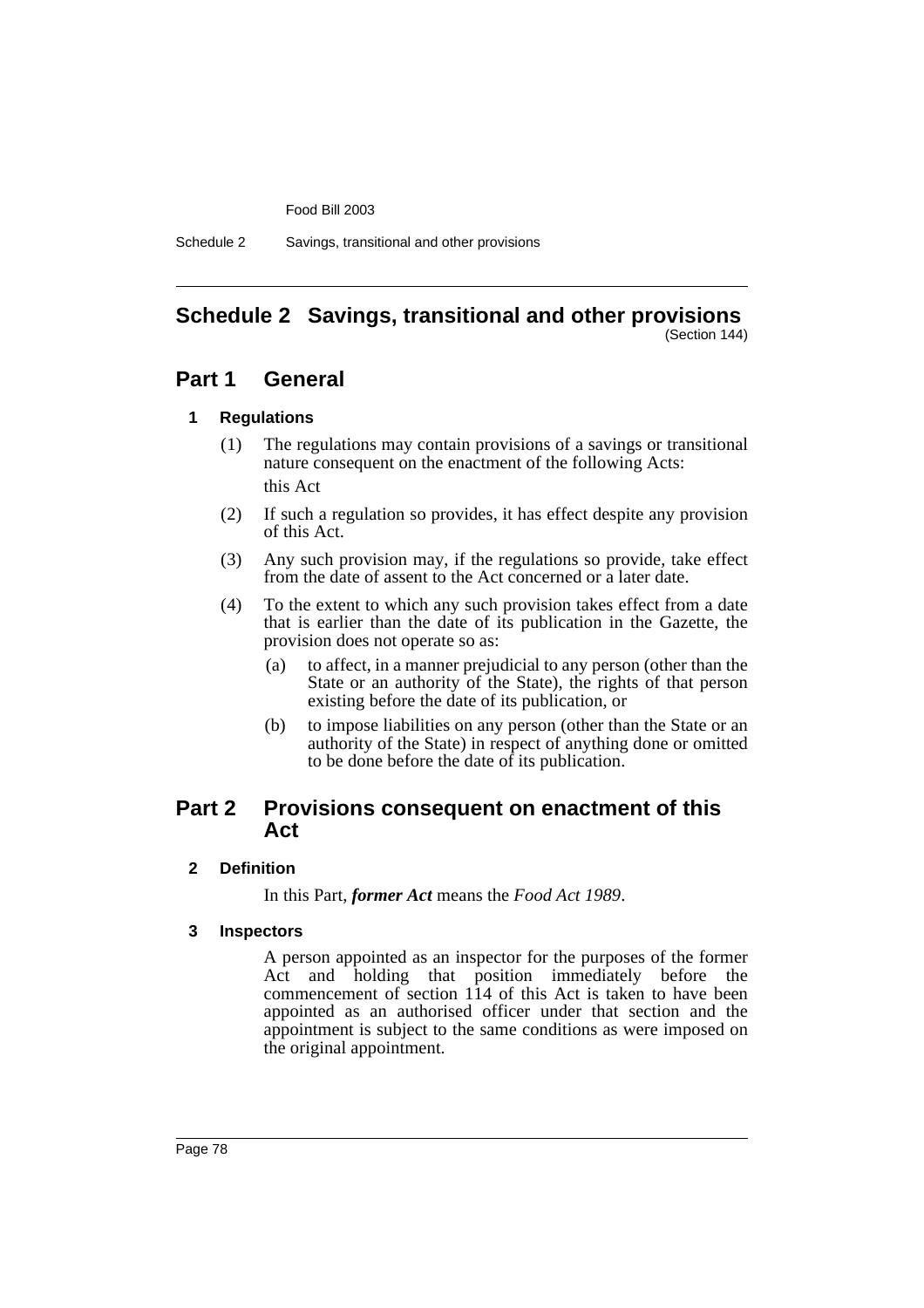# Schedule 2 Savings, transitional and other provisions

(Section 144)

## Part 1 General

### 1 Regulations

(1) The regulations may contain provisions of a savings or transitional nature consequent on the enactment of the following Acts:

this Act

(2) If such a regulation so provides, it has effect despite any provision of this Act.

(3) Any such provision may, if the regulations so provide, take effect from the date of assent to the Act concerned or a later date.

(4) To the extent to which any such provision takes effect from a date that is earlier than the date of its publication in the Gazette, the provision does not operate so as:

(a) to affect, in a manner prejudicial to any person (other than the State or an authority of the State), the rights of that person existing before the date of its publication, or

(b) to impose liabilities on any person (other than the State or an authority of the State) in respect of anything done or omitted to be done before the date of its publication.

## Part 2 Provisions consequent on enactment of this Act

### 2 Definition

In this Part, ***former Act*** means the *Food Act 1989*.

### 3 Inspectors

A person appointed as an inspector for the purposes of the former Act and holding that position immediately before the commencement of section 114 of this Act is taken to have been appointed as an authorised officer under that section and the appointment is subject to the same conditions as were imposed on the original appointment.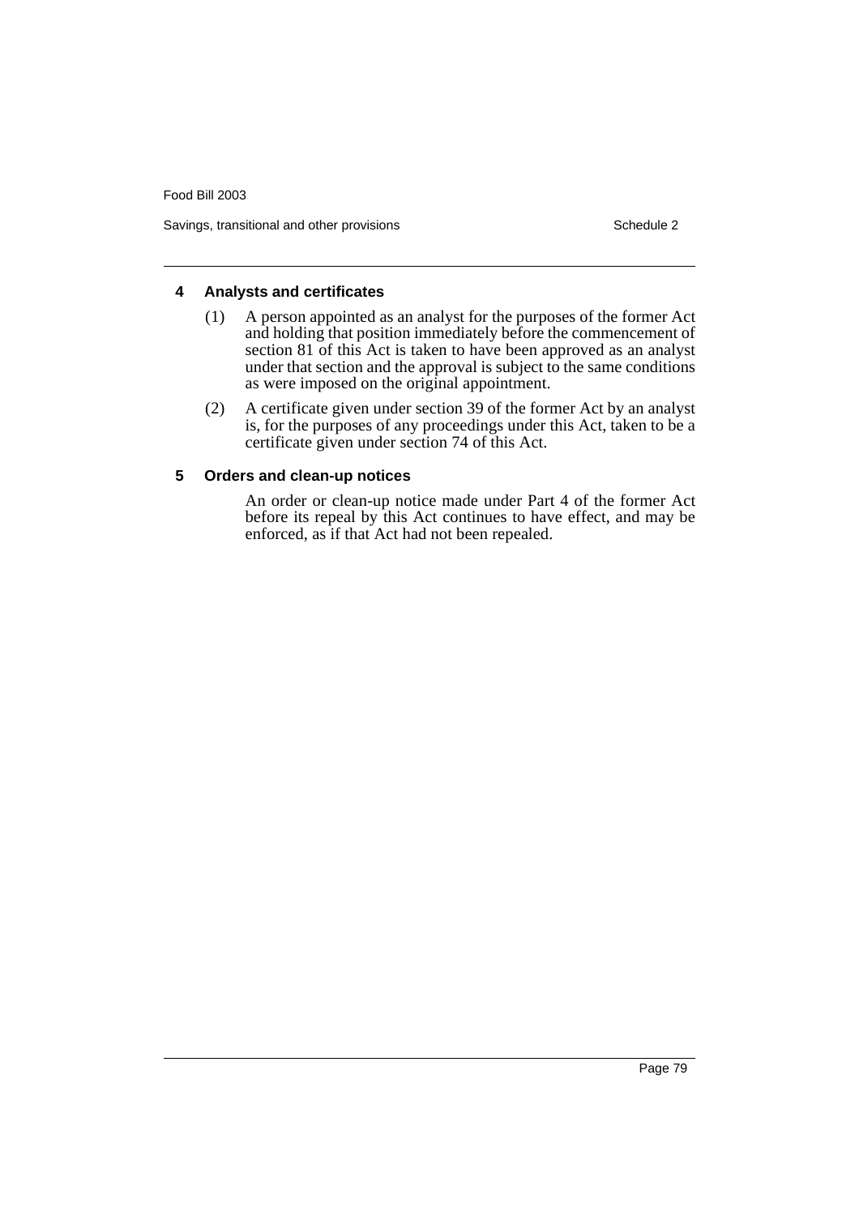### 4 Analysts and certificates

(1) A person appointed as an analyst for the purposes of the former Act and holding that position immediately before the commencement of section 81 of this Act is taken to have been approved as an analyst under that section and the approval is subject to the same conditions as were imposed on the original appointment.

(2) A certificate given under section 39 of the former Act by an analyst is, for the purposes of any proceedings under this Act, taken to be a certificate given under section 74 of this Act.

### 5 Orders and clean-up notices

An order or clean-up notice made under Part 4 of the former Act before its repeal by this Act continues to have effect, and may be enforced, as if that Act had not been repealed.